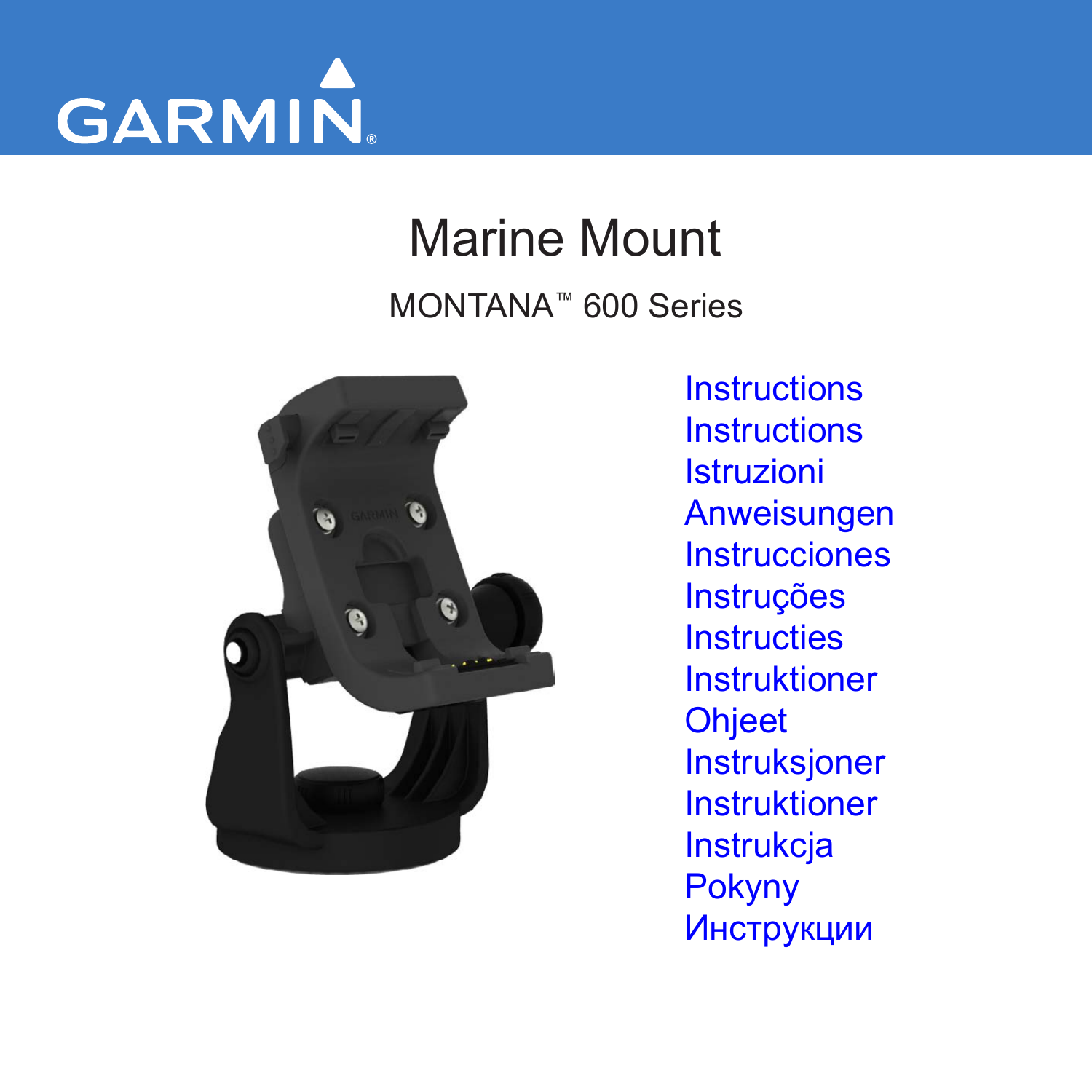GARMIN®

# Marine Mount

MONTANA™ 600 Series

Instructions
Instructions
Istruzioni
Anweisungen
Instrucciones
Instruções
Instructies
Instruktioner
Ohjeet
Instruksjoner
Instruktioner
Instrukcja
Pokyny
Инструкции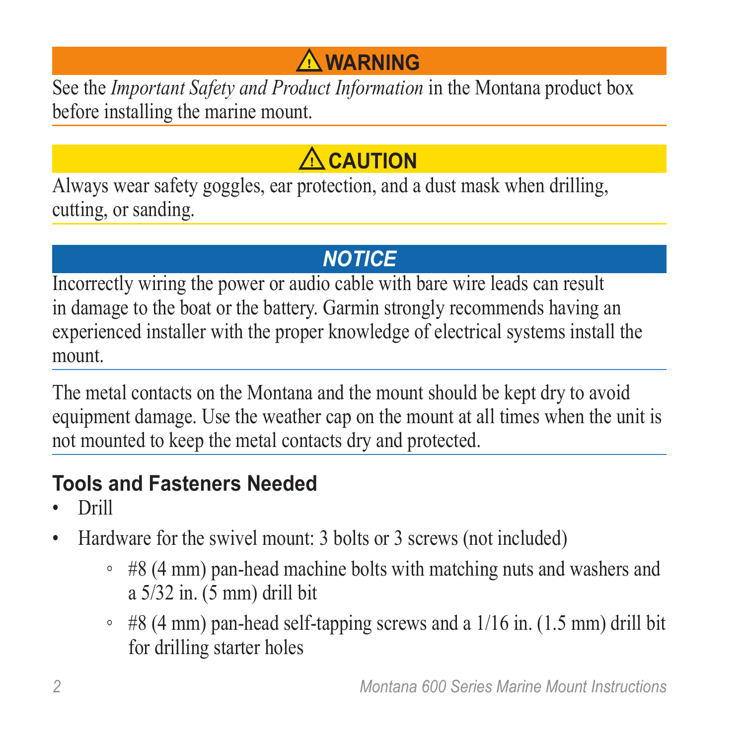**⚠ WARNING**

See the *Important Safety and Product Information* in the Montana product box before installing the marine mount.

**⚠ CAUTION**

Always wear safety goggles, ear protection, and a dust mask when drilling, cutting, or sanding.

***NOTICE***

Incorrectly wiring the power or audio cable with bare wire leads can result in damage to the boat or the battery. Garmin strongly recommends having an experienced installer with the proper knowledge of electrical systems install the mount.

The metal contacts on the Montana and the mount should be kept dry to avoid equipment damage. Use the weather cap on the mount at all times when the unit is not mounted to keep the metal contacts dry and protected.

## Tools and Fasteners Needed

- Drill
- Hardware for the swivel mount: 3 bolts or 3 screws (not included)
    - #8 (4 mm) pan-head machine bolts with matching nuts and washers and a 5/32 in. (5 mm) drill bit
    - #8 (4 mm) pan-head self-tapping screws and a 1/16 in. (1.5 mm) drill bit for drilling starter holes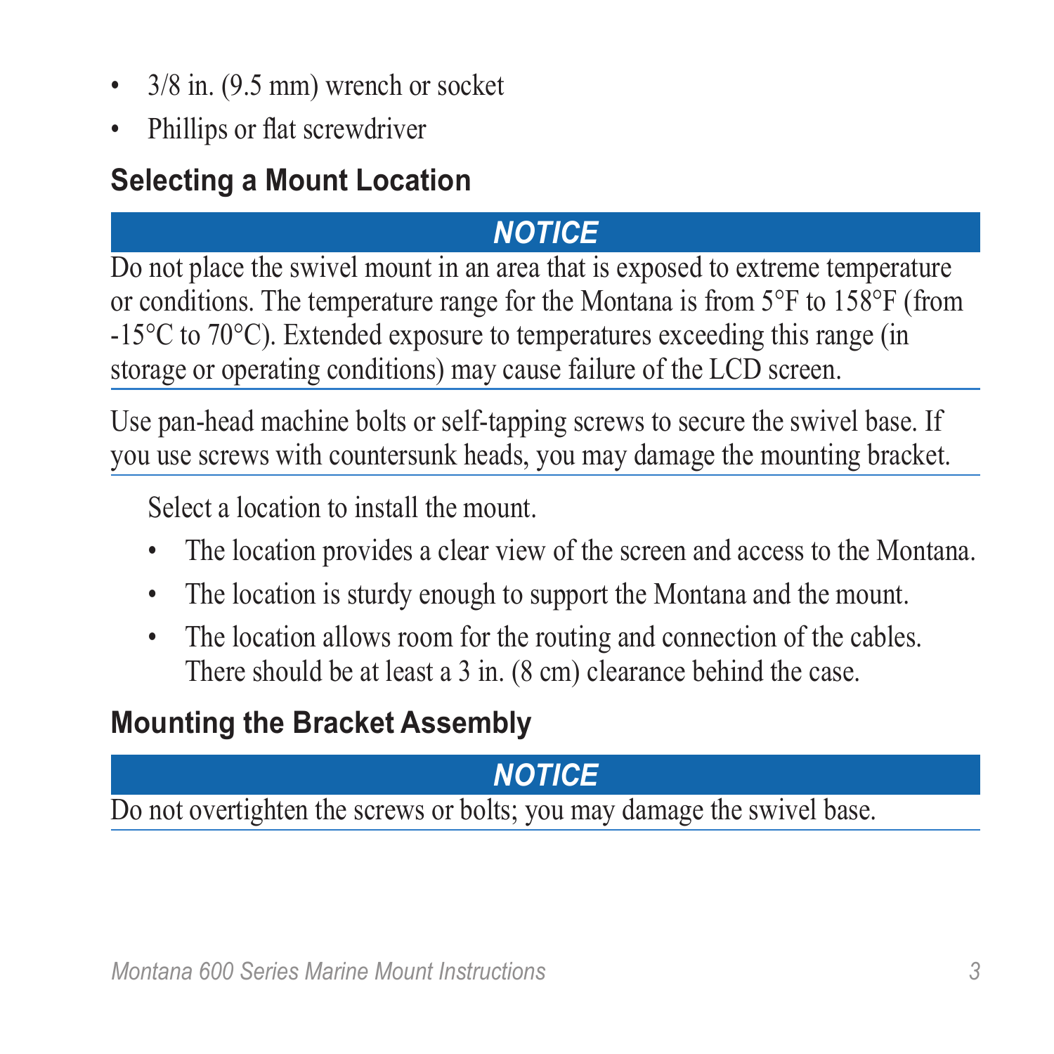- 3/8 in. (9.5 mm) wrench or socket
- Phillips or flat screwdriver

## Selecting a Mount Location

***NOTICE***

Do not place the swivel mount in an area that is exposed to extreme temperature or conditions. The temperature range for the Montana is from 5°F to 158°F (from -15°C to 70°C). Extended exposure to temperatures exceeding this range (in storage or operating conditions) may cause failure of the LCD screen.

Use pan-head machine bolts or self-tapping screws to secure the swivel base. If you use screws with countersunk heads, you may damage the mounting bracket.

Select a location to install the mount.

- The location provides a clear view of the screen and access to the Montana.
- The location is sturdy enough to support the Montana and the mount.
- The location allows room for the routing and connection of the cables. There should be at least a 3 in. (8 cm) clearance behind the case.

## Mounting the Bracket Assembly

***NOTICE***

Do not overtighten the screws or bolts; you may damage the swivel base.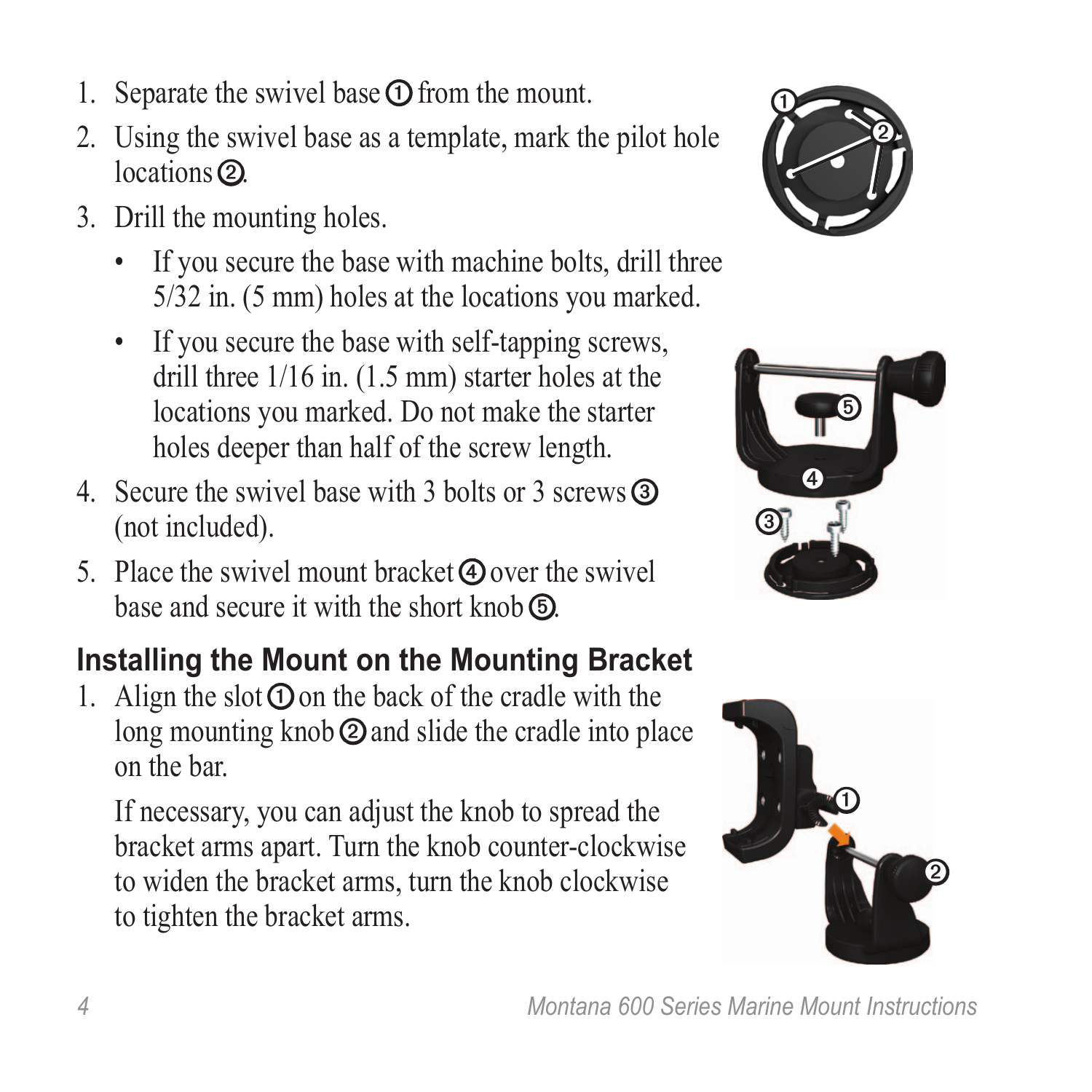1. Separate the swivel base ① from the mount.
2. Using the swivel base as a template, mark the pilot hole locations ②.
3. Drill the mounting holes.
   - If you secure the base with machine bolts, drill three 5/32 in. (5 mm) holes at the locations you marked.
   - If you secure the base with self-tapping screws, drill three 1/16 in. (1.5 mm) starter holes at the locations you marked. Do not make the starter holes deeper than half of the screw length.
4. Secure the swivel base with 3 bolts or 3 screws ③ (not included).
5. Place the swivel mount bracket ④ over the swivel base and secure it with the short knob ⑤.

## Installing the Mount on the Mounting Bracket

1. Align the slot ① on the back of the cradle with the long mounting knob ② and slide the cradle into place on the bar.

   If necessary, you can adjust the knob to spread the bracket arms apart. Turn the knob counter-clockwise to widen the bracket arms, turn the knob clockwise to tighten the bracket arms.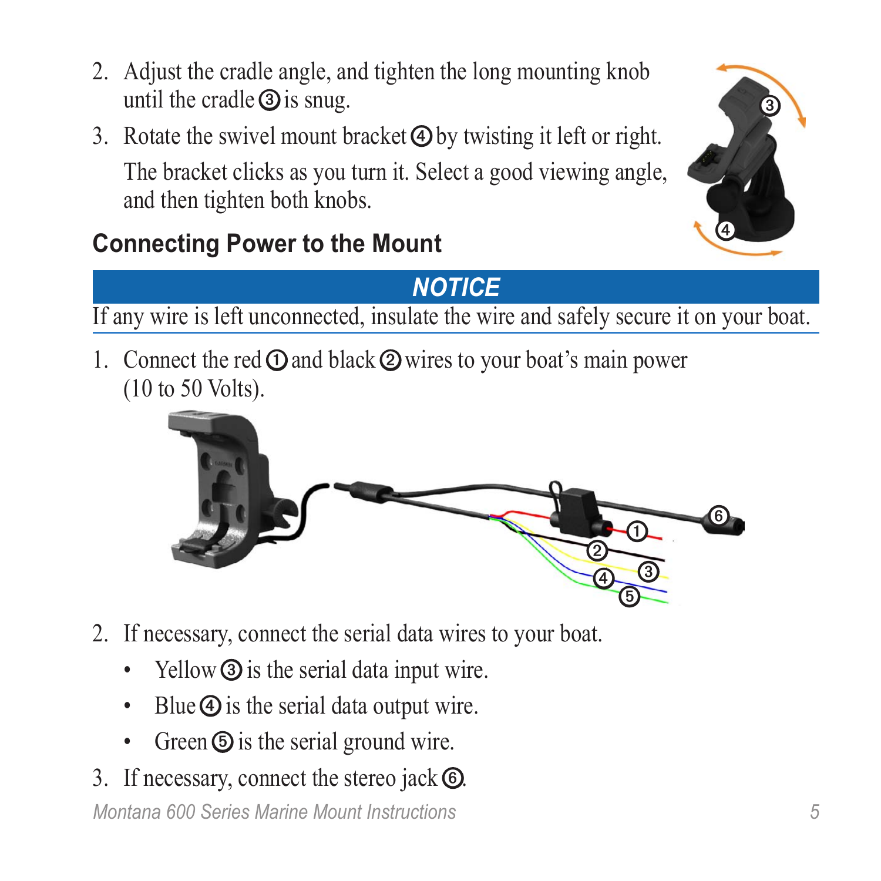2. Adjust the cradle angle, and tighten the long mounting knob until the cradle ③ is snug.
3. Rotate the swivel mount bracket ④ by twisting it left or right.

   The bracket clicks as you turn it. Select a good viewing angle, and then tighten both knobs.

## Connecting Power to the Mount

**_NOTICE_**

If any wire is left unconnected, insulate the wire and safely secure it on your boat.

1. Connect the red ① and black ② wires to your boat's main power (10 to 50 Volts).
2. If necessary, connect the serial data wires to your boat.
   - Yellow ③ is the serial data input wire.
   - Blue ④ is the serial data output wire.
   - Green ⑤ is the serial ground wire.
3. If necessary, connect the stereo jack ⑥.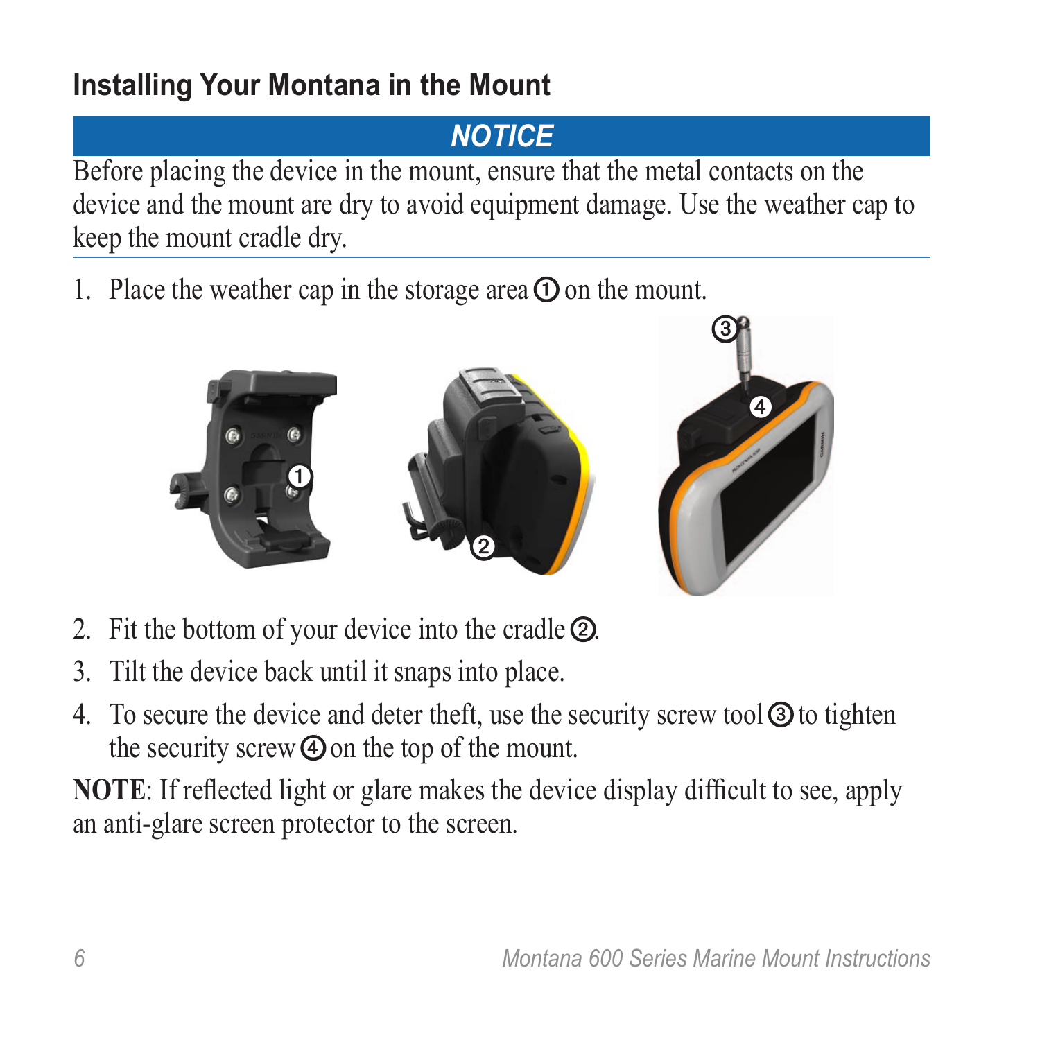## Installing Your Montana in the Mount

***NOTICE***

Before placing the device in the mount, ensure that the metal contacts on the device and the mount are dry to avoid equipment damage. Use the weather cap to keep the mount cradle dry.

1. Place the weather cap in the storage area ① on the mount.
2. Fit the bottom of your device into the cradle ②.
3. Tilt the device back until it snaps into place.
4. To secure the device and deter theft, use the security screw tool ③ to tighten the security screw ④ on the top of the mount.

**NOTE**: If reflected light or glare makes the device display difficult to see, apply an anti-glare screen protector to the screen.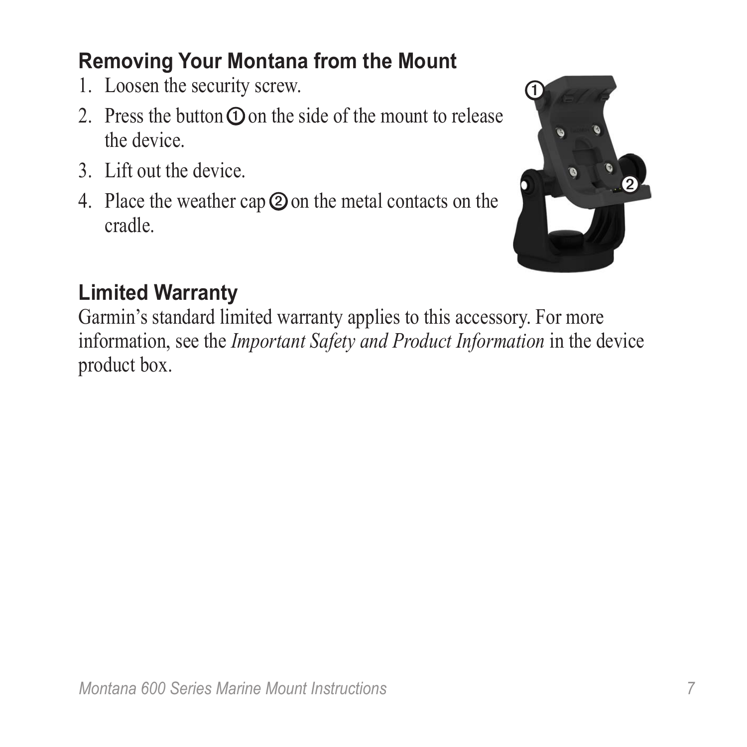## Removing Your Montana from the Mount

1. Loosen the security screw.
2. Press the button ① on the side of the mount to release the device.
3. Lift out the device.
4. Place the weather cap ② on the metal contacts on the cradle.

## Limited Warranty

Garmin's standard limited warranty applies to this accessory. For more information, see the *Important Safety and Product Information* in the device product box.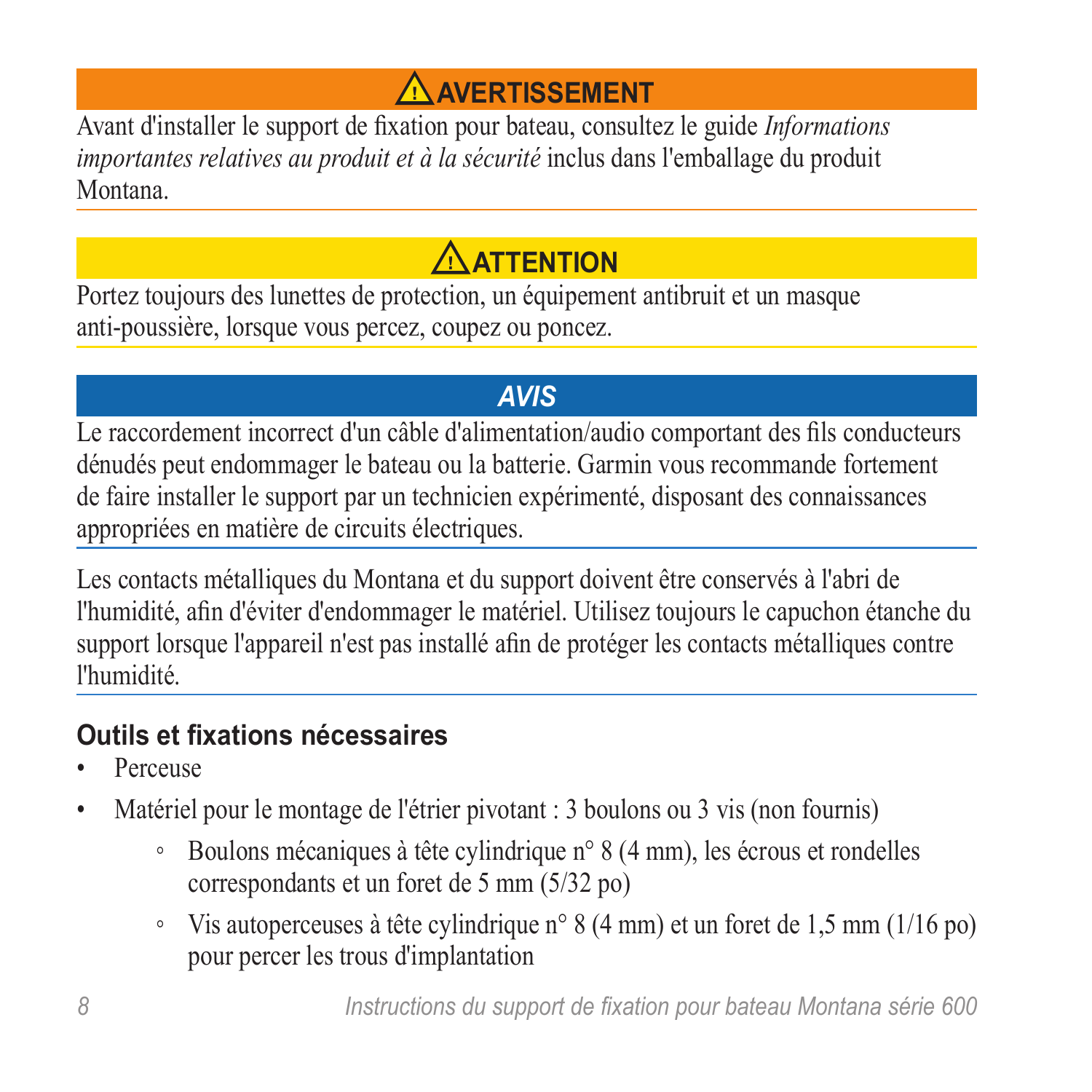**⚠ AVERTISSEMENT**

Avant d'installer le support de fixation pour bateau, consultez le guide *Informations importantes relatives au produit et à la sécurité* inclus dans l'emballage du produit Montana.

**⚠ ATTENTION**

Portez toujours des lunettes de protection, un équipement antibruit et un masque anti-poussière, lorsque vous percez, coupez ou poncez.

***AVIS***

Le raccordement incorrect d'un câble d'alimentation/audio comportant des fils conducteurs dénudés peut endommager le bateau ou la batterie. Garmin vous recommande fortement de faire installer le support par un technicien expérimenté, disposant des connaissances appropriées en matière de circuits électriques.

Les contacts métalliques du Montana et du support doivent être conservés à l'abri de l'humidité, afin d'éviter d'endommager le matériel. Utilisez toujours le capuchon étanche du support lorsque l'appareil n'est pas installé afin de protéger les contacts métalliques contre l'humidité.

## Outils et fixations nécessaires

- Perceuse
- Matériel pour le montage de l'étrier pivotant : 3 boulons ou 3 vis (non fournis)
    - Boulons mécaniques à tête cylindrique n° 8 (4 mm), les écrous et rondelles correspondants et un foret de 5 mm (5/32 po)
    - Vis autoperceuses à tête cylindrique n° 8 (4 mm) et un foret de 1,5 mm (1/16 po) pour percer les trous d'implantation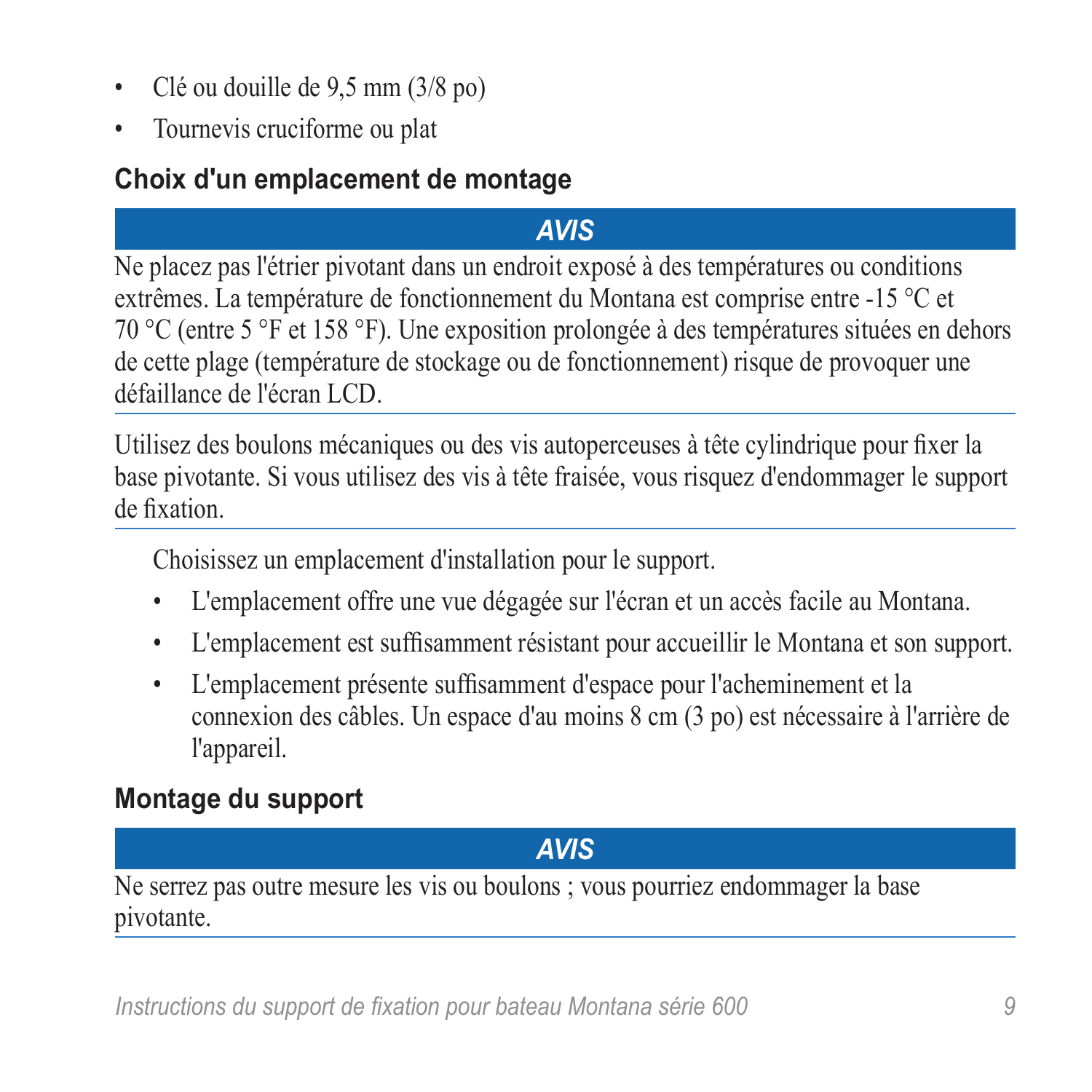- Clé ou douille de 9,5 mm (3/8 po)
- Tournevis cruciforme ou plat

### Choix d'un emplacement de montage

**AVIS**

Ne placez pas l'étrier pivotant dans un endroit exposé à des températures ou conditions extrêmes. La température de fonctionnement du Montana est comprise entre -15 °C et 70 °C (entre 5 °F et 158 °F). Une exposition prolongée à des températures situées en dehors de cette plage (température de stockage ou de fonctionnement) risque de provoquer une défaillance de l'écran LCD.

---

Utilisez des boulons mécaniques ou des vis autoperceuses à tête cylindrique pour fixer la base pivotante. Si vous utilisez des vis à tête fraisée, vous risquez d'endommager le support de fixation.

---

Choisissez un emplacement d'installation pour le support.

- L'emplacement offre une vue dégagée sur l'écran et un accès facile au Montana.
- L'emplacement est suffisamment résistant pour accueillir le Montana et son support.
- L'emplacement présente suffisamment d'espace pour l'acheminement et la connexion des câbles. Un espace d'au moins 8 cm (3 po) est nécessaire à l'arrière de l'appareil.

### Montage du support

**AVIS**

Ne serrez pas outre mesure les vis ou boulons ; vous pourriez endommager la base pivotante.

---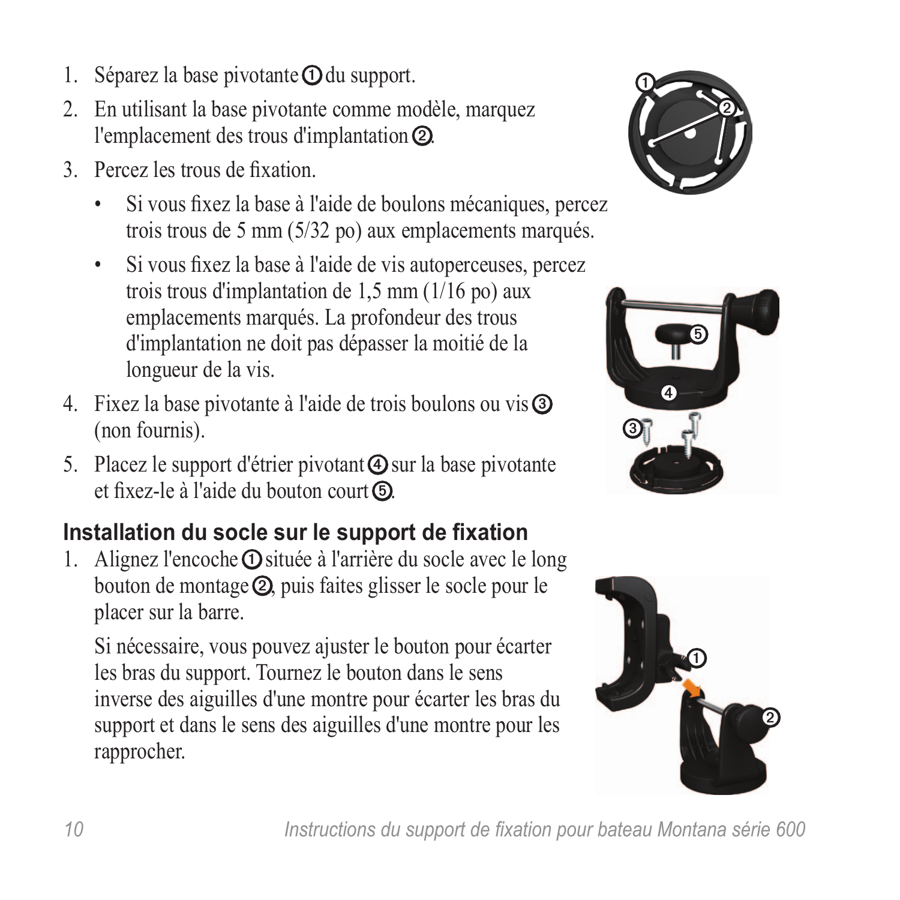1. Séparez la base pivotante ① du support.
2. En utilisant la base pivotante comme modèle, marquez l'emplacement des trous d'implantation ②.
3. Percez les trous de fixation.
    - Si vous fixez la base à l'aide de boulons mécaniques, percez trois trous de 5 mm (5/32 po) aux emplacements marqués.
    - Si vous fixez la base à l'aide de vis autoperceuses, percez trois trous d'implantation de 1,5 mm (1/16 po) aux emplacements marqués. La profondeur des trous d'implantation ne doit pas dépasser la moitié de la longueur de la vis.
4. Fixez la base pivotante à l'aide de trois boulons ou vis ③ (non fournis).
5. Placez le support d'étrier pivotant ④ sur la base pivotante et fixez-le à l'aide du bouton court ⑤.

### Installation du socle sur le support de fixation

1. Alignez l'encoche ① située à l'arrière du socle avec le long bouton de montage ②, puis faites glisser le socle pour le placer sur la barre.

   Si nécessaire, vous pouvez ajuster le bouton pour écarter les bras du support. Tournez le bouton dans le sens inverse des aiguilles d'une montre pour écarter les bras du support et dans le sens des aiguilles d'une montre pour les rapprocher.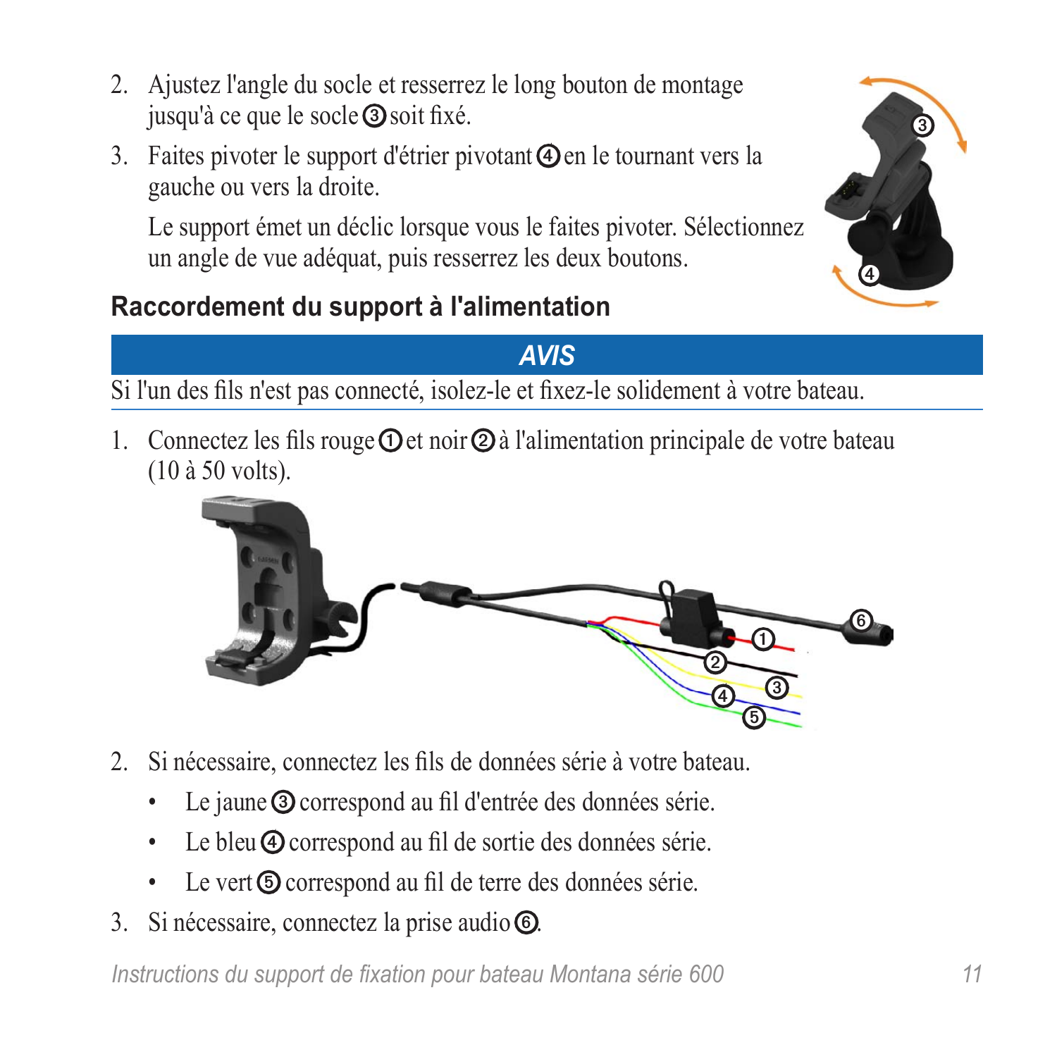2. Ajustez l'angle du socle et resserrez le long bouton de montage jusqu'à ce que le socle ③ soit fixé.
3. Faites pivoter le support d'étrier pivotant ④ en le tournant vers la gauche ou vers la droite.

   Le support émet un déclic lorsque vous le faites pivoter. Sélectionnez un angle de vue adéquat, puis resserrez les deux boutons.

### Raccordement du support à l'alimentation

***AVIS***

Si l'un des fils n'est pas connecté, isolez-le et fixez-le solidement à votre bateau.

1. Connectez les fils rouge ① et noir ② à l'alimentation principale de votre bateau (10 à 50 volts).
2. Si nécessaire, connectez les fils de données série à votre bateau.
   - Le jaune ③ correspond au fil d'entrée des données série.
   - Le bleu ④ correspond au fil de sortie des données série.
   - Le vert ⑤ correspond au fil de terre des données série.
3. Si nécessaire, connectez la prise audio ⑥.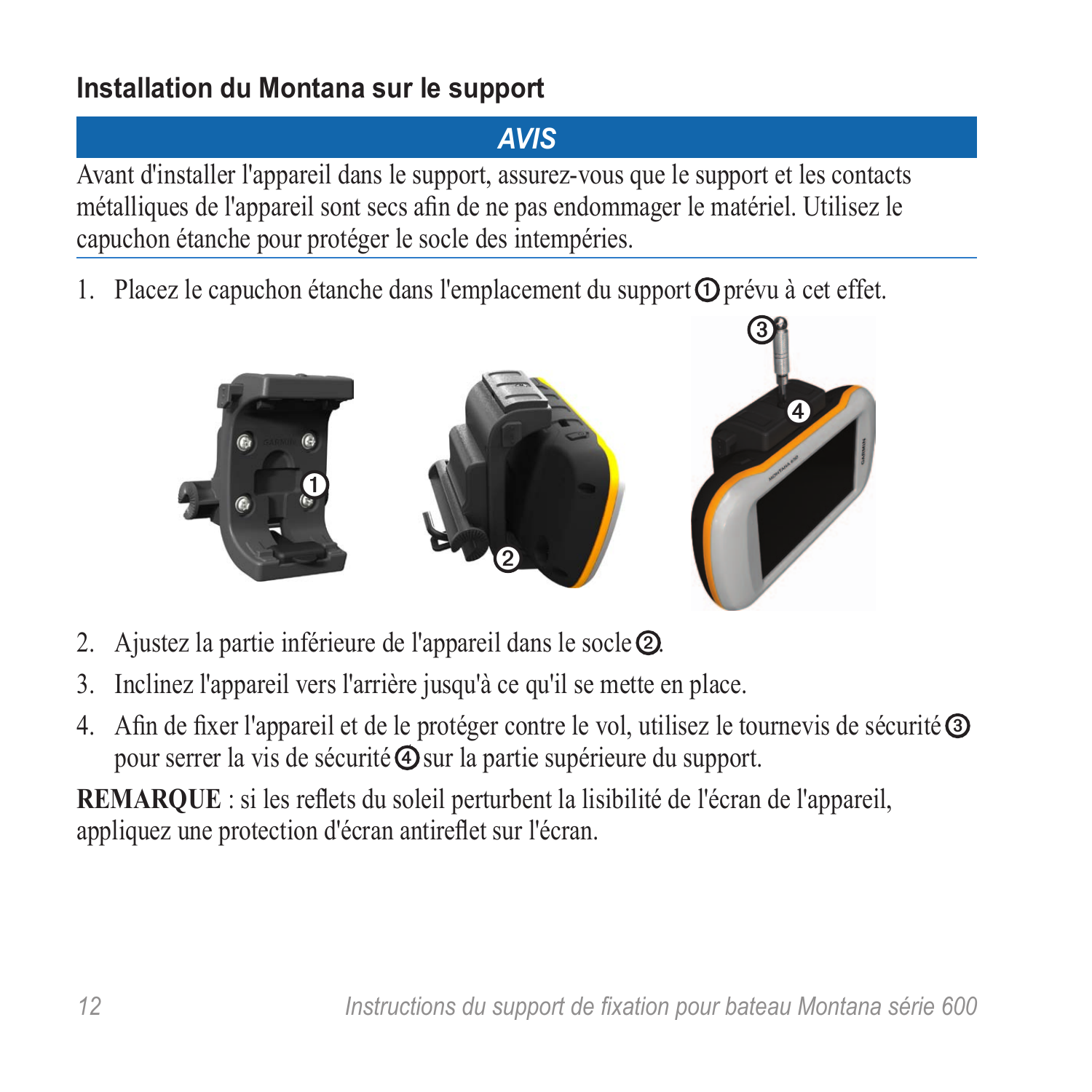### Installation du Montana sur le support

**AVIS**

Avant d'installer l'appareil dans le support, assurez-vous que le support et les contacts métalliques de l'appareil sont secs afin de ne pas endommager le matériel. Utilisez le capuchon étanche pour protéger le socle des intempéries.

1. Placez le capuchon étanche dans l'emplacement du support ① prévu à cet effet.
2. Ajustez la partie inférieure de l'appareil dans le socle ②.
3. Inclinez l'appareil vers l'arrière jusqu'à ce qu'il se mette en place.
4. Afin de fixer l'appareil et de le protéger contre le vol, utilisez le tournevis de sécurité ③ pour serrer la vis de sécurité ④ sur la partie supérieure du support.

**REMARQUE** : si les reflets du soleil perturbent la lisibilité de l'écran de l'appareil, appliquez une protection d'écran antireflet sur l'écran.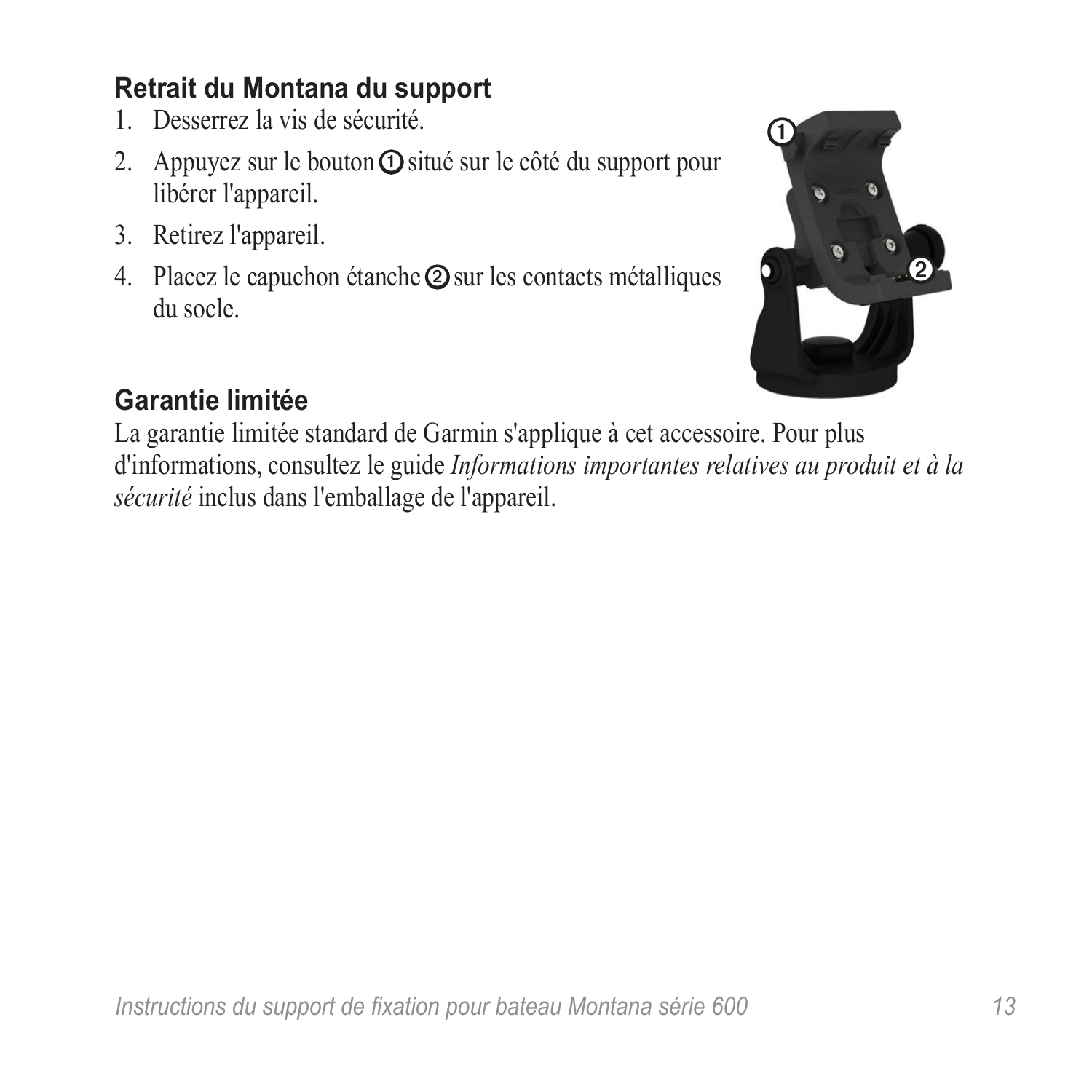## Retrait du Montana du support

1. Desserrez la vis de sécurité.
2. Appuyez sur le bouton ① situé sur le côté du support pour libérer l'appareil.
3. Retirez l'appareil.
4. Placez le capuchon étanche ② sur les contacts métalliques du socle.

## Garantie limitée

La garantie limitée standard de Garmin s'applique à cet accessoire. Pour plus d'informations, consultez le guide *Informations importantes relatives au produit et à la sécurité* inclus dans l'emballage de l'appareil.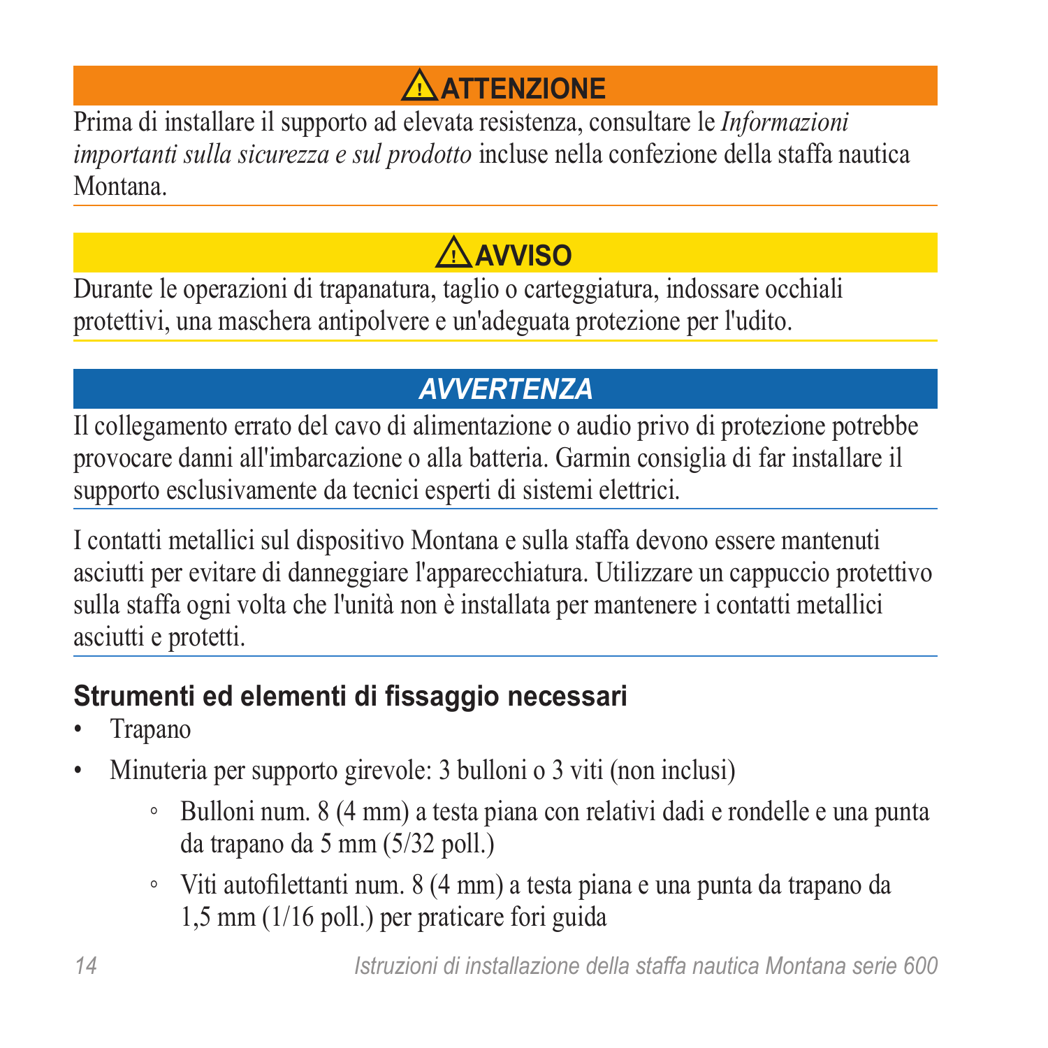**⚠ ATTENZIONE**

Prima di installare il supporto ad elevata resistenza, consultare le *Informazioni importanti sulla sicurezza e sul prodotto* incluse nella confezione della staffa nautica Montana.

**⚠ AVVISO**

Durante le operazioni di trapanatura, taglio o carteggiatura, indossare occhiali protettivi, una maschera antipolvere e un'adeguata protezione per l'udito.

***AVVERTENZA***

Il collegamento errato del cavo di alimentazione o audio privo di protezione potrebbe provocare danni all'imbarcazione o alla batteria. Garmin consiglia di far installare il supporto esclusivamente da tecnici esperti di sistemi elettrici.

I contatti metallici sul dispositivo Montana e sulla staffa devono essere mantenuti asciutti per evitare di danneggiare l'apparecchiatura. Utilizzare un cappuccio protettivo sulla staffa ogni volta che l'unità non è installata per mantenere i contatti metallici asciutti e protetti.

## Strumenti ed elementi di fissaggio necessari

- Trapano
- Minuteria per supporto girevole: 3 bulloni o 3 viti (non inclusi)
  - Bulloni num. 8 (4 mm) a testa piana con relativi dadi e rondelle e una punta da trapano da 5 mm (5/32 poll.)
  - Viti autofilettanti num. 8 (4 mm) a testa piana e una punta da trapano da 1,5 mm (1/16 poll.) per praticare fori guida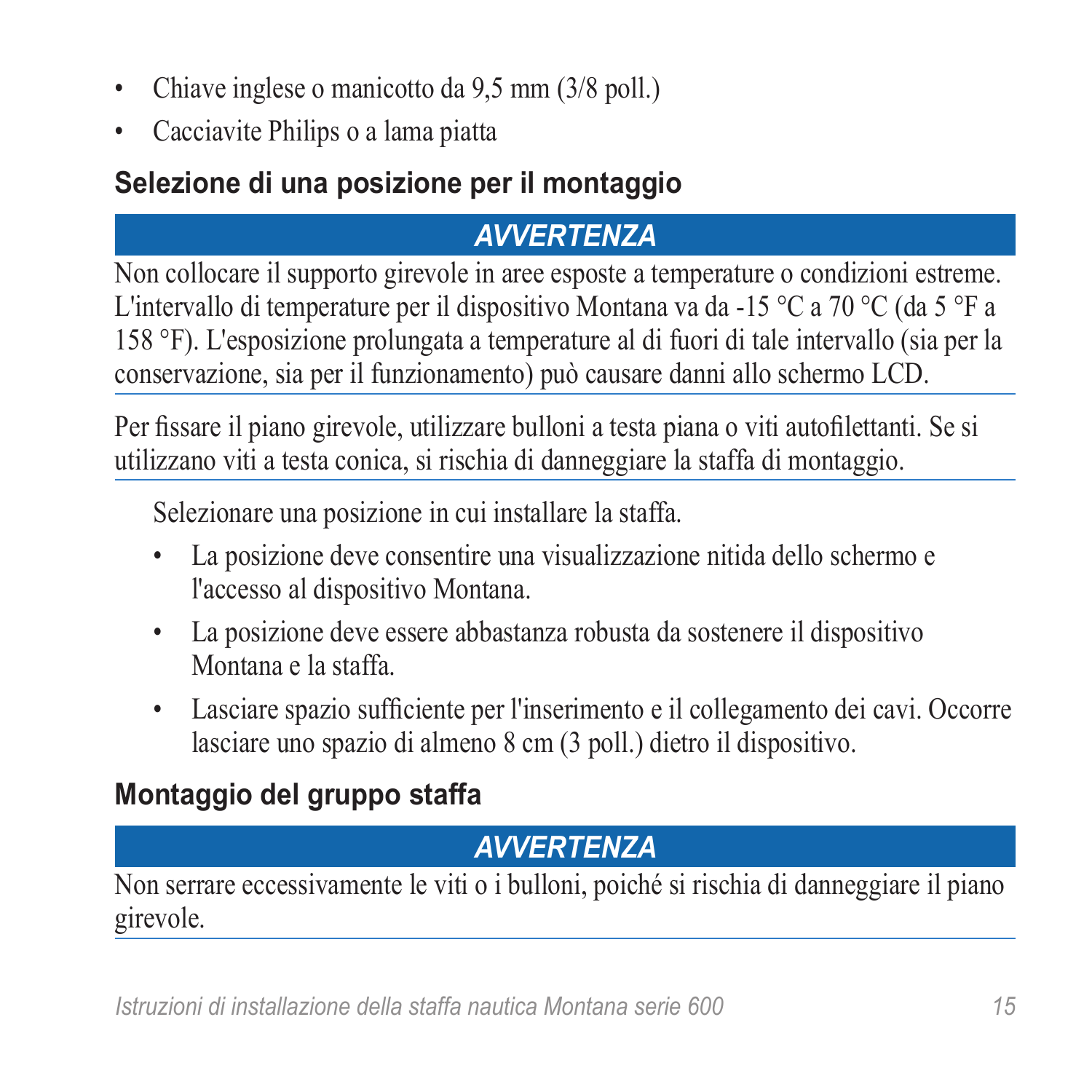- Chiave inglese o manicotto da 9,5 mm (3/8 poll.)
- Cacciavite Philips o a lama piatta

## Selezione di una posizione per il montaggio

**AVVERTENZA**

Non collocare il supporto girevole in aree esposte a temperature o condizioni estreme. L'intervallo di temperature per il dispositivo Montana va da -15 °C a 70 °C (da 5 °F a 158 °F). L'esposizione prolungata a temperature al di fuori di tale intervallo (sia per la conservazione, sia per il funzionamento) può causare danni allo schermo LCD.

Per fissare il piano girevole, utilizzare bulloni a testa piana o viti autofilettanti. Se si utilizzano viti a testa conica, si rischia di danneggiare la staffa di montaggio.

Selezionare una posizione in cui installare la staffa.

- La posizione deve consentire una visualizzazione nitida dello schermo e l'accesso al dispositivo Montana.
- La posizione deve essere abbastanza robusta da sostenere il dispositivo Montana e la staffa.
- Lasciare spazio sufficiente per l'inserimento e il collegamento dei cavi. Occorre lasciare uno spazio di almeno 8 cm (3 poll.) dietro il dispositivo.

## Montaggio del gruppo staffa

**AVVERTENZA**

Non serrare eccessivamente le viti o i bulloni, poiché si rischia di danneggiare il piano girevole.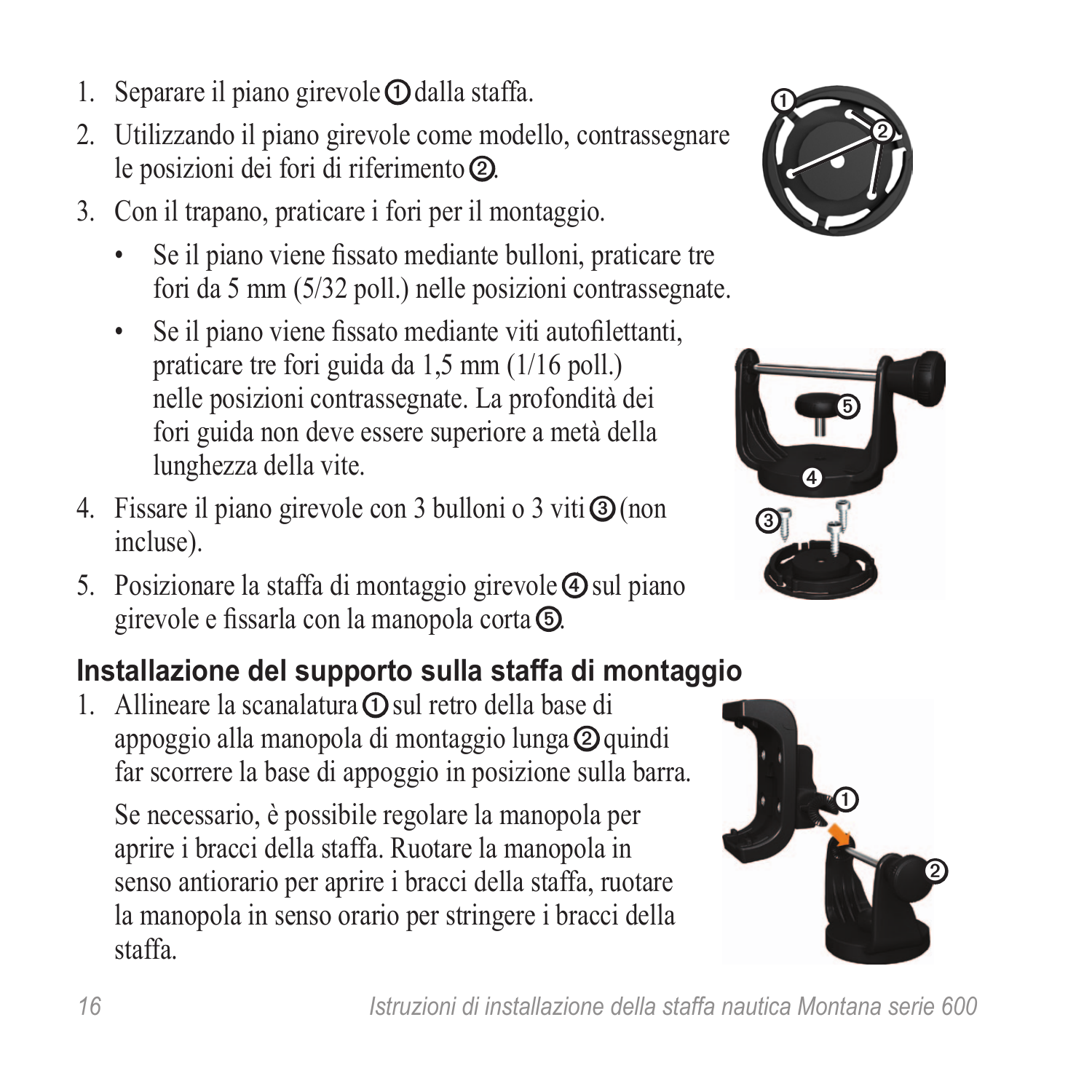1. Separare il piano girevole ① dalla staffa.
2. Utilizzando il piano girevole come modello, contrassegnare le posizioni dei fori di riferimento ②.
3. Con il trapano, praticare i fori per il montaggio.
   - Se il piano viene fissato mediante bulloni, praticare tre fori da 5 mm (5/32 poll.) nelle posizioni contrassegnate.
   - Se il piano viene fissato mediante viti autofilettanti, praticare tre fori guida da 1,5 mm (1/16 poll.) nelle posizioni contrassegnate. La profondità dei fori guida non deve essere superiore a metà della lunghezza della vite.
4. Fissare il piano girevole con 3 bulloni o 3 viti ③ (non incluse).
5. Posizionare la staffa di montaggio girevole ④ sul piano girevole e fissarla con la manopola corta ⑤.

## Installazione del supporto sulla staffa di montaggio

1. Allineare la scanalatura ① sul retro della base di appoggio alla manopola di montaggio lunga ② quindi far scorrere la base di appoggio in posizione sulla barra.

   Se necessario, è possibile regolare la manopola per aprire i bracci della staffa. Ruotare la manopola in senso antiorario per aprire i bracci della staffa, ruotare la manopola in senso orario per stringere i bracci della staffa.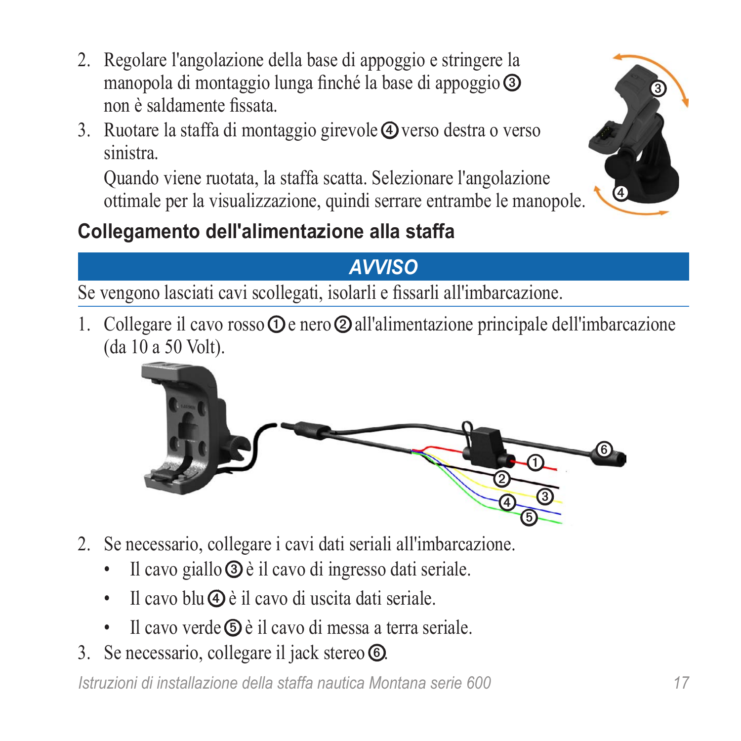2. Regolare l'angolazione della base di appoggio e stringere la manopola di montaggio lunga finché la base di appoggio ③ non è saldamente fissata.
3. Ruotare la staffa di montaggio girevole ④ verso destra o verso sinistra.

   Quando viene ruotata, la staffa scatta. Selezionare l'angolazione ottimale per la visualizzazione, quindi serrare entrambe le manopole.

### Collegamento dell'alimentazione alla staffa

**AVVISO**

Se vengono lasciati cavi scollegati, isolarli e fissarli all'imbarcazione.

1. Collegare il cavo rosso ① e nero ② all'alimentazione principale dell'imbarcazione (da 10 a 50 Volt).
2. Se necessario, collegare i cavi dati seriali all'imbarcazione.
   - Il cavo giallo ③ è il cavo di ingresso dati seriale.
   - Il cavo blu ④ è il cavo di uscita dati seriale.
   - Il cavo verde ⑤ è il cavo di messa a terra seriale.
3. Se necessario, collegare il jack stereo ⑥.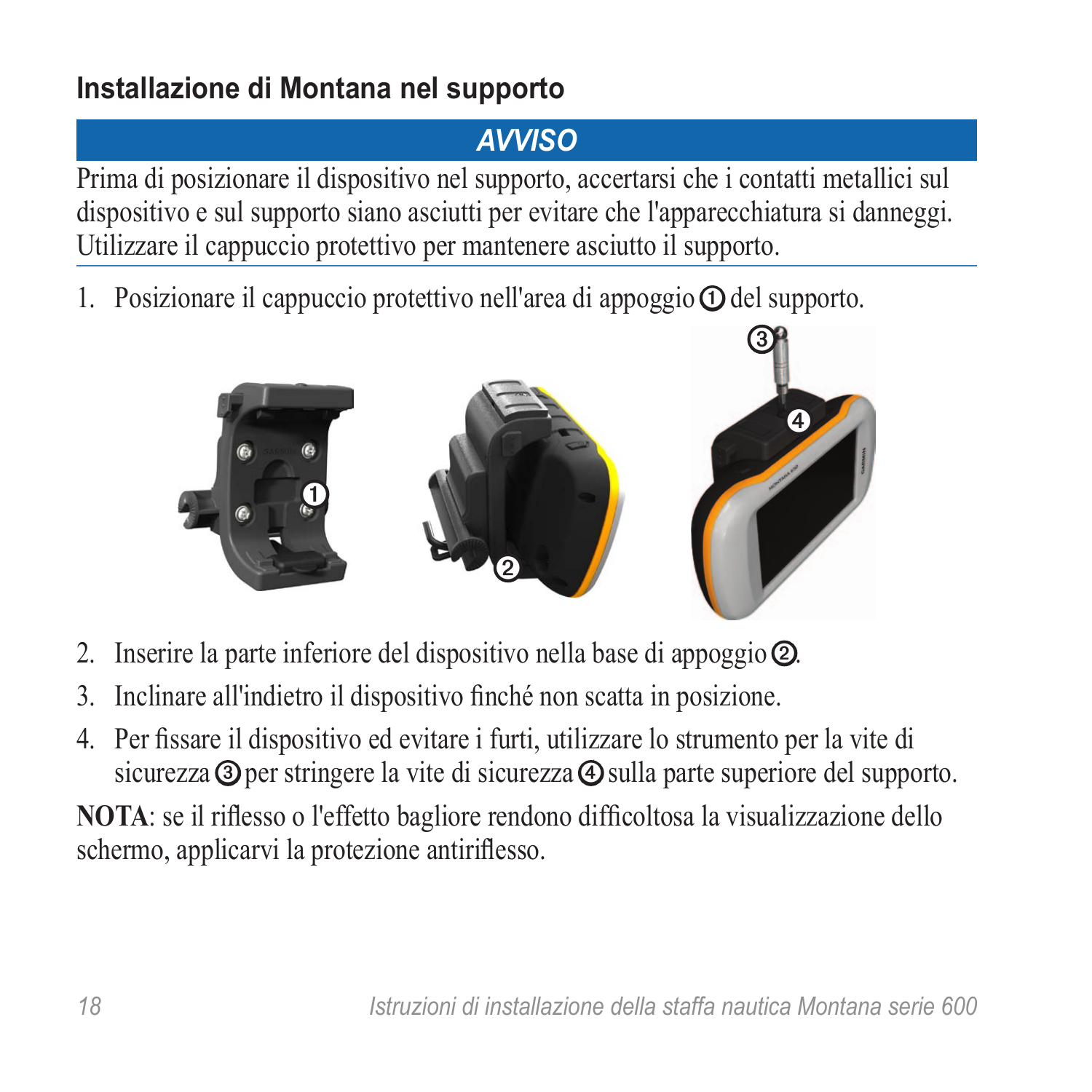## Installazione di Montana nel supporto

**AVVISO**

Prima di posizionare il dispositivo nel supporto, accertarsi che i contatti metallici sul dispositivo e sul supporto siano asciutti per evitare che l'apparecchiatura si danneggi. Utilizzare il cappuccio protettivo per mantenere asciutto il supporto.

1. Posizionare il cappuccio protettivo nell'area di appoggio ① del supporto.
2. Inserire la parte inferiore del dispositivo nella base di appoggio ②.
3. Inclinare all'indietro il dispositivo finché non scatta in posizione.
4. Per fissare il dispositivo ed evitare i furti, utilizzare lo strumento per la vite di sicurezza ③ per stringere la vite di sicurezza ④ sulla parte superiore del supporto.

**NOTA**: se il riflesso o l'effetto bagliore rendono difficoltosa la visualizzazione dello schermo, applicarvi la protezione antiriflesso.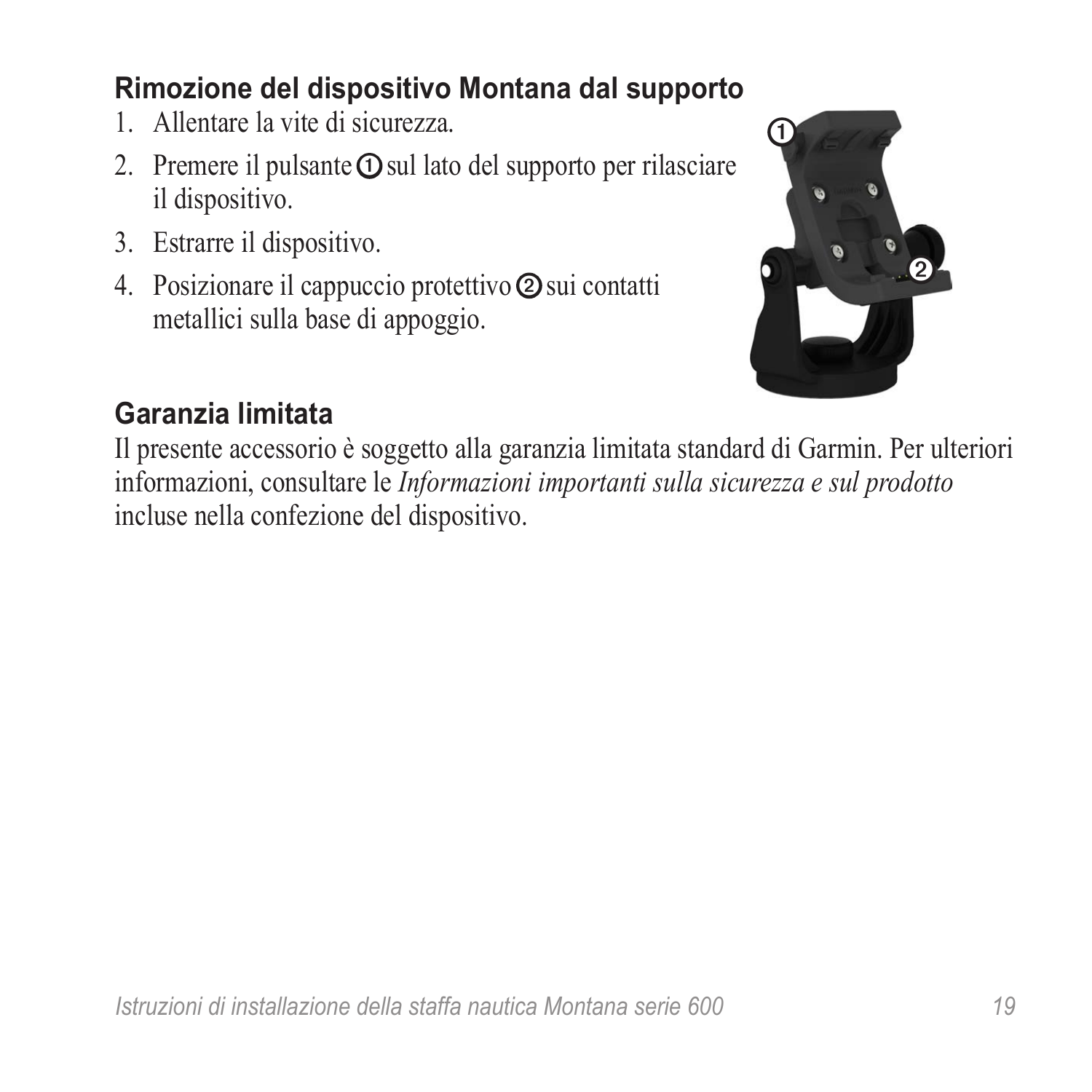### Rimozione del dispositivo Montana dal supporto

1. Allentare la vite di sicurezza.
2. Premere il pulsante ① sul lato del supporto per rilasciare il dispositivo.
3. Estrarre il dispositivo.
4. Posizionare il cappuccio protettivo ② sui contatti metallici sulla base di appoggio.

### Garanzia limitata

Il presente accessorio è soggetto alla garanzia limitata standard di Garmin. Per ulteriori informazioni, consultare le *Informazioni importanti sulla sicurezza e sul prodotto* incluse nella confezione del dispositivo.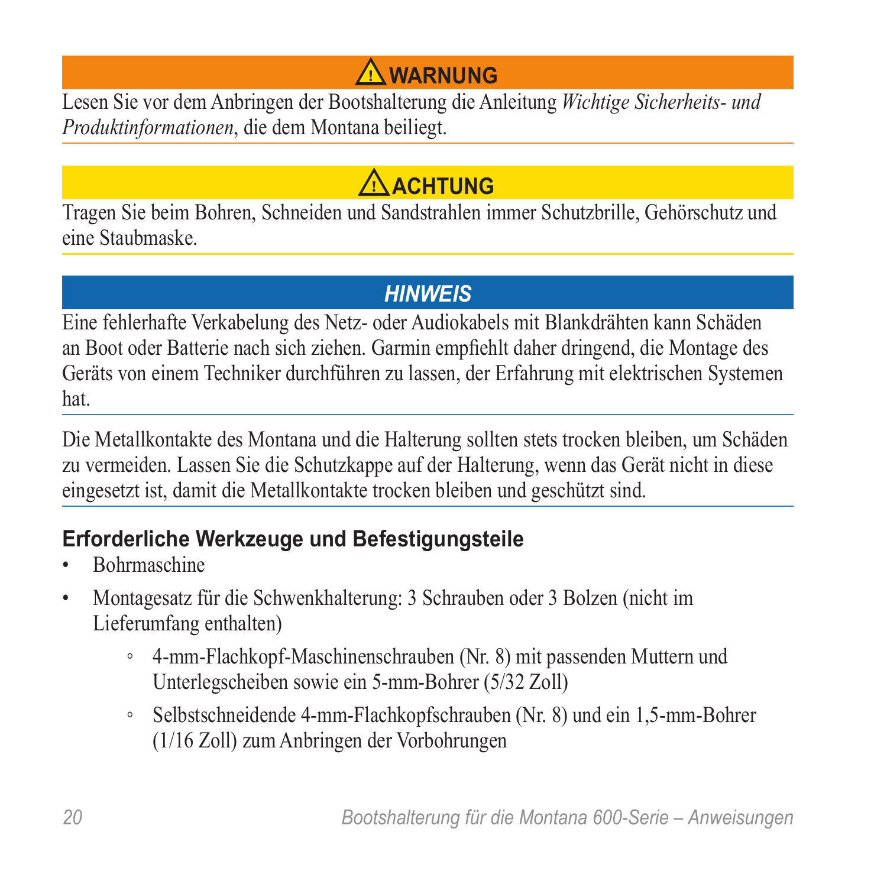**⚠ WARNUNG**

Lesen Sie vor dem Anbringen der Bootshalterung die Anleitung *Wichtige Sicherheits- und Produktinformationen*, die dem Montana beiliegt.

**⚠ ACHTUNG**

Tragen Sie beim Bohren, Schneiden und Sandstrahlen immer Schutzbrille, Gehörschutz und eine Staubmaske.

***HINWEIS***

Eine fehlerhafte Verkabelung des Netz- oder Audiokabels mit Blankdrähten kann Schäden an Boot oder Batterie nach sich ziehen. Garmin empfiehlt daher dringend, die Montage des Geräts von einem Techniker durchführen zu lassen, der Erfahrung mit elektrischen Systemen hat.

Die Metallkontakte des Montana und die Halterung sollten stets trocken bleiben, um Schäden zu vermeiden. Lassen Sie die Schutzkappe auf der Halterung, wenn das Gerät nicht in diese eingesetzt ist, damit die Metallkontakte trocken bleiben und geschützt sind.

## Erforderliche Werkzeuge und Befestigungsteile

- Bohrmaschine
- Montagesatz für die Schwenkhalterung: 3 Schrauben oder 3 Bolzen (nicht im Lieferumfang enthalten)
    - 4-mm-Flachkopf-Maschinenschrauben (Nr. 8) mit passenden Muttern und Unterlegscheiben sowie ein 5-mm-Bohrer (5/32 Zoll)
    - Selbstschneidende 4-mm-Flachkopfschrauben (Nr. 8) und ein 1,5-mm-Bohrer (1/16 Zoll) zum Anbringen der Vorbohrungen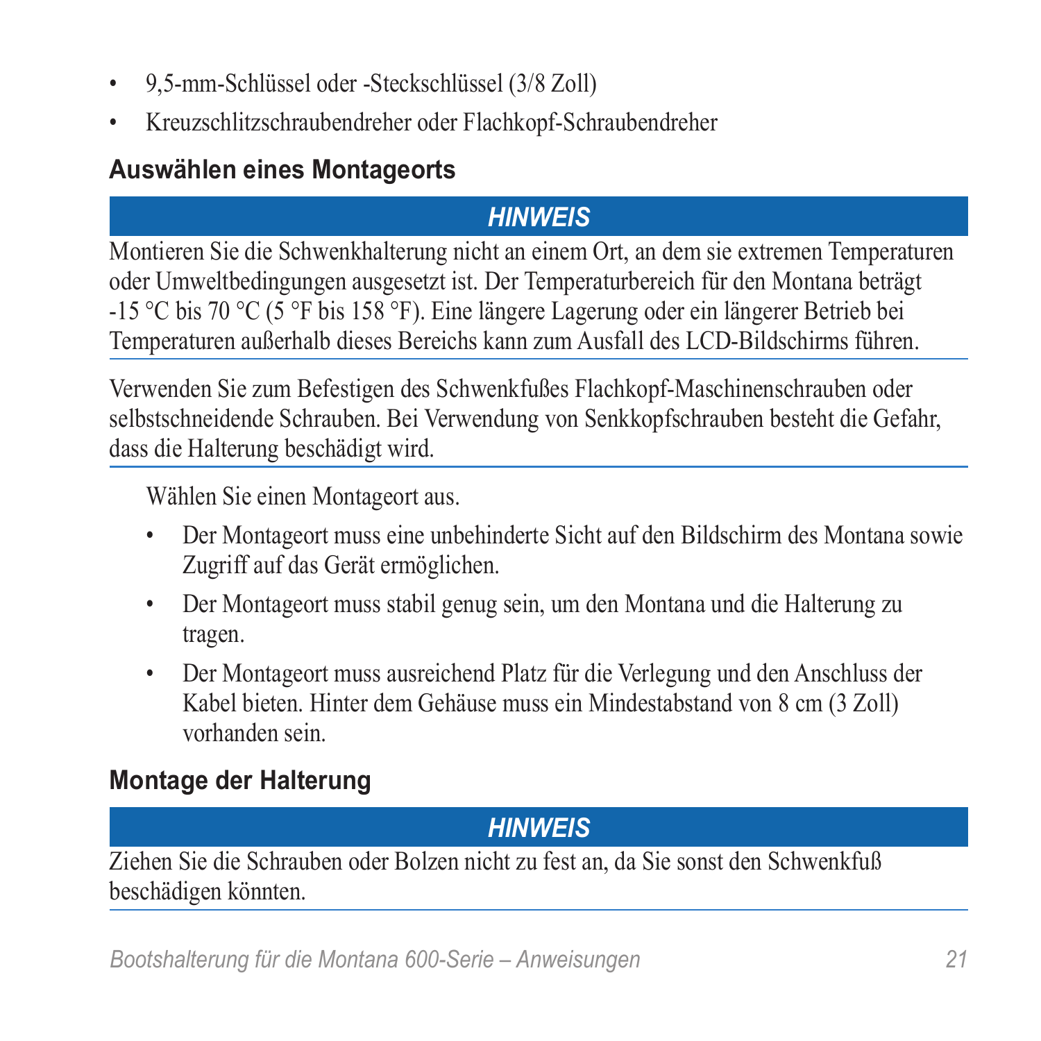- 9,5-mm-Schlüssel oder -Steckschlüssel (3/8 Zoll)
- Kreuzschlitzschraubendreher oder Flachkopf-Schraubendreher

### Auswählen eines Montageorts

***HINWEIS***

Montieren Sie die Schwenkhalterung nicht an einem Ort, an dem sie extremen Temperaturen oder Umweltbedingungen ausgesetzt ist. Der Temperaturbereich für den Montana beträgt -15 °C bis 70 °C (5 °F bis 158 °F). Eine längere Lagerung oder ein längerer Betrieb bei Temperaturen außerhalb dieses Bereichs kann zum Ausfall des LCD-Bildschirms führen.

Verwenden Sie zum Befestigen des Schwenkfußes Flachkopf-Maschinenschrauben oder selbstschneidende Schrauben. Bei Verwendung von Senkkopfschrauben besteht die Gefahr, dass die Halterung beschädigt wird.

Wählen Sie einen Montageort aus.

- Der Montageort muss eine unbehinderte Sicht auf den Bildschirm des Montana sowie Zugriff auf das Gerät ermöglichen.
- Der Montageort muss stabil genug sein, um den Montana und die Halterung zu tragen.
- Der Montageort muss ausreichend Platz für die Verlegung und den Anschluss der Kabel bieten. Hinter dem Gehäuse muss ein Mindestabstand von 8 cm (3 Zoll) vorhanden sein.

### Montage der Halterung

***HINWEIS***

Ziehen Sie die Schrauben oder Bolzen nicht zu fest an, da Sie sonst den Schwenkfuß beschädigen könnten.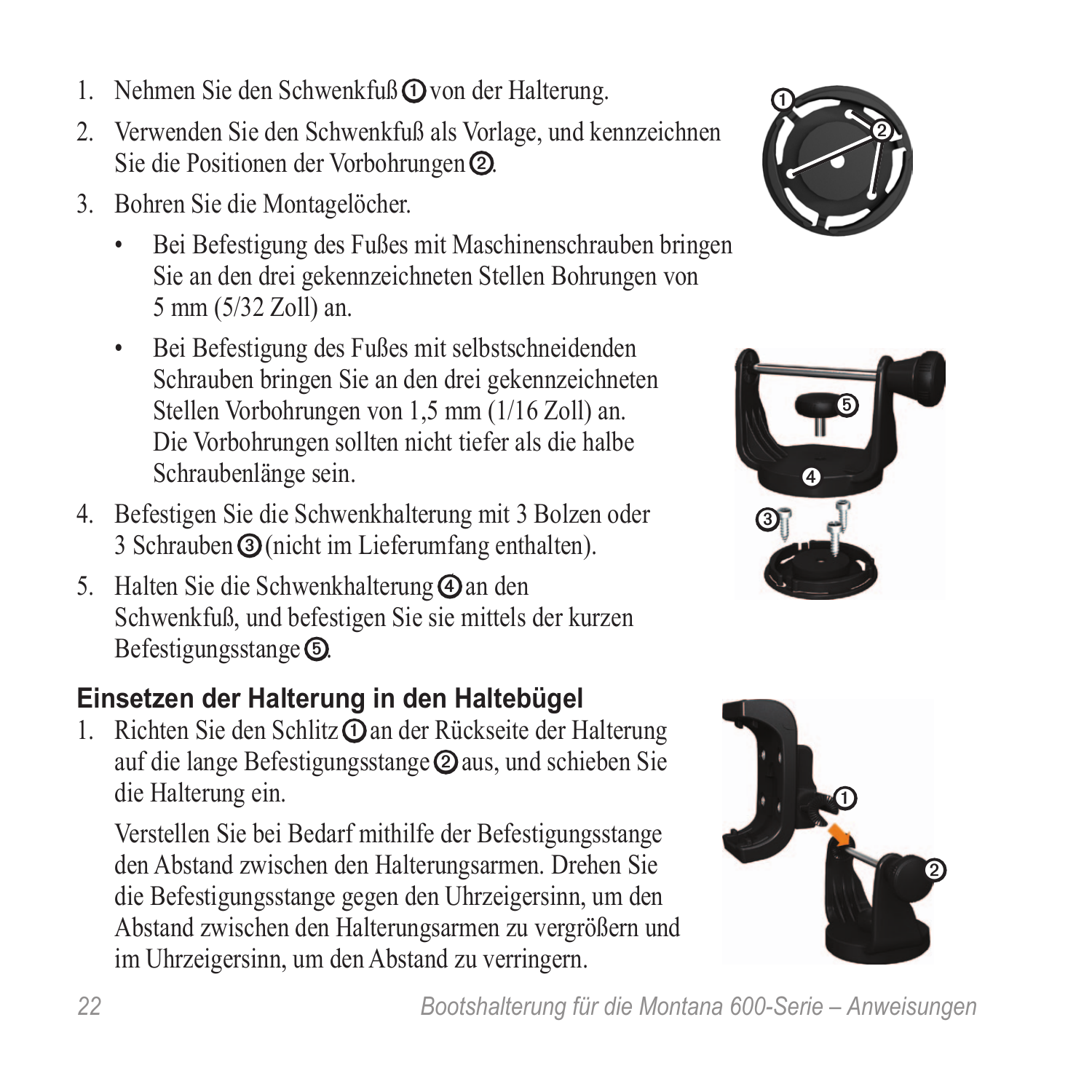1. Nehmen Sie den Schwenkfuß ① von der Halterung.
2. Verwenden Sie den Schwenkfuß als Vorlage, und kennzeichnen Sie die Positionen der Vorbohrungen ②.
3. Bohren Sie die Montagelöcher.
   - Bei Befestigung des Fußes mit Maschinenschrauben bringen Sie an den drei gekennzeichneten Stellen Bohrungen von 5 mm (5/32 Zoll) an.
   - Bei Befestigung des Fußes mit selbstschneidenden Schrauben bringen Sie an den drei gekennzeichneten Stellen Vorbohrungen von 1,5 mm (1/16 Zoll) an. Die Vorbohrungen sollten nicht tiefer als die halbe Schraubenlänge sein.
4. Befestigen Sie die Schwenkhalterung mit 3 Bolzen oder 3 Schrauben ③ (nicht im Lieferumfang enthalten).
5. Halten Sie die Schwenkhalterung ④ an den Schwenkfuß, und befestigen Sie sie mittels der kurzen Befestigungsstange ⑤.

## Einsetzen der Halterung in den Haltebügel

1. Richten Sie den Schlitz ① an der Rückseite der Halterung auf die lange Befestigungsstange ② aus, und schieben Sie die Halterung ein.

   Verstellen Sie bei Bedarf mithilfe der Befestigungsstange den Abstand zwischen den Halterungsarmen. Drehen Sie die Befestigungsstange gegen den Uhrzeigersinn, um den Abstand zwischen den Halterungsarmen zu vergrößern und im Uhrzeigersinn, um den Abstand zu verringern.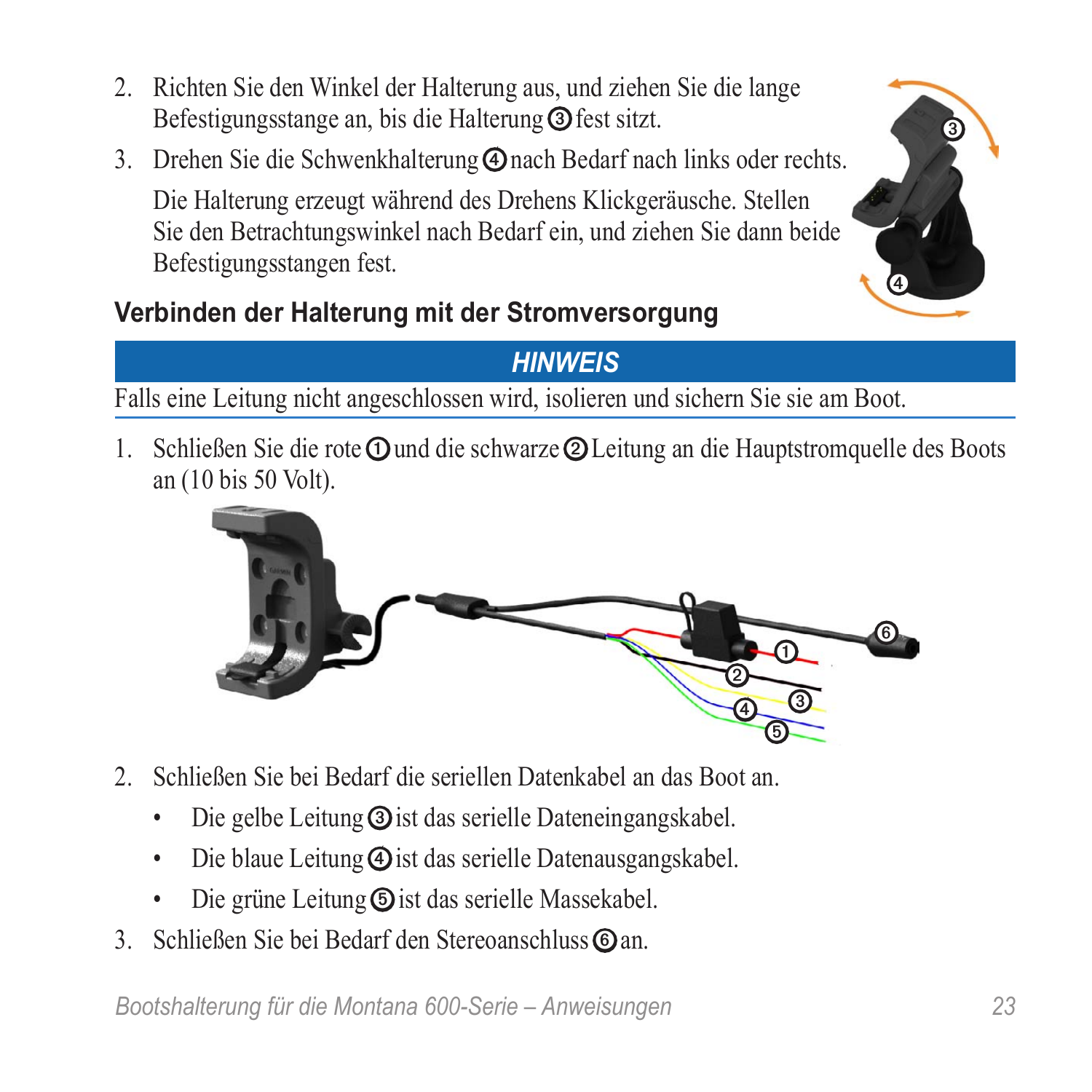2. Richten Sie den Winkel der Halterung aus, und ziehen Sie die lange Befestigungsstange an, bis die Halterung ③ fest sitzt.
3. Drehen Sie die Schwenkhalterung ④ nach Bedarf nach links oder rechts.

   Die Halterung erzeugt während des Drehens Klickgeräusche. Stellen Sie den Betrachtungswinkel nach Bedarf ein, und ziehen Sie dann beide Befestigungsstangen fest.

### Verbinden der Halterung mit der Stromversorgung

***HINWEIS***

Falls eine Leitung nicht angeschlossen wird, isolieren und sichern Sie sie am Boot.

1. Schließen Sie die rote ① und die schwarze ② Leitung an die Hauptstromquelle des Boots an (10 bis 50 Volt).
2. Schließen Sie bei Bedarf die seriellen Datenkabel an das Boot an.
   - Die gelbe Leitung ③ ist das serielle Dateneingangskabel.
   - Die blaue Leitung ④ ist das serielle Datenausgangskabel.
   - Die grüne Leitung ⑤ ist das serielle Massekabel.
3. Schließen Sie bei Bedarf den Stereoanschluss ⑥ an.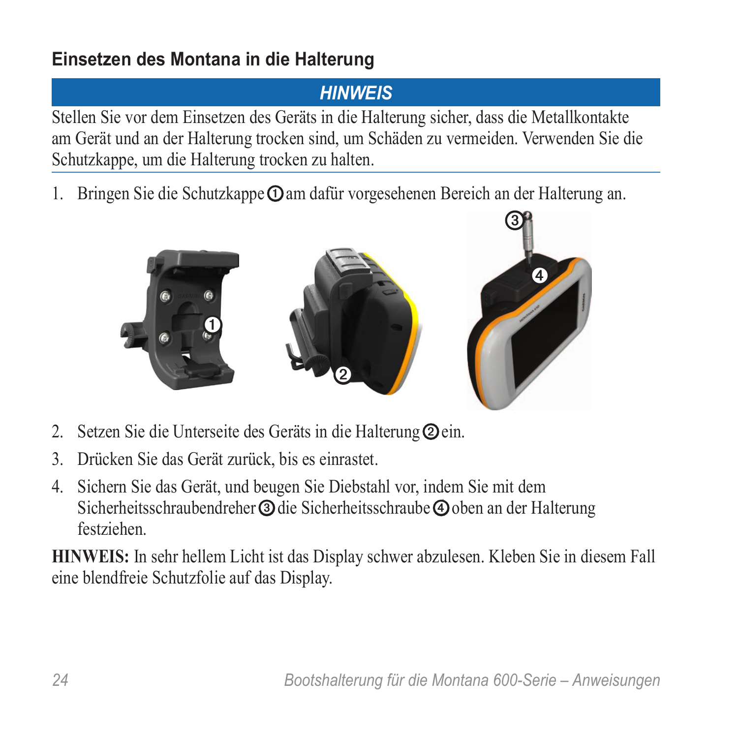### Einsetzen des Montana in die Halterung

**HINWEIS**

Stellen Sie vor dem Einsetzen des Geräts in die Halterung sicher, dass die Metallkontakte am Gerät und an der Halterung trocken sind, um Schäden zu vermeiden. Verwenden Sie die Schutzkappe, um die Halterung trocken zu halten.

1. Bringen Sie die Schutzkappe ① am dafür vorgesehenen Bereich an der Halterung an.
2. Setzen Sie die Unterseite des Geräts in die Halterung ② ein.
3. Drücken Sie das Gerät zurück, bis es einrastet.
4. Sichern Sie das Gerät, und beugen Sie Diebstahl vor, indem Sie mit dem Sicherheitsschraubendreher ③ die Sicherheitsschraube ④ oben an der Halterung festziehen.

**HINWEIS:** In sehr hellem Licht ist das Display schwer abzulesen. Kleben Sie in diesem Fall eine blendfreie Schutzfolie auf das Display.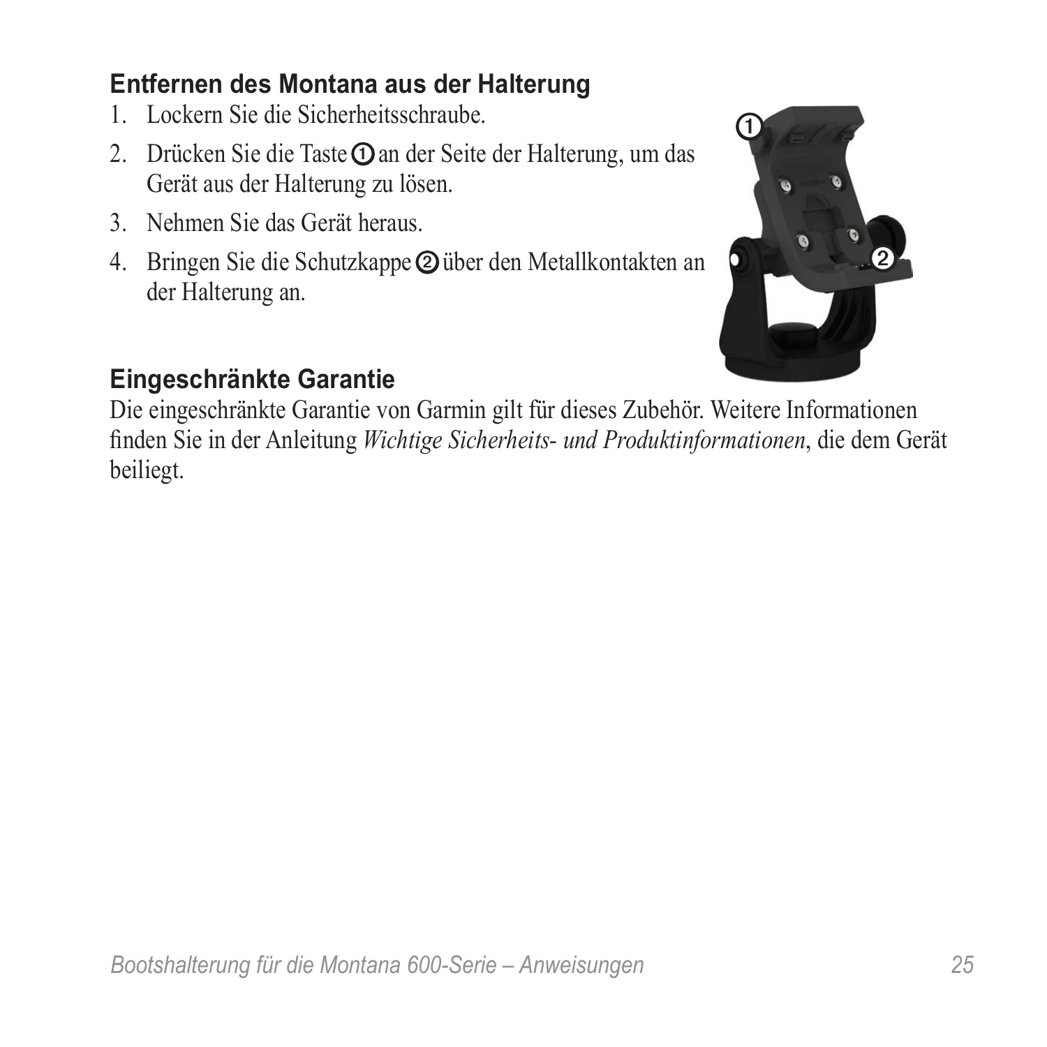## Entfernen des Montana aus der Halterung

1. Lockern Sie die Sicherheitsschraube.
2. Drücken Sie die Taste ① an der Seite der Halterung, um das Gerät aus der Halterung zu lösen.
3. Nehmen Sie das Gerät heraus.
4. Bringen Sie die Schutzkappe ② über den Metallkontakten an der Halterung an.

## Eingeschränkte Garantie

Die eingeschränkte Garantie von Garmin gilt für dieses Zubehör. Weitere Informationen finden Sie in der Anleitung *Wichtige Sicherheits- und Produktinformationen*, die dem Gerät beiliegt.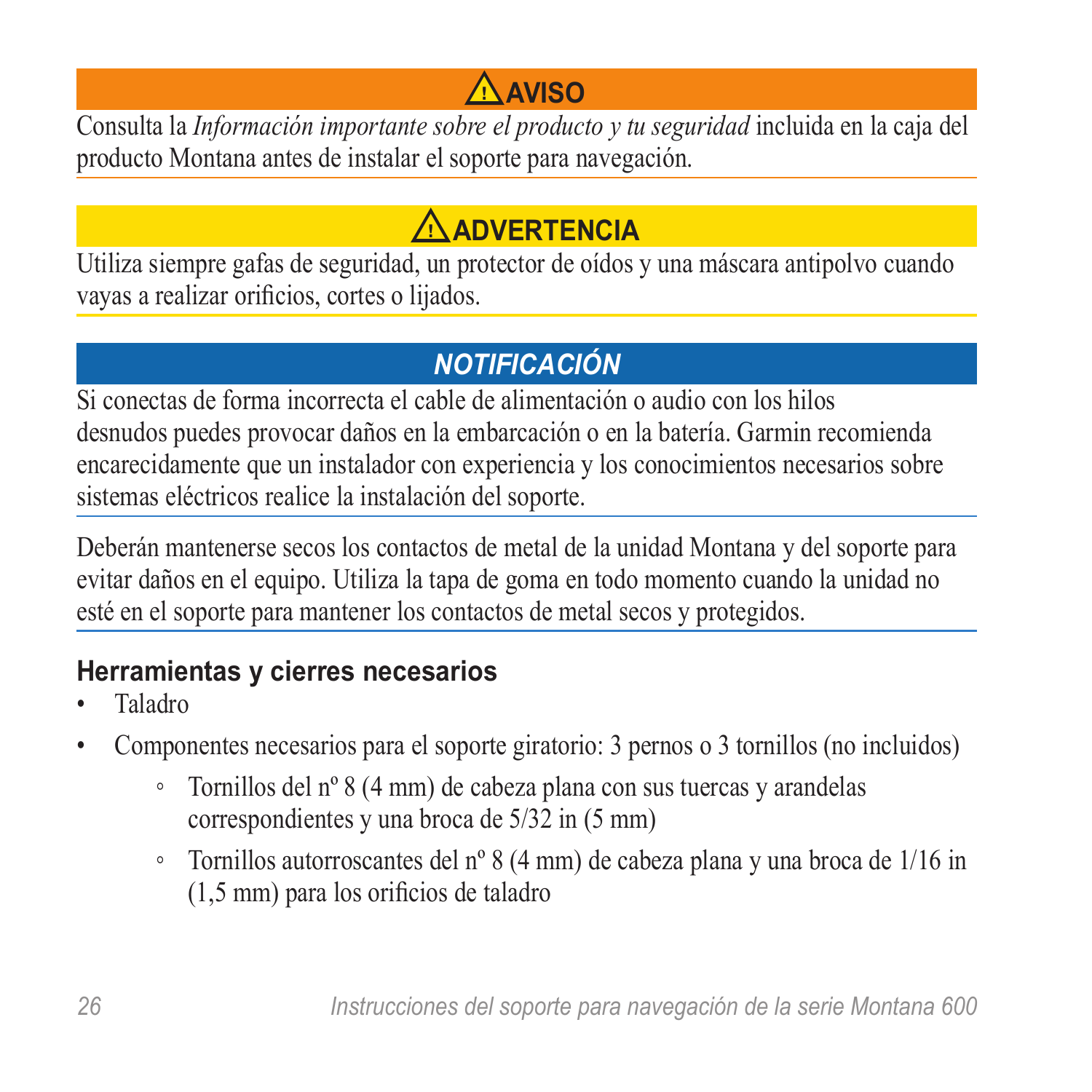**⚠ AVISO**

Consulta la *Información importante sobre el producto y tu seguridad* incluida en la caja del producto Montana antes de instalar el soporte para navegación.

**⚠ ADVERTENCIA**

Utiliza siempre gafas de seguridad, un protector de oídos y una máscara antipolvo cuando vayas a realizar orificios, cortes o lijados.

***NOTIFICACIÓN***

Si conectas de forma incorrecta el cable de alimentación o audio con los hilos desnudos puedes provocar daños en la embarcación o en la batería. Garmin recomienda encarecidamente que un instalador con experiencia y los conocimientos necesarios sobre sistemas eléctricos realice la instalación del soporte.

Deberán mantenerse secos los contactos de metal de la unidad Montana y del soporte para evitar daños en el equipo. Utiliza la tapa de goma en todo momento cuando la unidad no esté en el soporte para mantener los contactos de metal secos y protegidos.

## Herramientas y cierres necesarios

- Taladro
- Componentes necesarios para el soporte giratorio: 3 pernos o 3 tornillos (no incluidos)
  - Tornillos del nº 8 (4 mm) de cabeza plana con sus tuercas y arandelas correspondientes y una broca de 5/32 in (5 mm)
  - Tornillos autorroscantes del nº 8 (4 mm) de cabeza plana y una broca de 1/16 in (1,5 mm) para los orificios de taladro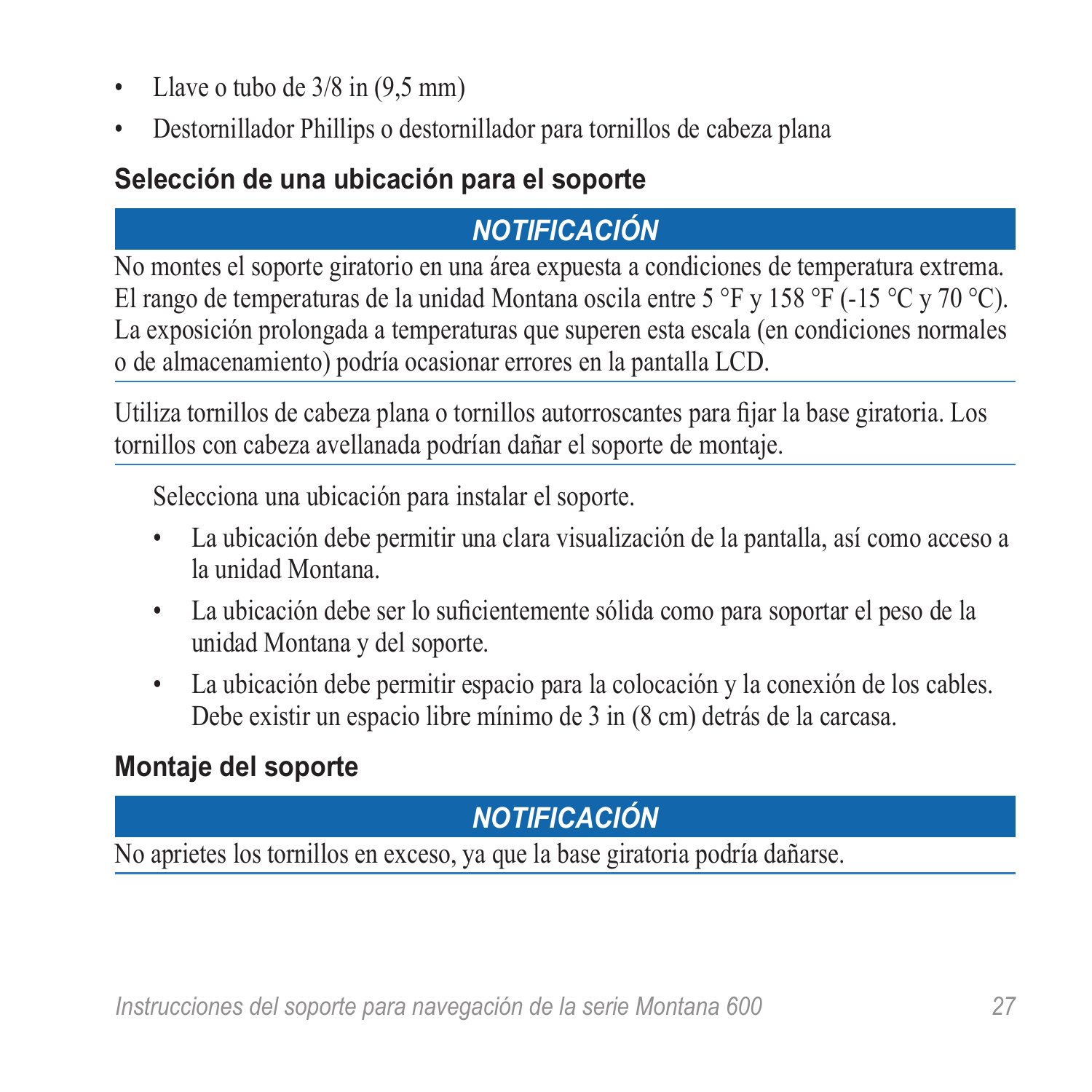- Llave o tubo de 3/8 in (9,5 mm)
- Destornillador Phillips o destornillador para tornillos de cabeza plana

### Selección de una ubicación para el soporte

***NOTIFICACIÓN***

No montes el soporte giratorio en una área expuesta a condiciones de temperatura extrema. El rango de temperaturas de la unidad Montana oscila entre 5 °F y 158 °F (-15 °C y 70 °C). La exposición prolongada a temperaturas que superen esta escala (en condiciones normales o de almacenamiento) podría ocasionar errores en la pantalla LCD.

Utiliza tornillos de cabeza plana o tornillos autorroscantes para fijar la base giratoria. Los tornillos con cabeza avellanada podrían dañar el soporte de montaje.

Selecciona una ubicación para instalar el soporte.

- La ubicación debe permitir una clara visualización de la pantalla, así como acceso a la unidad Montana.
- La ubicación debe ser lo suficientemente sólida como para soportar el peso de la unidad Montana y del soporte.
- La ubicación debe permitir espacio para la colocación y la conexión de los cables. Debe existir un espacio libre mínimo de 3 in (8 cm) detrás de la carcasa.

### Montaje del soporte

***NOTIFICACIÓN***

No aprietes los tornillos en exceso, ya que la base giratoria podría dañarse.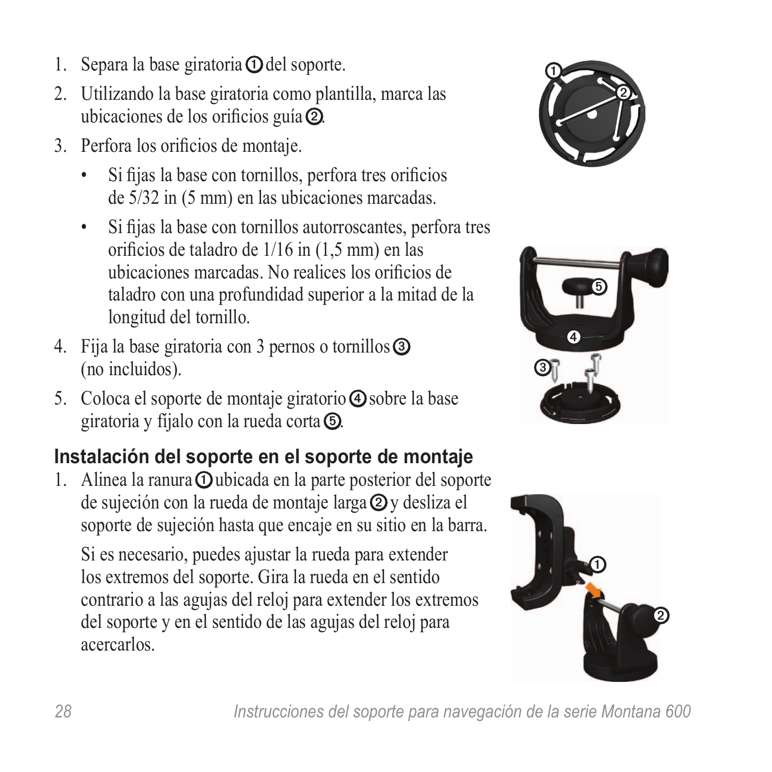1. Separa la base giratoria ① del soporte.
2. Utilizando la base giratoria como plantilla, marca las ubicaciones de los orificios guía ②.
3. Perfora los orificios de montaje.
    - Si fijas la base con tornillos, perfora tres orificios de 5/32 in (5 mm) en las ubicaciones marcadas.
    - Si fijas la base con tornillos autorroscantes, perfora tres orificios de taladro de 1/16 in (1,5 mm) en las ubicaciones marcadas. No realices los orificios de taladro con una profundidad superior a la mitad de la longitud del tornillo.
4. Fija la base giratoria con 3 pernos o tornillos ③ (no incluidos).
5. Coloca el soporte de montaje giratorio ④ sobre la base giratoria y fíjalo con la rueda corta ⑤.

## Instalación del soporte en el soporte de montaje

1. Alinea la ranura ① ubicada en la parte posterior del soporte de sujeción con la rueda de montaje larga ② y desliza el soporte de sujeción hasta que encaje en su sitio en la barra.

   Si es necesario, puedes ajustar la rueda para extender los extremos del soporte. Gira la rueda en el sentido contrario a las agujas del reloj para extender los extremos del soporte y en el sentido de las agujas del reloj para acercarlos.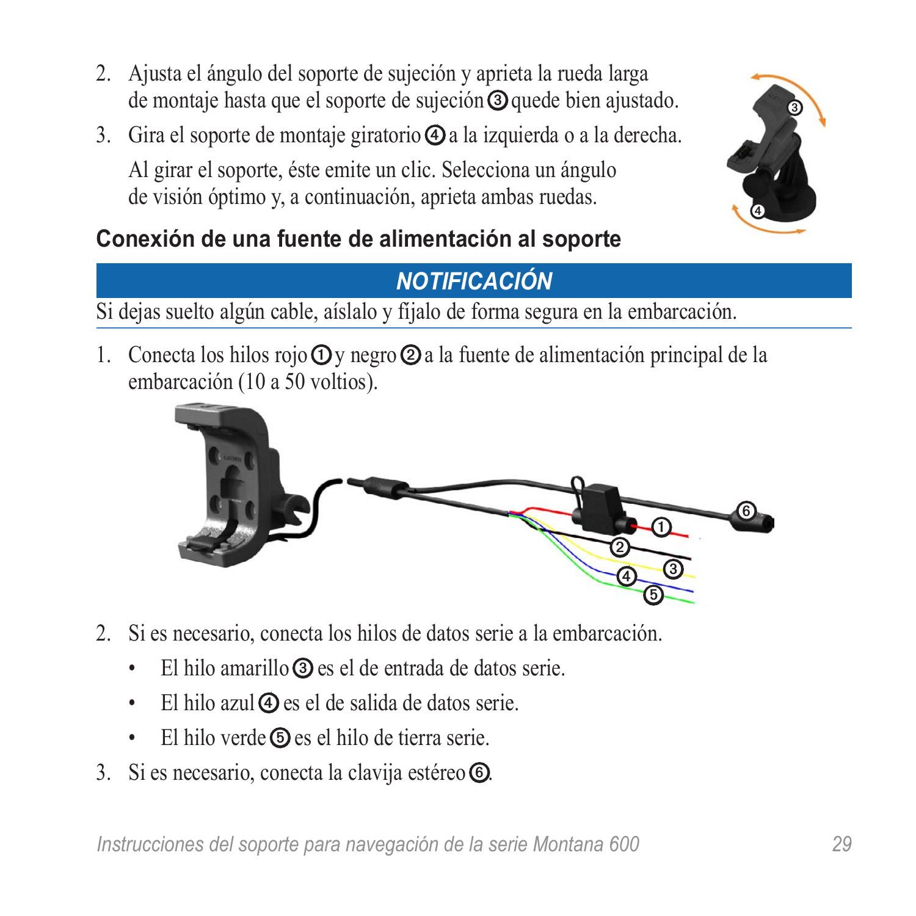2. Ajusta el ángulo del soporte de sujeción y aprieta la rueda larga de montaje hasta que el soporte de sujeción ③ quede bien ajustado.
3. Gira el soporte de montaje giratorio ④ a la izquierda o a la derecha.

   Al girar el soporte, éste emite un clic. Selecciona un ángulo de visión óptimo y, a continuación, aprieta ambas ruedas.

### Conexión de una fuente de alimentación al soporte

**_NOTIFICACIÓN_**

Si dejas suelto algún cable, aíslalo y fíjalo de forma segura en la embarcación.

1. Conecta los hilos rojo ① y negro ② a la fuente de alimentación principal de la embarcación (10 a 50 voltios).
2. Si es necesario, conecta los hilos de datos serie a la embarcación.
   - El hilo amarillo ③ es el de entrada de datos serie.
   - El hilo azul ④ es el de salida de datos serie.
   - El hilo verde ⑤ es el hilo de tierra serie.
3. Si es necesario, conecta la clavija estéreo ⑥.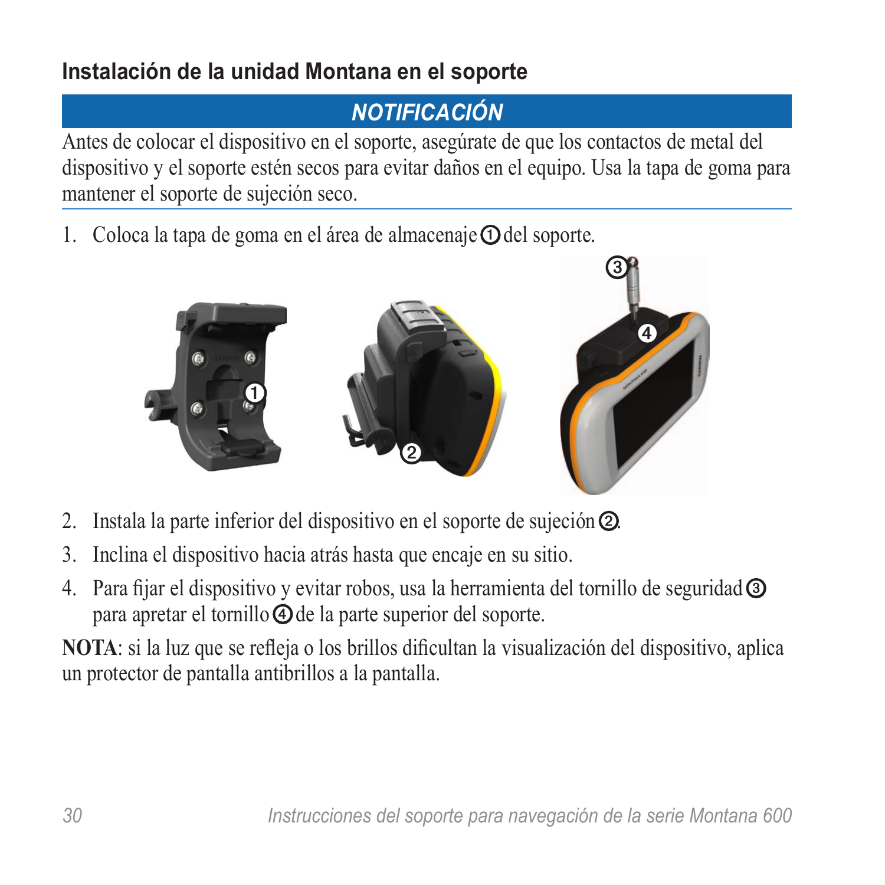## Instalación de la unidad Montana en el soporte

**NOTIFICACIÓN**

Antes de colocar el dispositivo en el soporte, asegúrate de que los contactos de metal del dispositivo y el soporte estén secos para evitar daños en el equipo. Usa la tapa de goma para mantener el soporte de sujeción seco.

1. Coloca la tapa de goma en el área de almacenaje ① del soporte.
2. Instala la parte inferior del dispositivo en el soporte de sujeción ②.
3. Inclina el dispositivo hacia atrás hasta que encaje en su sitio.
4. Para fijar el dispositivo y evitar robos, usa la herramienta del tornillo de seguridad ③ para apretar el tornillo ④ de la parte superior del soporte.

**NOTA**: si la luz que se refleja o los brillos dificultan la visualización del dispositivo, aplica un protector de pantalla antibrillos a la pantalla.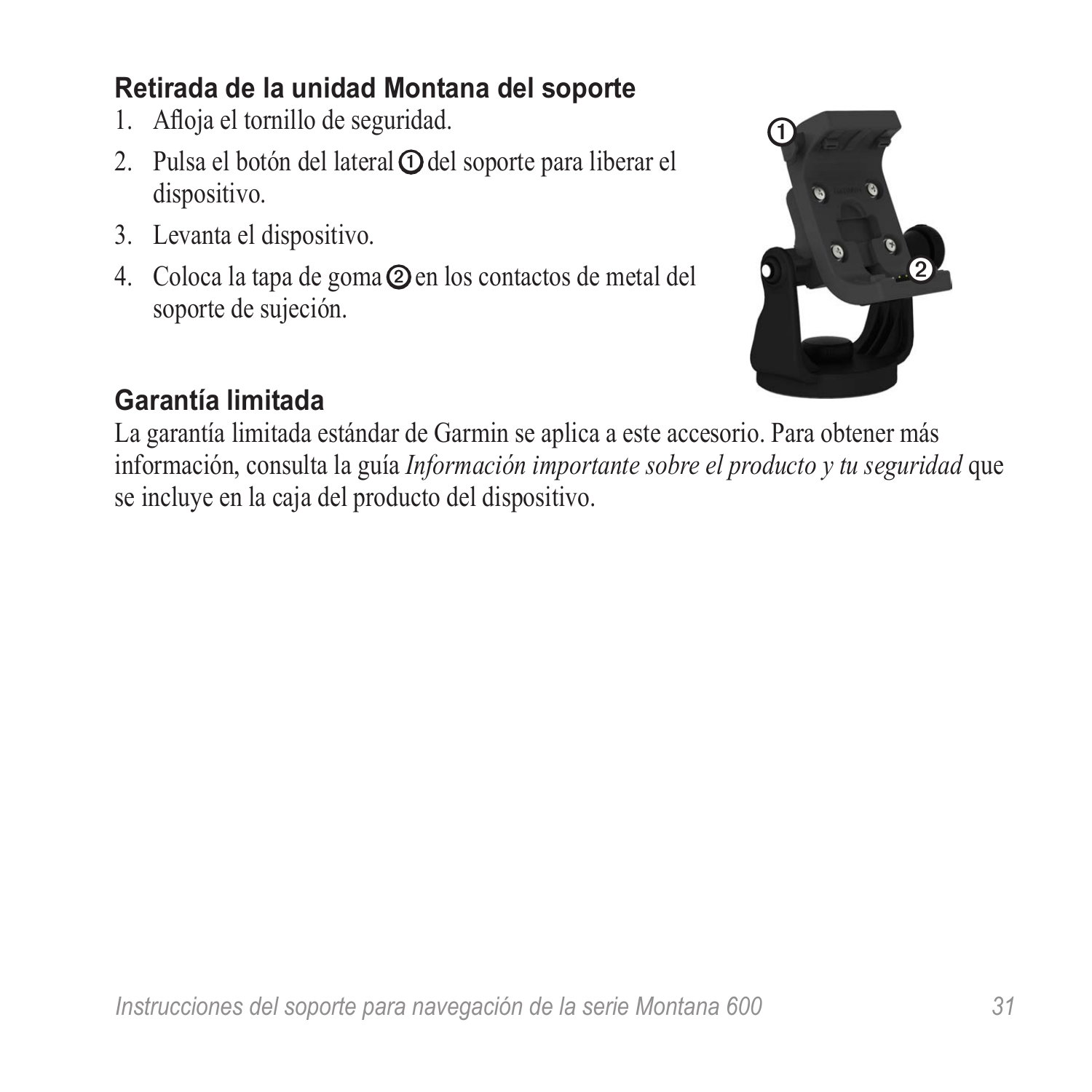### Retirada de la unidad Montana del soporte

1. Afloja el tornillo de seguridad.
2. Pulsa el botón del lateral ① del soporte para liberar el dispositivo.
3. Levanta el dispositivo.
4. Coloca la tapa de goma ② en los contactos de metal del soporte de sujeción.

### Garantía limitada

La garantía limitada estándar de Garmin se aplica a este accesorio. Para obtener más información, consulta la guía *Información importante sobre el producto y tu seguridad* que se incluye en la caja del producto del dispositivo.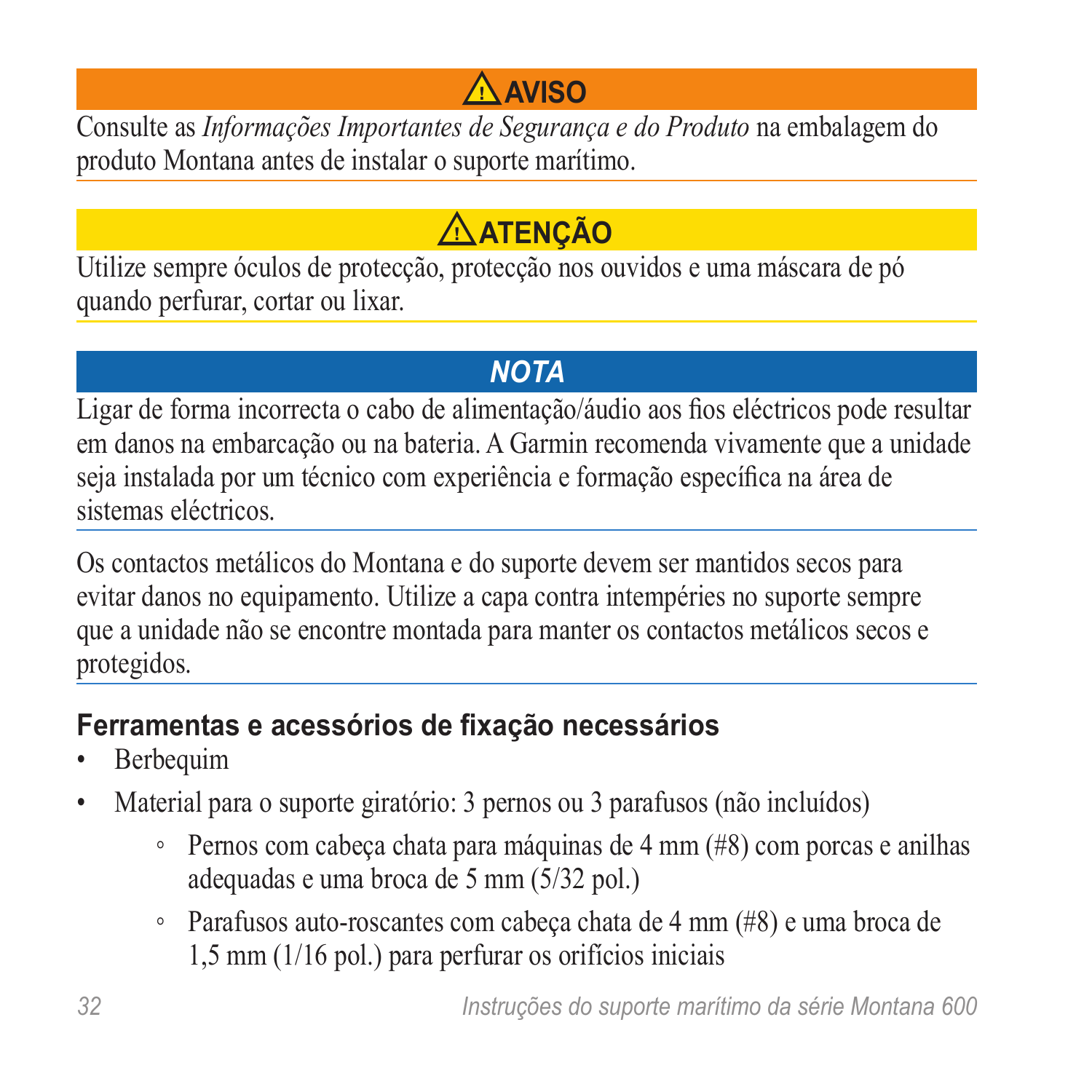**⚠ AVISO**

Consulte as *Informações Importantes de Segurança e do Produto* na embalagem do produto Montana antes de instalar o suporte marítimo.

**⚠ ATENÇÃO**

Utilize sempre óculos de protecção, protecção nos ouvidos e uma máscara de pó quando perfurar, cortar ou lixar.

***NOTA***

Ligar de forma incorrecta o cabo de alimentação/áudio aos fios eléctricos pode resultar em danos na embarcação ou na bateria. A Garmin recomenda vivamente que a unidade seja instalada por um técnico com experiência e formação específica na área de sistemas eléctricos.

Os contactos metálicos do Montana e do suporte devem ser mantidos secos para evitar danos no equipamento. Utilize a capa contra intempéries no suporte sempre que a unidade não se encontre montada para manter os contactos metálicos secos e protegidos.

## Ferramentas e acessórios de fixação necessários

- Berbequim
- Material para o suporte giratório: 3 pernos ou 3 parafusos (não incluídos)
    - Pernos com cabeça chata para máquinas de 4 mm (#8) com porcas e anilhas adequadas e uma broca de 5 mm (5/32 pol.)
    - Parafusos auto-roscantes com cabeça chata de 4 mm (#8) e uma broca de 1,5 mm (1/16 pol.) para perfurar os orifícios iniciais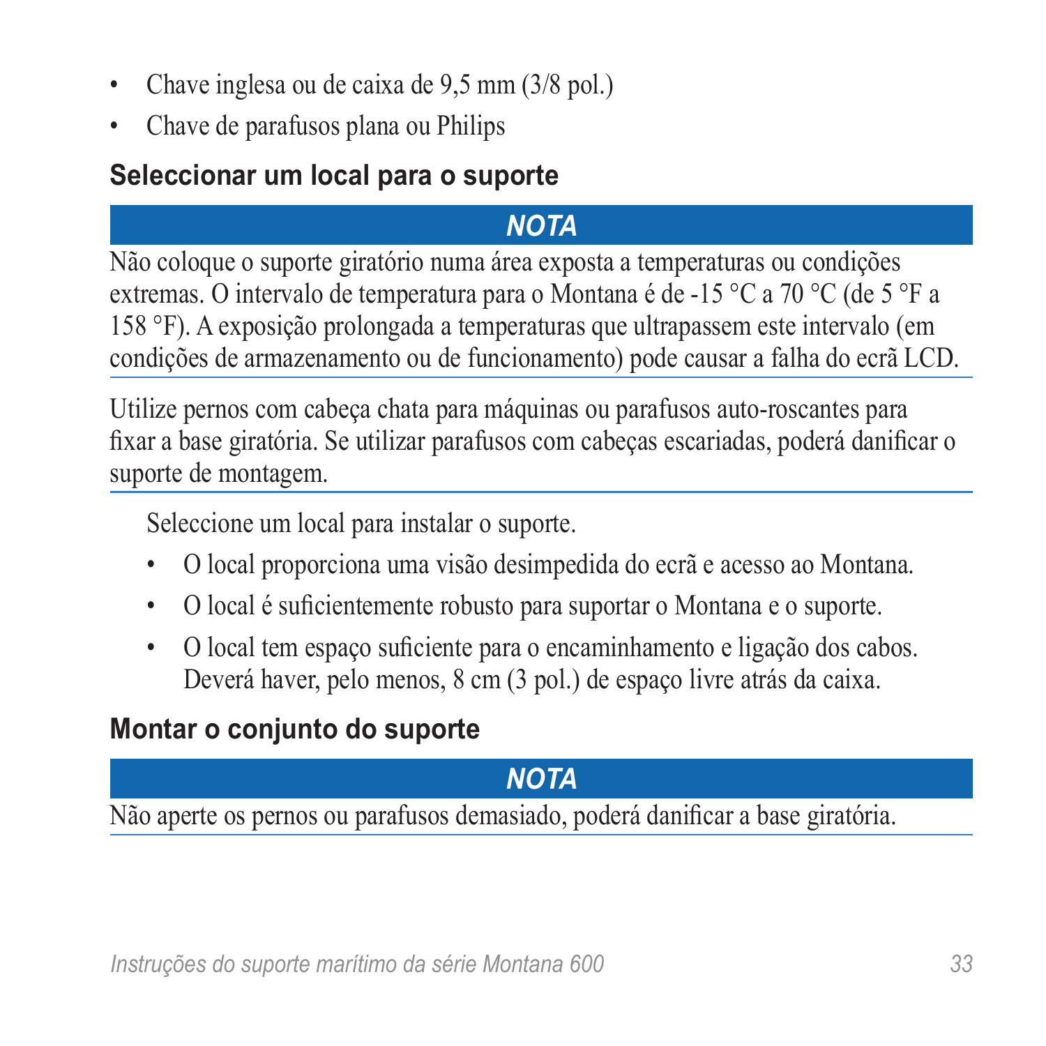- Chave inglesa ou de caixa de 9,5 mm (3/8 pol.)
- Chave de parafusos plana ou Philips

### Seleccionar um local para o suporte

**NOTA**

Não coloque o suporte giratório numa área exposta a temperaturas ou condições extremas. O intervalo de temperatura para o Montana é de -15 °C a 70 °C (de 5 °F a 158 °F). A exposição prolongada a temperaturas que ultrapassem este intervalo (em condições de armazenamento ou de funcionamento) pode causar a falha do ecrã LCD.

Utilize pernos com cabeça chata para máquinas ou parafusos auto-roscantes para fixar a base giratória. Se utilizar parafusos com cabeças escariadas, poderá danificar o suporte de montagem.

Seleccione um local para instalar o suporte.

- O local proporciona uma visão desimpedida do ecrã e acesso ao Montana.
- O local é suficientemente robusto para suportar o Montana e o suporte.
- O local tem espaço suficiente para o encaminhamento e ligação dos cabos. Deverá haver, pelo menos, 8 cm (3 pol.) de espaço livre atrás da caixa.

### Montar o conjunto do suporte

**NOTA**

Não aperte os pernos ou parafusos demasiado, poderá danificar a base giratória.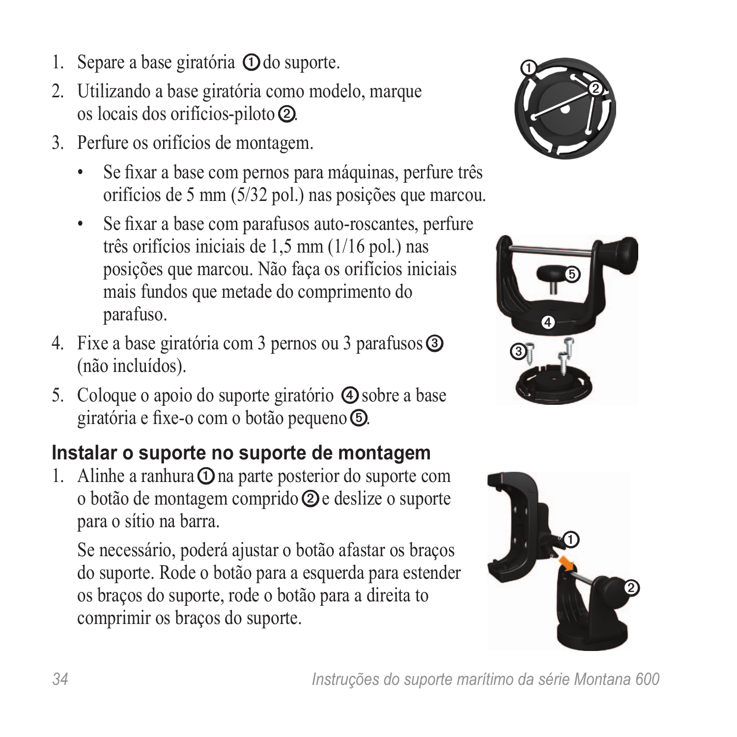1. Separe a base giratória ① do suporte.
2. Utilizando a base giratória como modelo, marque os locais dos orifícios-piloto ②.
3. Perfure os orifícios de montagem.
   - Se fixar a base com pernos para máquinas, perfure três orifícios de 5 mm (5/32 pol.) nas posições que marcou.
   - Se fixar a base com parafusos auto-roscantes, perfure três orifícios iniciais de 1,5 mm (1/16 pol.) nas posições que marcou. Não faça os orifícios iniciais mais fundos que metade do comprimento do parafuso.
4. Fixe a base giratória com 3 pernos ou 3 parafusos ③ (não incluídos).
5. Coloque o apoio do suporte giratório ④ sobre a base giratória e fixe-o com o botão pequeno ⑤.

### Instalar o suporte no suporte de montagem

1. Alinhe a ranhura ① na parte posterior do suporte com o botão de montagem comprido ② e deslize o suporte para o sítio na barra.

   Se necessário, poderá ajustar o botão afastar os braços do suporte. Rode o botão para a esquerda para estender os braços do suporte, rode o botão para a direita to comprimir os braços do suporte.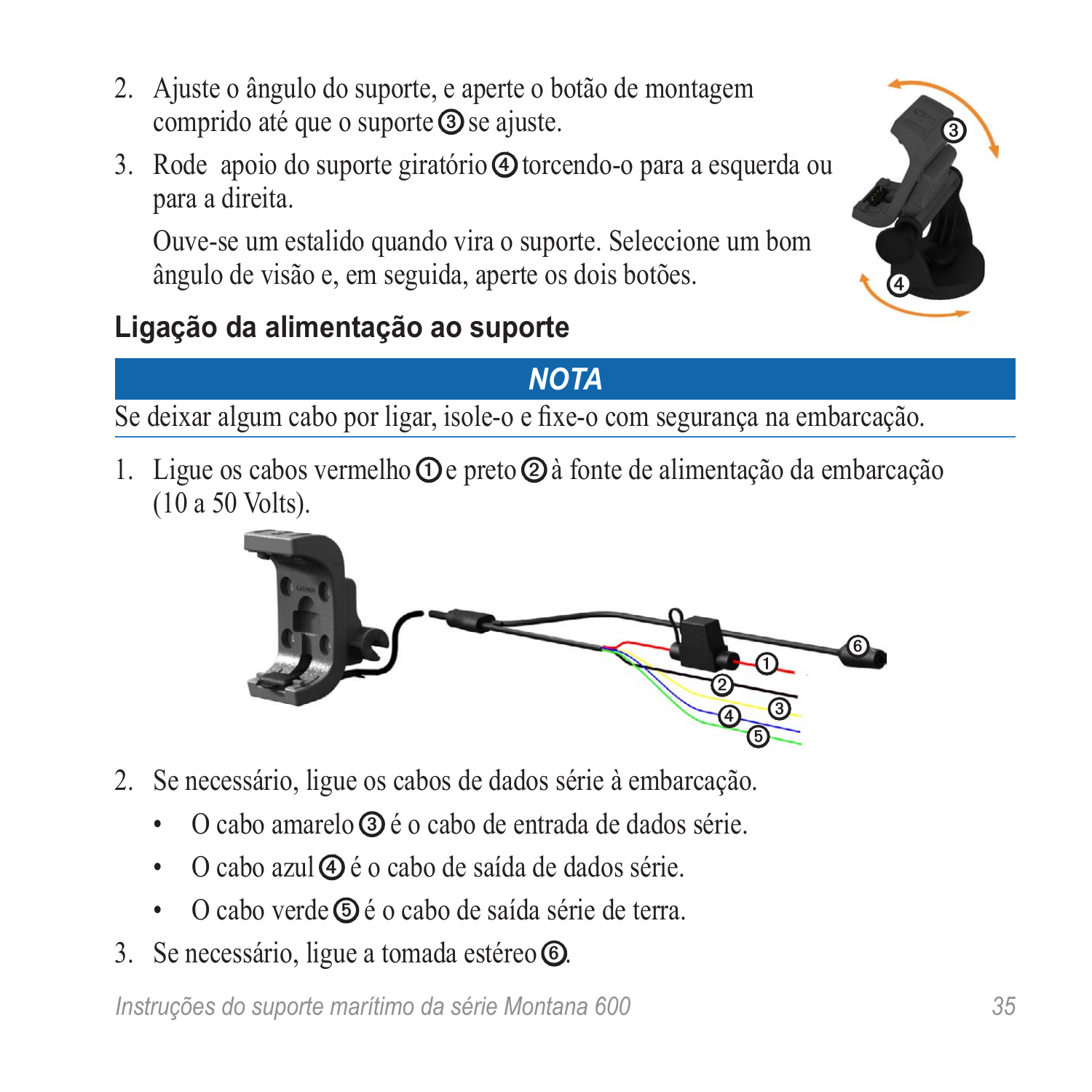2. Ajuste o ângulo do suporte, e aperte o botão de montagem comprido até que o suporte ③ se ajuste.
3. Rode  apoio do suporte giratório ④ torcendo-o para a esquerda ou para a direita.

   Ouve-se um estalido quando vira o suporte. Seleccione um bom ângulo de visão e, em seguida, aperte os dois botões.

## Ligação da alimentação ao suporte

**NOTA**

Se deixar algum cabo por ligar, isole-o e fixe-o com segurança na embarcação.

1. Ligue os cabos vermelho ① e preto ② à fonte de alimentação da embarcação (10 a 50 Volts).
2. Se necessário, ligue os cabos de dados série à embarcação.
   - O cabo amarelo ③ é o cabo de entrada de dados série.
   - O cabo azul ④ é o cabo de saída de dados série.
   - O cabo verde ⑤ é o cabo de saída série de terra.
3. Se necessário, ligue a tomada estéreo ⑥.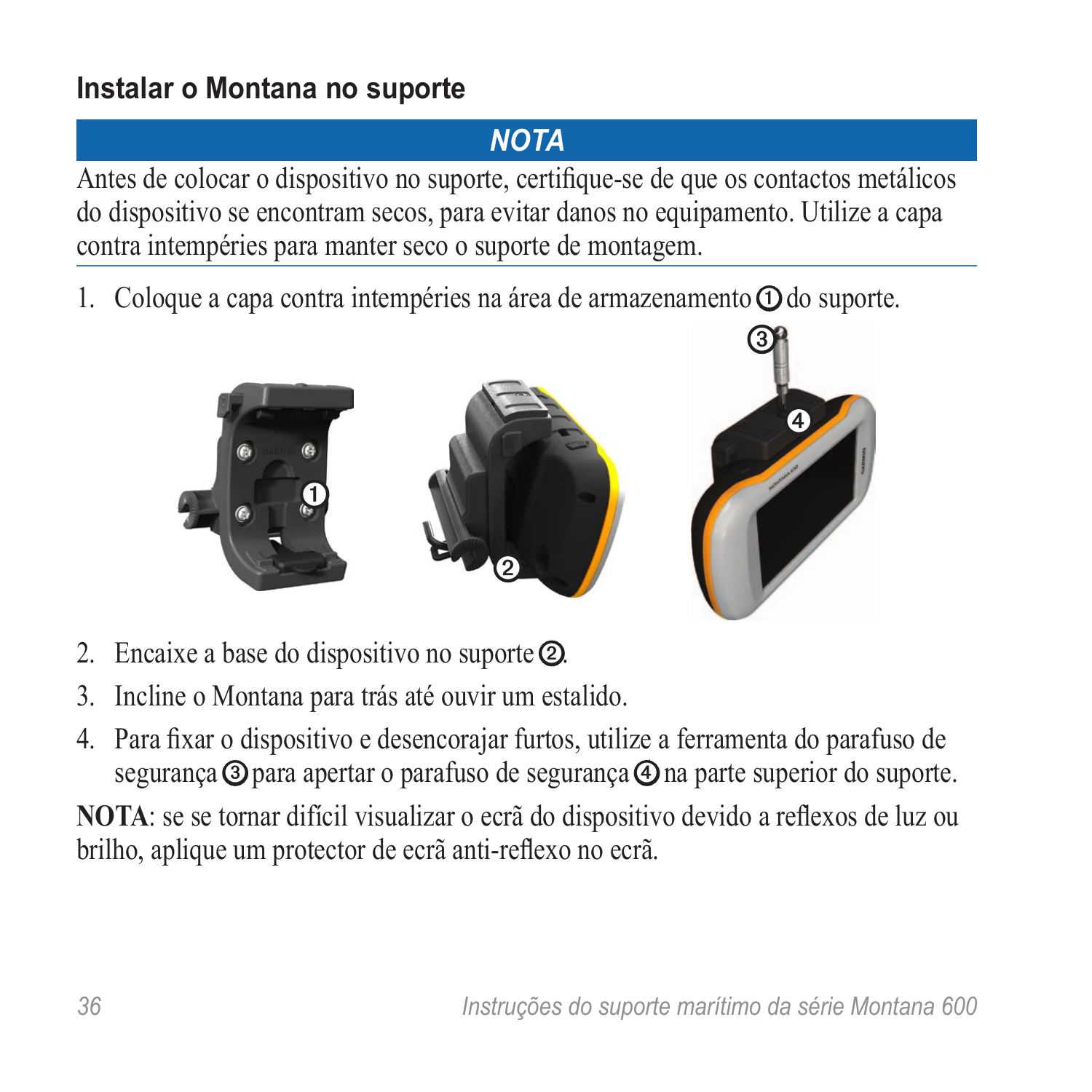## Instalar o Montana no suporte

**NOTA**

Antes de colocar o dispositivo no suporte, certifique-se de que os contactos metálicos do dispositivo se encontram secos, para evitar danos no equipamento. Utilize a capa contra intempéries para manter seco o suporte de montagem.

1. Coloque a capa contra intempéries na área de armazenamento ① do suporte.
2. Encaixe a base do dispositivo no suporte ②.
3. Incline o Montana para trás até ouvir um estalido.
4. Para fixar o dispositivo e desencorajar furtos, utilize a ferramenta do parafuso de segurança ③ para apertar o parafuso de segurança ④ na parte superior do suporte.

**NOTA**: se se tornar difícil visualizar o ecrã do dispositivo devido a reflexos de luz ou brilho, aplique um protector de ecrã anti-reflexo no ecrã.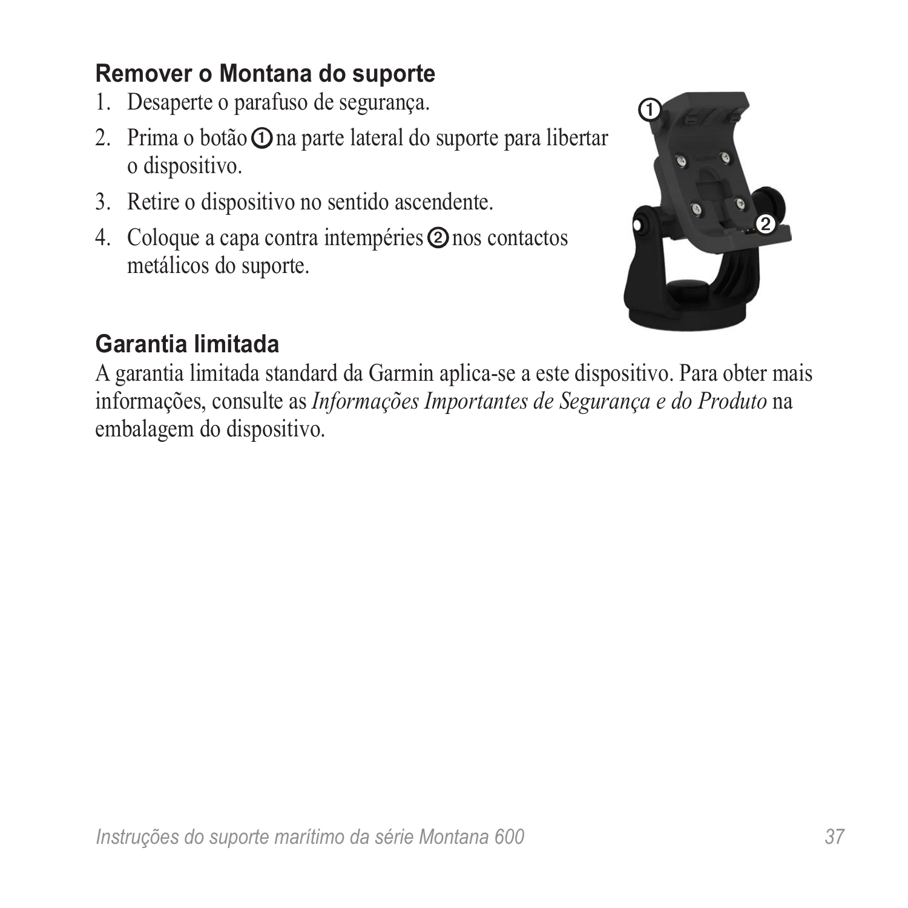## Remover o Montana do suporte

1. Desaperte o parafuso de segurança.
2. Prima o botão ➀ na parte lateral do suporte para libertar o dispositivo.
3. Retire o dispositivo no sentido ascendente.
4. Coloque a capa contra intempéries ➁ nos contactos metálicos do suporte.

## Garantia limitada

A garantia limitada standard da Garmin aplica-se a este dispositivo. Para obter mais informações, consulte as *Informações Importantes de Segurança e do Produto* na embalagem do dispositivo.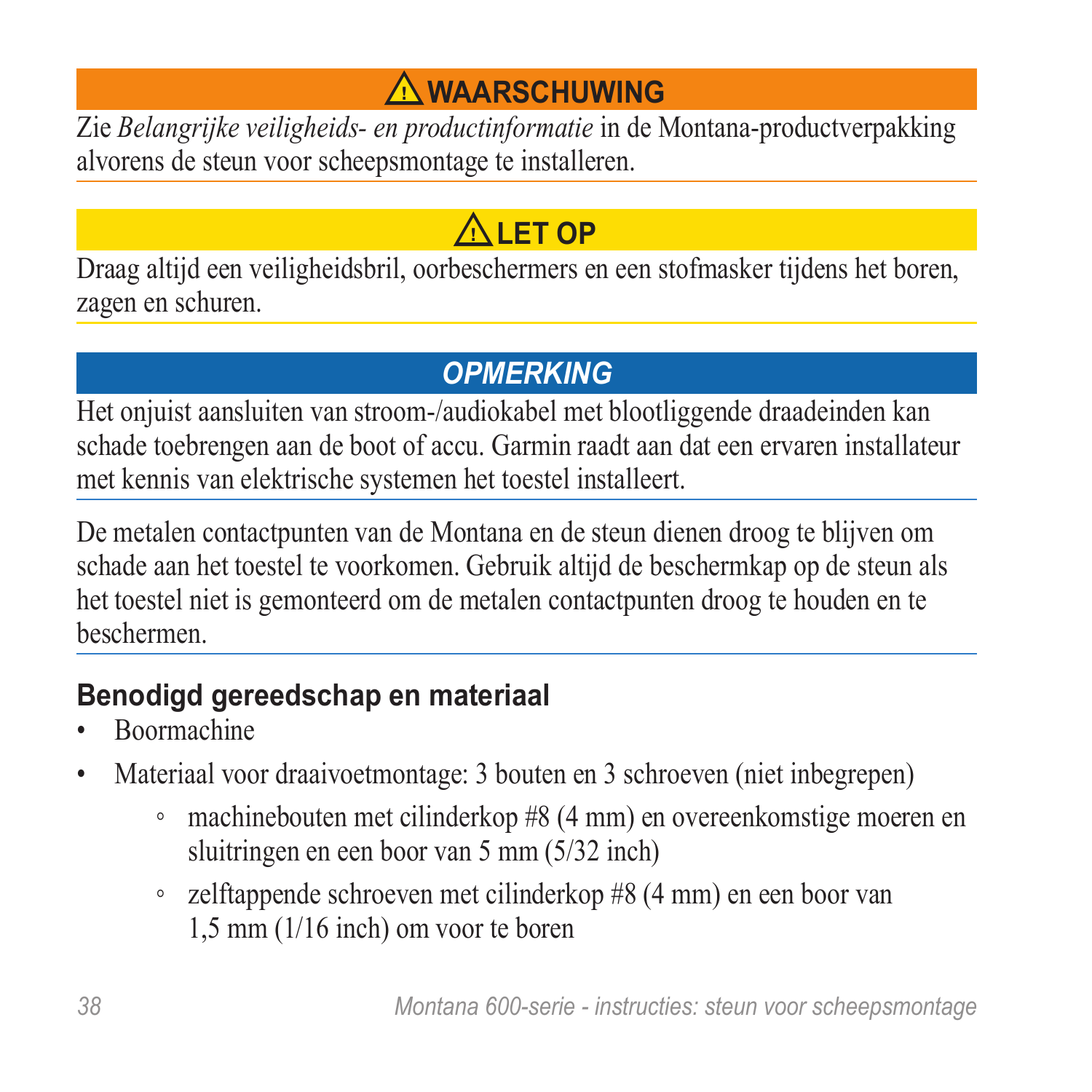**⚠ WAARSCHUWING**

Zie *Belangrijke veiligheids- en productinformatie* in de Montana-productverpakking alvorens de steun voor scheepsmontage te installeren.

**⚠ LET OP**

Draag altijd een veiligheidsbril, oorbeschermers en een stofmasker tijdens het boren, zagen en schuren.

***OPMERKING***

Het onjuist aansluiten van stroom-/audiokabel met blootliggende draadeinden kan schade toebrengen aan de boot of accu. Garmin raadt aan dat een ervaren installateur met kennis van elektrische systemen het toestel installeert.

De metalen contactpunten van de Montana en de steun dienen droog te blijven om schade aan het toestel te voorkomen. Gebruik altijd de beschermkap op de steun als het toestel niet is gemonteerd om de metalen contactpunten droog te houden en te beschermen.

## Benodigd gereedschap en materiaal

- Boormachine
- Materiaal voor draaivoetmontage: 3 bouten en 3 schroeven (niet inbegrepen)
    - machinebouten met cilinderkop #8 (4 mm) en overeenkomstige moeren en sluitringen en een boor van 5 mm (5/32 inch)
    - zelftappende schroeven met cilinderkop #8 (4 mm) en een boor van 1,5 mm (1/16 inch) om voor te boren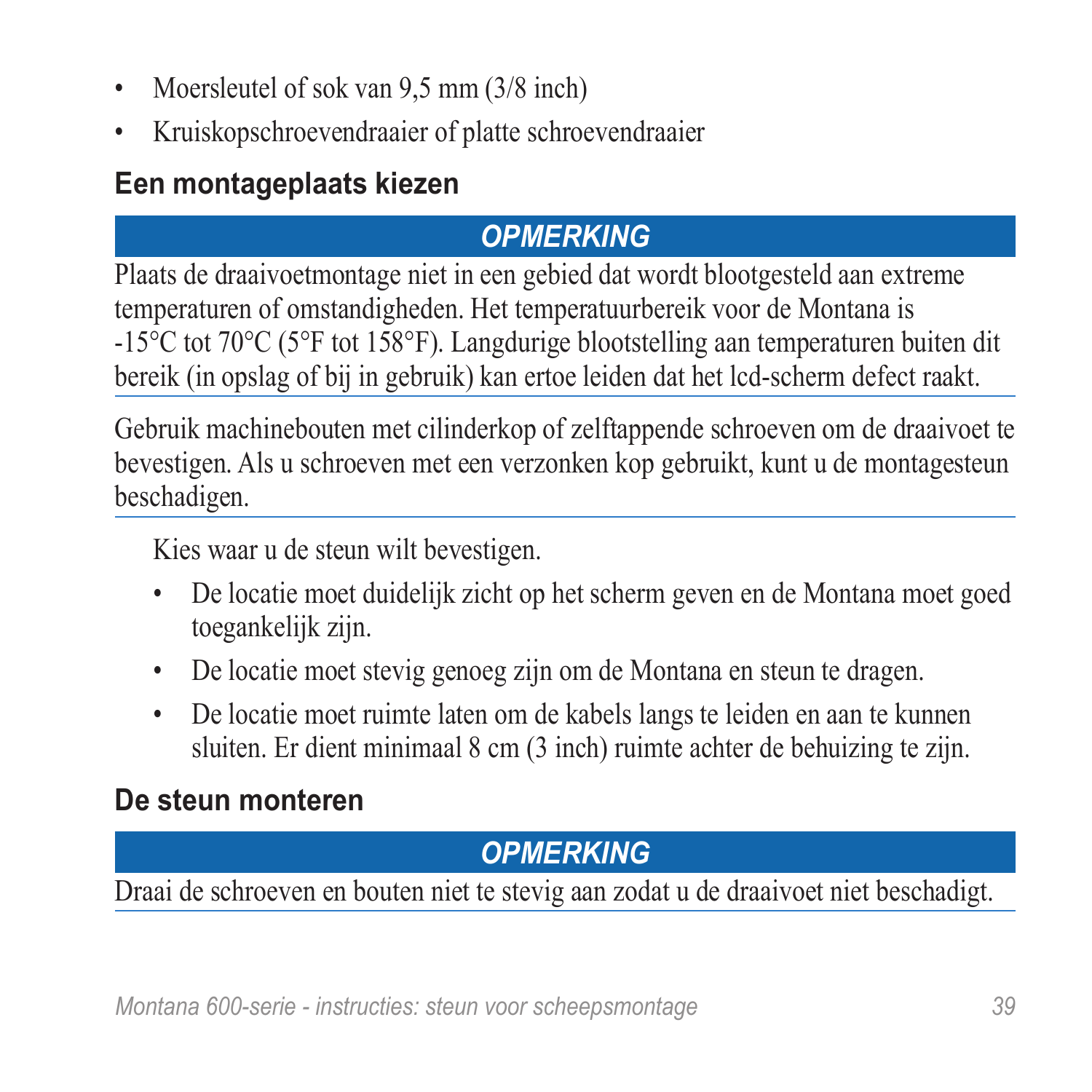- Moersleutel of sok van 9,5 mm (3/8 inch)
- Kruiskopschroevendraaier of platte schroevendraaier

## Een montageplaats kiezen

**OPMERKING**

Plaats de draaivoetmontage niet in een gebied dat wordt blootgesteld aan extreme temperaturen of omstandigheden. Het temperatuurbereik voor de Montana is -15°C tot 70°C (5°F tot 158°F). Langdurige blootstelling aan temperaturen buiten dit bereik (in opslag of bij in gebruik) kan ertoe leiden dat het lcd-scherm defect raakt.

Gebruik machinebouten met cilinderkop of zelftappende schroeven om de draaivoet te bevestigen. Als u schroeven met een verzonken kop gebruikt, kunt u de montagesteun beschadigen.

Kies waar u de steun wilt bevestigen.

- De locatie moet duidelijk zicht op het scherm geven en de Montana moet goed toegankelijk zijn.
- De locatie moet stevig genoeg zijn om de Montana en steun te dragen.
- De locatie moet ruimte laten om de kabels langs te leiden en aan te kunnen sluiten. Er dient minimaal 8 cm (3 inch) ruimte achter de behuizing te zijn.

## De steun monteren

**OPMERKING**

Draai de schroeven en bouten niet te stevig aan zodat u de draaivoet niet beschadigt.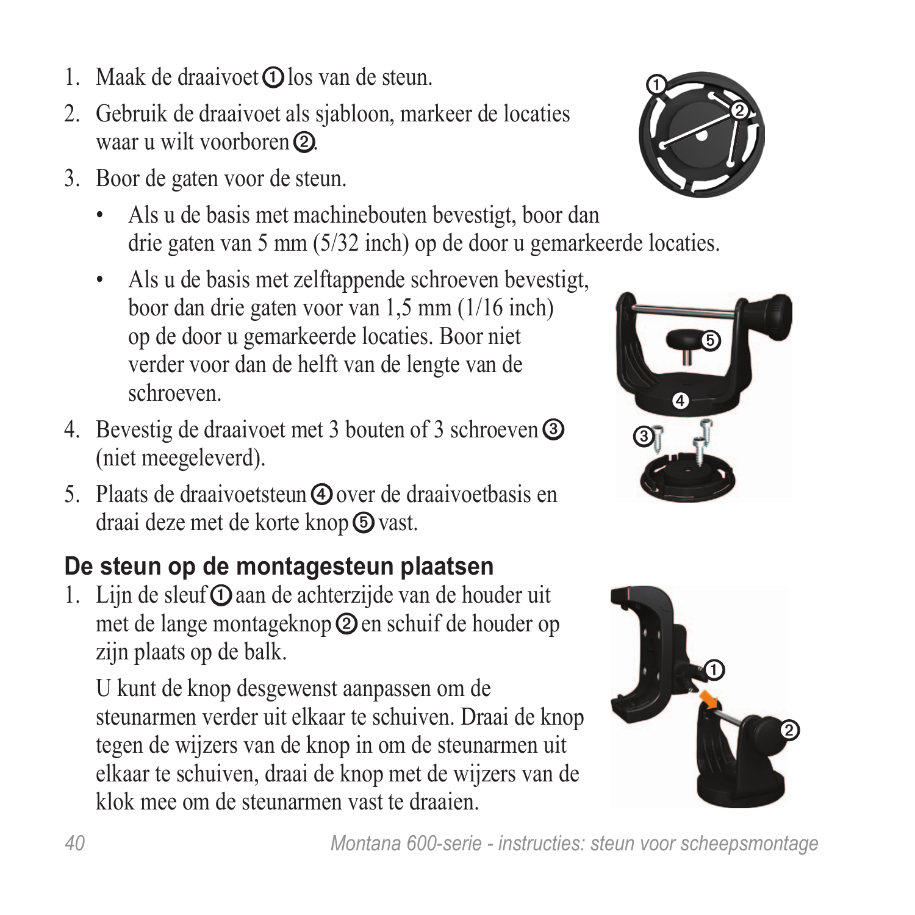1. Maak de draaivoet ① los van de steun.
2. Gebruik de draaivoet als sjabloon, markeer de locaties waar u wilt voorboren ②.
3. Boor de gaten voor de steun.
   - Als u de basis met machinebouten bevestigt, boor dan drie gaten van 5 mm (5/32 inch) op de door u gemarkeerde locaties.
   - Als u de basis met zelftappende schroeven bevestigt, boor dan drie gaten voor van 1,5 mm (1/16 inch) op de door u gemarkeerde locaties. Boor niet verder voor dan de helft van de lengte van de schroeven.
4. Bevestig de draaivoet met 3 bouten of 3 schroeven ③ (niet meegeleverd).
5. Plaats de draaivoetsteun ④ over de draaivoetbasis en draai deze met de korte knop ⑤ vast.

## De steun op de montagesteun plaatsen

1. Lijn de sleuf ① aan de achterzijde van de houder uit met de lange montageknop ② en schuif de houder op zijn plaats op de balk.

   U kunt de knop desgewenst aanpassen om de steunarmen verder uit elkaar te schuiven. Draai de knop tegen de wijzers van de knop in om de steunarmen uit elkaar te schuiven, draai de knop met de wijzers van de klok mee om de steunarmen vast te draaien.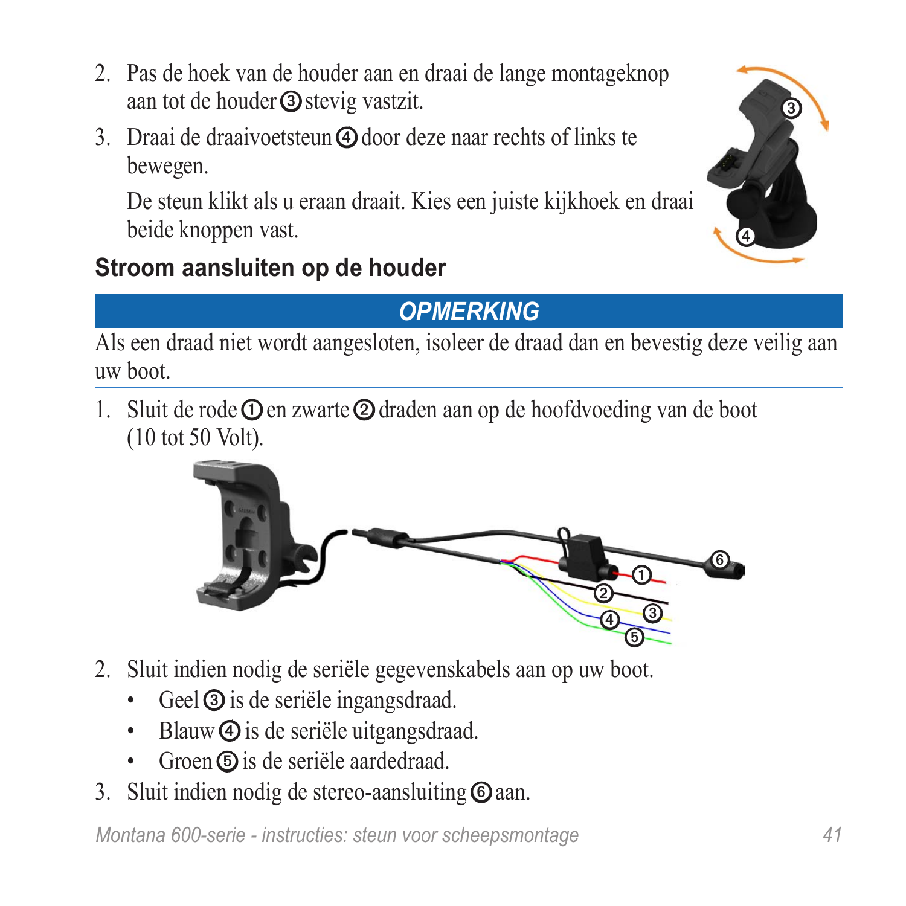2. Pas de hoek van de houder aan en draai de lange montageknop aan tot de houder ③ stevig vastzit.
3. Draai de draaivoetsteun ④ door deze naar rechts of links te bewegen.

   De steun klikt als u eraan draait. Kies een juiste kijkhoek en draai beide knoppen vast.

### Stroom aansluiten op de houder

**_OPMERKING_**

Als een draad niet wordt aangesloten, isoleer de draad dan en bevestig deze veilig aan uw boot.

1. Sluit de rode ① en zwarte ② draden aan op de hoofdvoeding van de boot (10 tot 50 Volt).
2. Sluit indien nodig de seriële gegevenskabels aan op uw boot.
   - Geel ③ is de seriële ingangsdraad.
   - Blauw ④ is de seriële uitgangsdraad.
   - Groen ⑤ is de seriële aardedraad.
3. Sluit indien nodig de stereo-aansluiting ⑥ aan.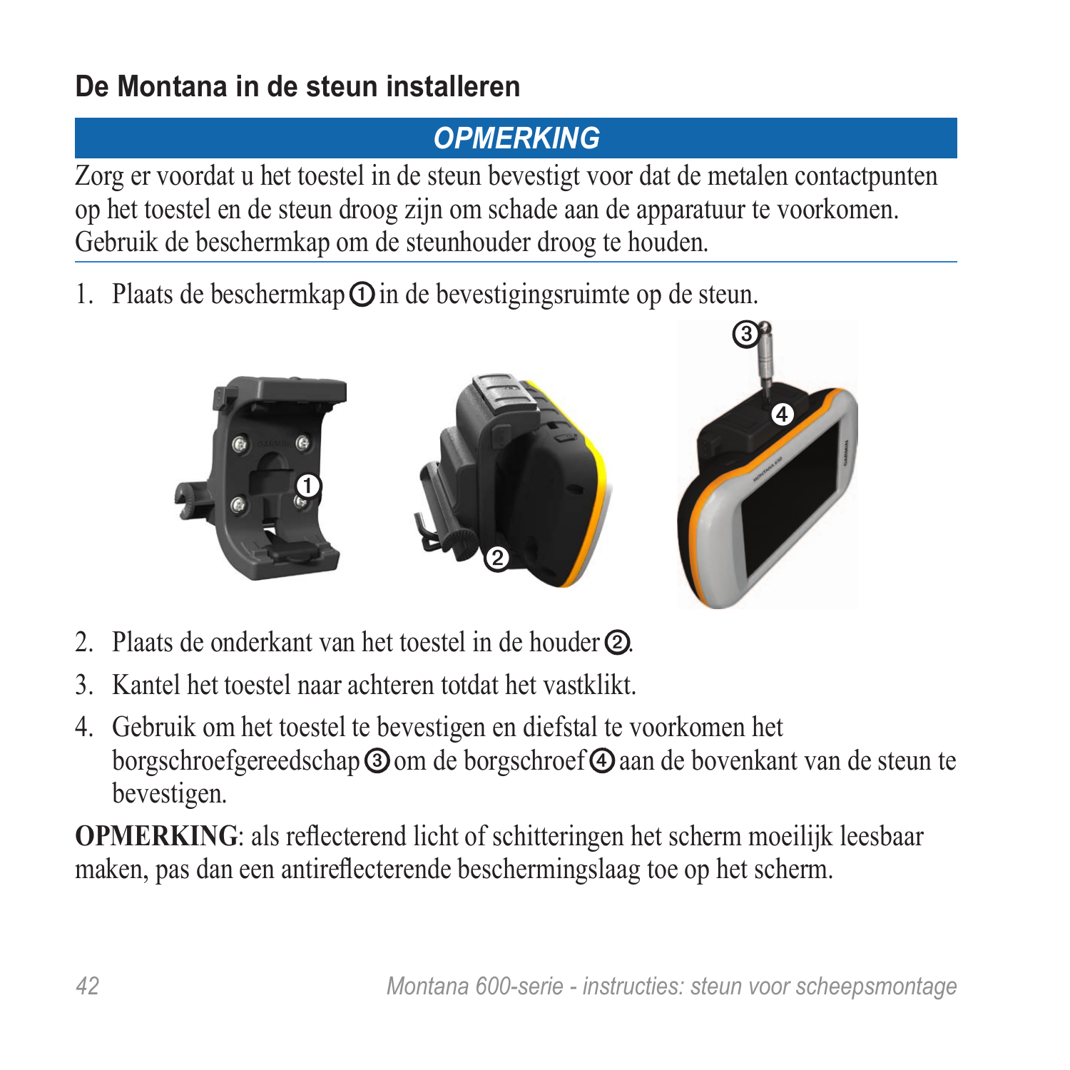## De Montana in de steun installeren

**OPMERKING**

Zorg er voordat u het toestel in de steun bevestigt voor dat de metalen contactpunten op het toestel en de steun droog zijn om schade aan de apparatuur te voorkomen. Gebruik de beschermkap om de steunhouder droog te houden.

1. Plaats de beschermkap ① in de bevestigingsruimte op de steun.
2. Plaats de onderkant van het toestel in de houder ②.
3. Kantel het toestel naar achteren totdat het vastklikt.
4. Gebruik om het toestel te bevestigen en diefstal te voorkomen het borgschroefgereedschap ③ om de borgschroef ④ aan de bovenkant van de steun te bevestigen.

**OPMERKING**: als reflecterend licht of schitteringen het scherm moeilijk leesbaar maken, pas dan een antireflecterende beschermingslaag toe op het scherm.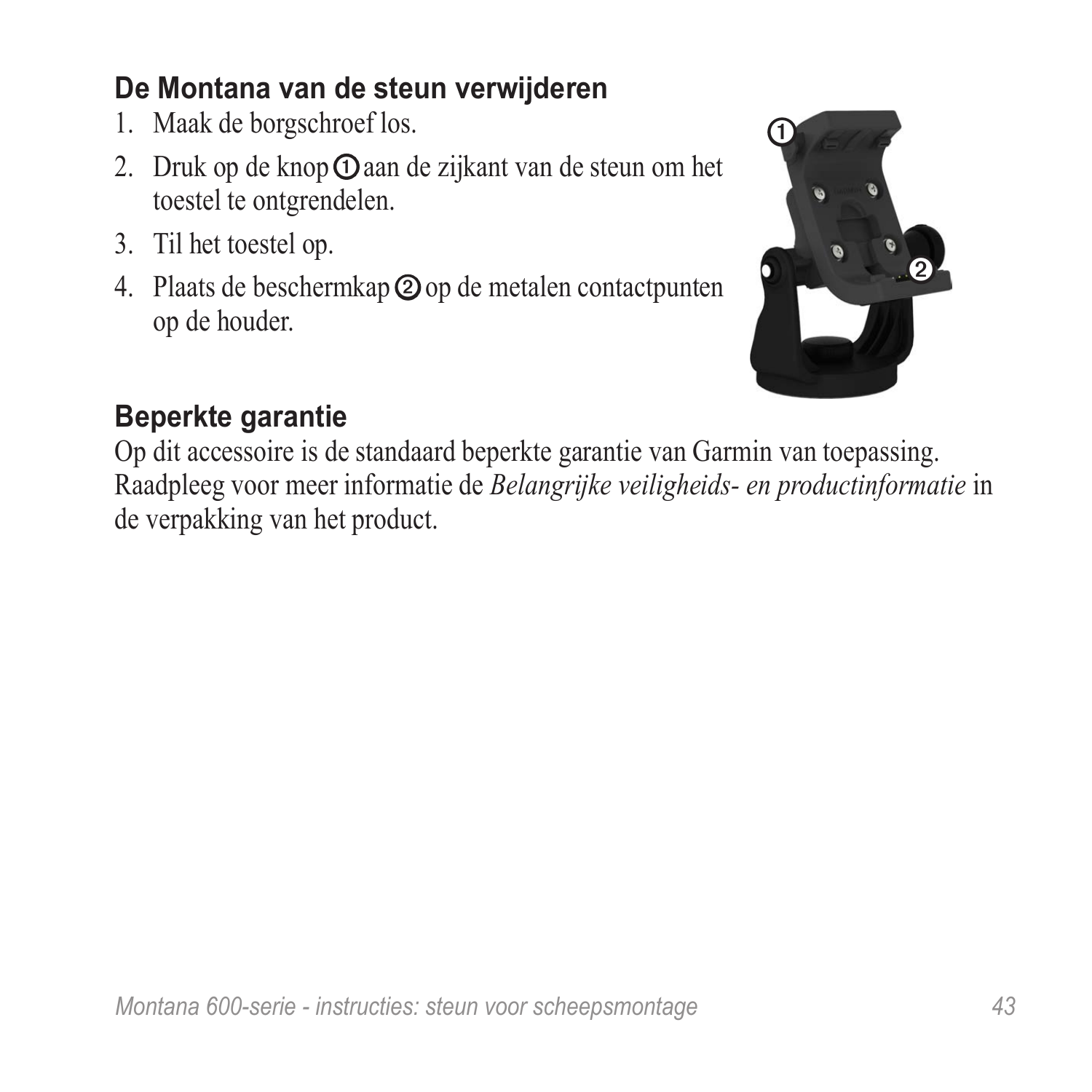## De Montana van de steun verwijderen

1. Maak de borgschroef los.
2. Druk op de knop ① aan de zijkant van de steun om het toestel te ontgrendelen.
3. Til het toestel op.
4. Plaats de beschermkap ② op de metalen contactpunten op de houder.

## Beperkte garantie

Op dit accessoire is de standaard beperkte garantie van Garmin van toepassing. Raadpleeg voor meer informatie de *Belangrijke veiligheids- en productinformatie* in de verpakking van het product.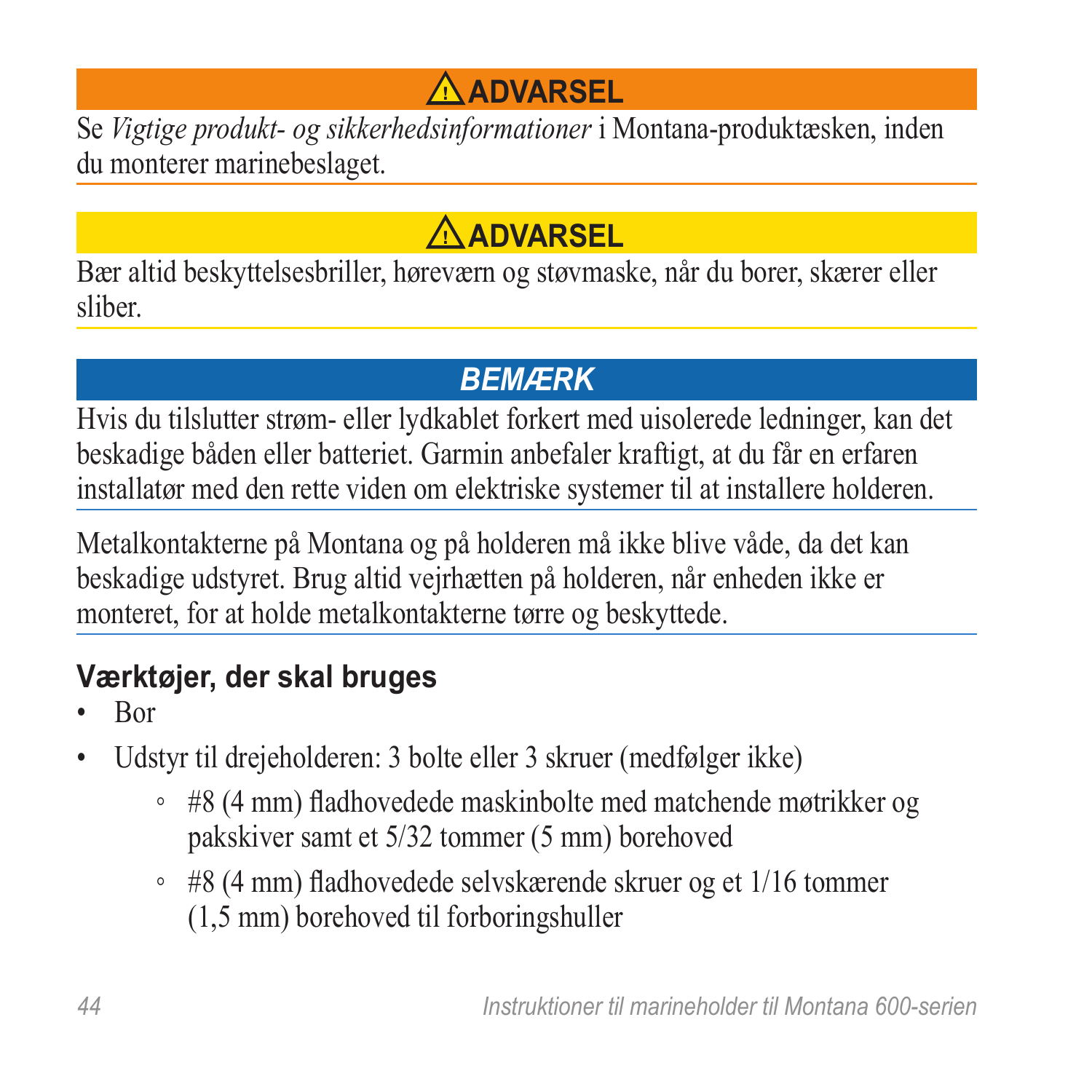**⚠ ADVARSEL**

Se *Vigtige produkt- og sikkerhedsinformationer* i Montana-produktæsken, inden du monterer marinebeslaget.

**⚠ ADVARSEL**

Bær altid beskyttelsesbriller, høreværn og støvmaske, når du borer, skærer eller sliber.

***BEMÆRK***

Hvis du tilslutter strøm- eller lydkablet forkert med uisolerede ledninger, kan det beskadige båden eller batteriet. Garmin anbefaler kraftigt, at du får en erfaren installatør med den rette viden om elektriske systemer til at installere holderen.

Metalkontakterne på Montana og på holderen må ikke blive våde, da det kan beskadige udstyret. Brug altid vejrhætten på holderen, når enheden ikke er monteret, for at holde metalkontakterne tørre og beskyttede.

## Værktøjer, der skal bruges

- Bor
- Udstyr til drejeholderen: 3 bolte eller 3 skruer (medfølger ikke)
    - #8 (4 mm) fladhovedede maskinbolte med matchende møtrikker og pakskiver samt et 5/32 tommer (5 mm) borehoved
    - #8 (4 mm) fladhovedede selvskærende skruer og et 1/16 tommer (1,5 mm) borehoved til forboringshuller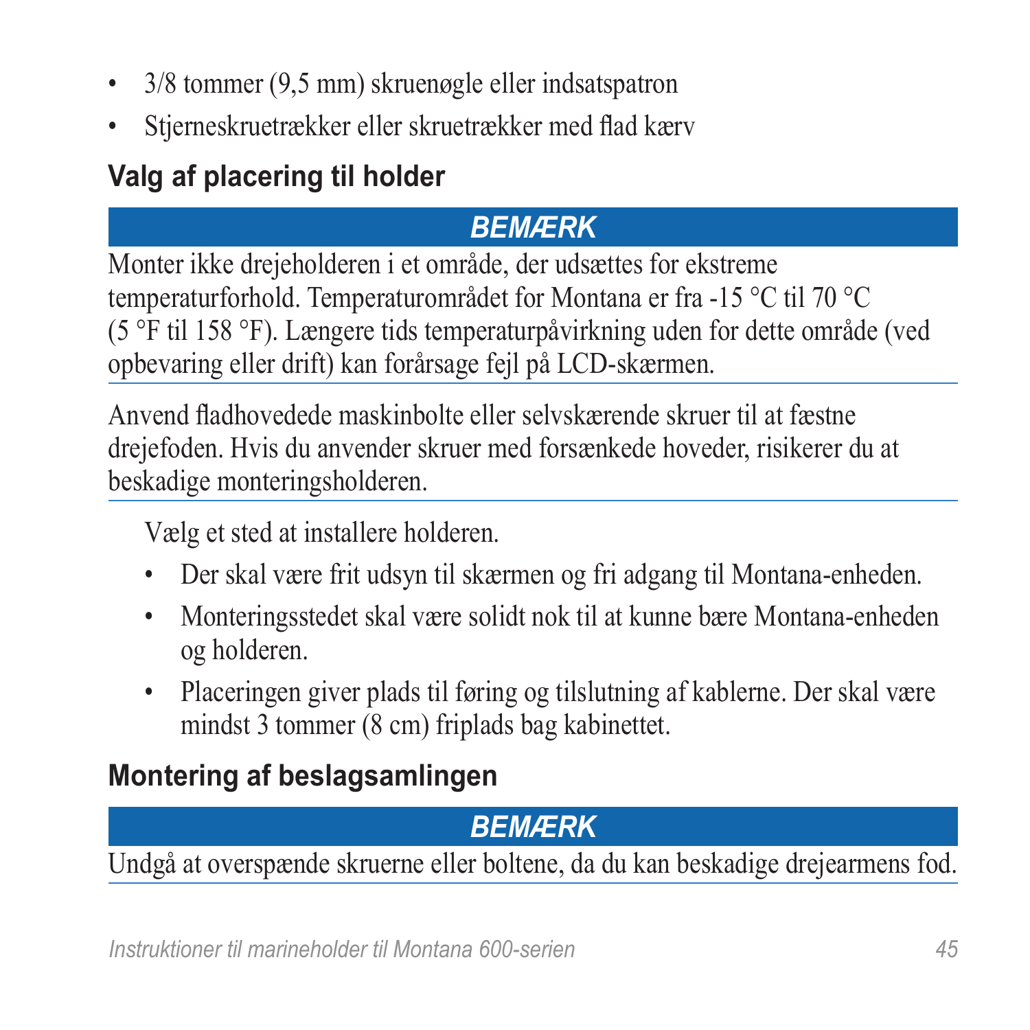- 3/8 tommer (9,5 mm) skruenøgle eller indsatspatron
- Stjerneskruetrækker eller skruetrækker med flad kærv

## Valg af placering til holder

***BEMÆRK***

Monter ikke drejeholderen i et område, der udsættes for ekstreme temperaturforhold. Temperaturområdet for Montana er fra -15 °C til 70 °C (5 °F til 158 °F). Længere tids temperaturpåvirkning uden for dette område (ved opbevaring eller drift) kan forårsage fejl på LCD-skærmen.

Anvend fladhovedede maskinbolte eller selvskærende skruer til at fæstne drejefoden. Hvis du anvender skruer med forsænkede hoveder, risikerer du at beskadige monteringsholderen.

Vælg et sted at installere holderen.

- Der skal være frit udsyn til skærmen og fri adgang til Montana-enheden.
- Monteringsstedet skal være solidt nok til at kunne bære Montana-enheden og holderen.
- Placeringen giver plads til føring og tilslutning af kablerne. Der skal være mindst 3 tommer (8 cm) friplads bag kabinettet.

## Montering af beslagsamlingen

***BEMÆRK***

Undgå at overspænde skruerne eller boltene, da du kan beskadige drejearmens fod.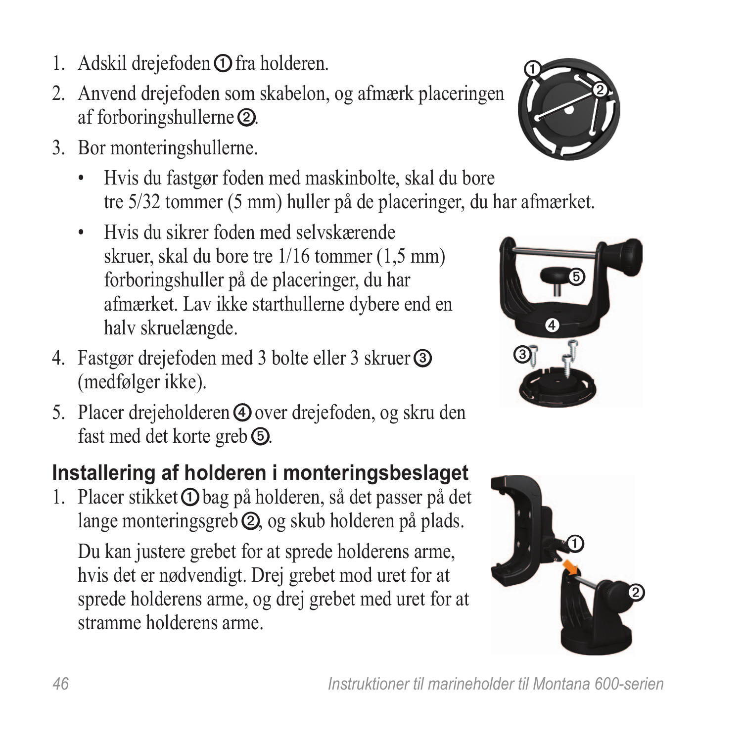1. Adskil drejefoden ① fra holderen.
2. Anvend drejefoden som skabelon, og afmærk placeringen af forboringshullerne ②.
3. Bor monteringshullerne.
   - Hvis du fastgør foden med maskinbolte, skal du bore tre 5/32 tommer (5 mm) huller på de placeringer, du har afmærket.
   - Hvis du sikrer foden med selvskærende skruer, skal du bore tre 1/16 tommer (1,5 mm) forboringshuller på de placeringer, du har afmærket. Lav ikke starthullerne dybere end en halv skruelængde.
4. Fastgør drejefoden med 3 bolte eller 3 skruer ③ (medfølger ikke).
5. Placer drejeholderen ④ over drejefoden, og skru den fast med det korte greb ⑤.

## Installering af holderen i monteringsbeslaget

1. Placer stikket ① bag på holderen, så det passer på det lange monteringsgreb ②, og skub holderen på plads.

   Du kan justere grebet for at sprede holderens arme, hvis det er nødvendigt. Drej grebet mod uret for at sprede holderens arme, og drej grebet med uret for at stramme holderens arme.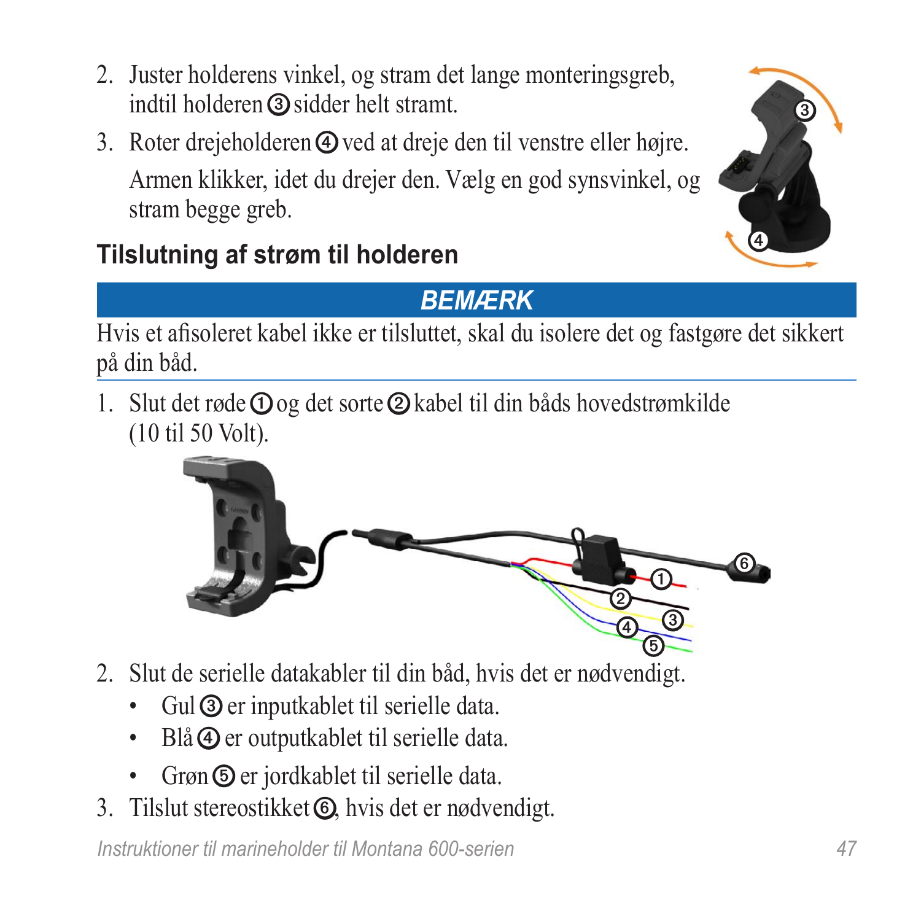2. Juster holderens vinkel, og stram det lange monteringsgreb, indtil holderen ③ sidder helt stramt.
3. Roter drejeholderen ④ ved at dreje den til venstre eller højre.

   Armen klikker, idet du drejer den. Vælg en god synsvinkel, og stram begge greb.

## Tilslutning af strøm til holderen

**BEMÆRK**

Hvis et afisoleret kabel ikke er tilsluttet, skal du isolere det og fastgøre det sikkert på din båd.

1. Slut det røde ① og det sorte ② kabel til din båds hovedstrømkilde (10 til 50 Volt).
2. Slut de serielle datakabler til din båd, hvis det er nødvendigt.
   - Gul ③ er inputkablet til serielle data.
   - Blå ④ er outputkablet til serielle data.
   - Grøn ⑤ er jordkablet til serielle data.
3. Tilslut stereostikket ⑥, hvis det er nødvendigt.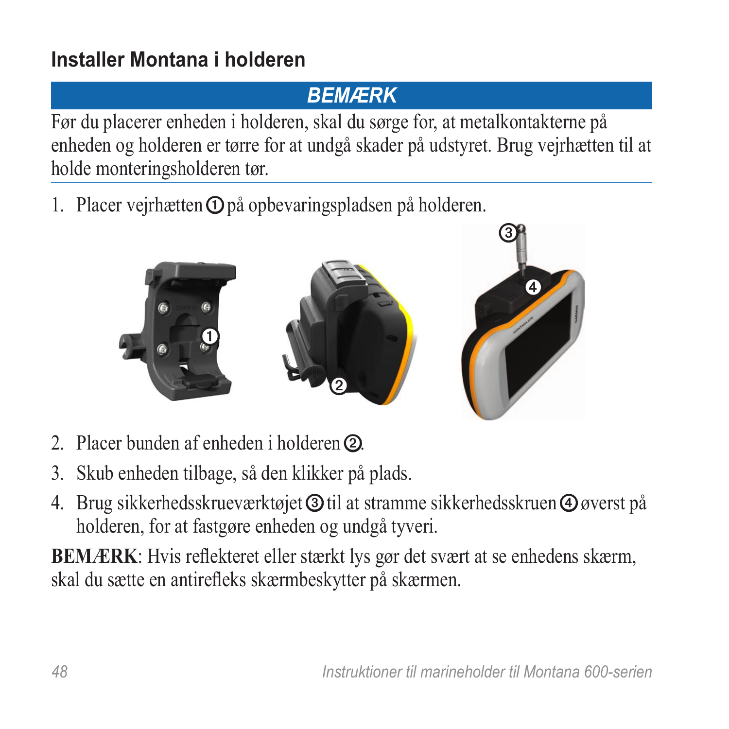## Installer Montana i holderen

***BEMÆRK***

Før du placerer enheden i holderen, skal du sørge for, at metalkontakterne på enheden og holderen er tørre for at undgå skader på udstyret. Brug vejrhætten til at holde monteringsholderen tør.

1. Placer vejrhætten ① på opbevaringspladsen på holderen.
2. Placer bunden af enheden i holderen ②.
3. Skub enheden tilbage, så den klikker på plads.
4. Brug sikkerhedsskrueværktøjet ③ til at stramme sikkerhedsskruen ④ øverst på holderen, for at fastgøre enheden og undgå tyveri.

**BEMÆRK**: Hvis reflekteret eller stærkt lys gør det svært at se enhedens skærm, skal du sætte en antirefleks skærmbeskytter på skærmen.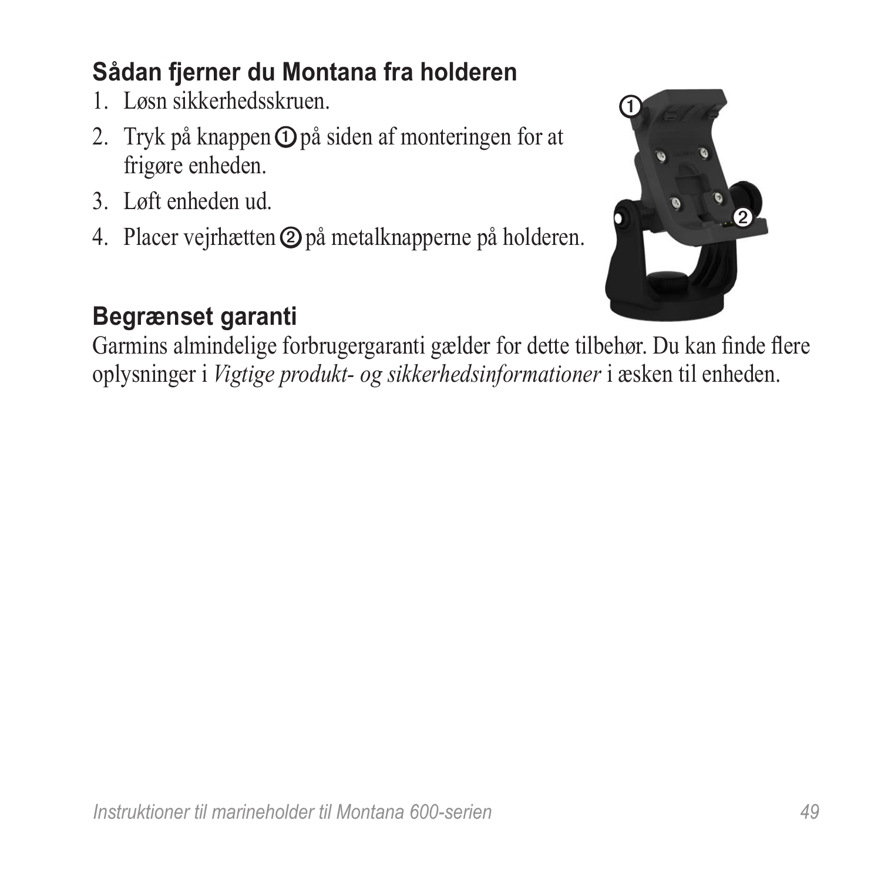### Sådan fjerner du Montana fra holderen

1. Løsn sikkerhedsskruen.
2. Tryk på knappen ① på siden af monteringen for at frigøre enheden.
3. Løft enheden ud.
4. Placer vejrhætten ② på metalknapperne på holderen.

### Begrænset garanti

Garmins almindelige forbrugergaranti gælder for dette tilbehør. Du kan finde flere oplysninger i *Vigtige produkt- og sikkerhedsinformationer* i æsken til enheden.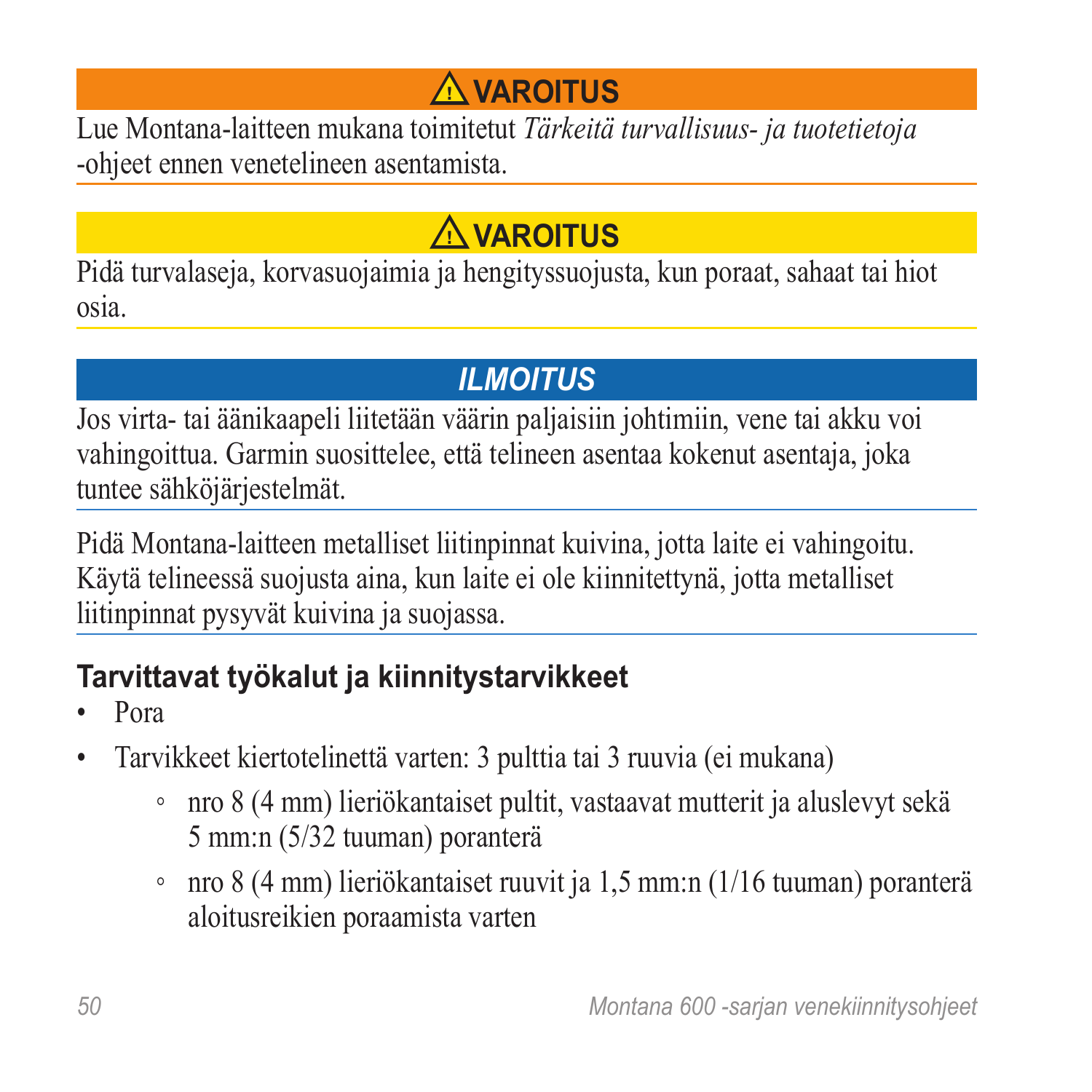**⚠ VAROITUS**

Lue Montana-laitteen mukana toimitetut *Tärkeitä turvallisuus- ja tuotetietoja* -ohjeet ennen venetelineen asentamista.

**⚠ VAROITUS**

Pidä turvalaseja, korvasuojaimia ja hengityssuojusta, kun poraat, sahaat tai hiot osia.

***ILMOITUS***

Jos virta- tai äänikaapeli liitetään väärin paljaisiin johtimiin, vene tai akku voi vahingoittua. Garmin suosittelee, että telineen asentaa kokenut asentaja, joka tuntee sähköjärjestelmät.

Pidä Montana-laitteen metalliset liitinpinnat kuivina, jotta laite ei vahingoitu. Käytä telineessä suojusta aina, kun laite ei ole kiinnitettynä, jotta metalliset liitinpinnat pysyvät kuivina ja suojassa.

## Tarvittavat työkalut ja kiinnitystarvikkeet

- Pora
- Tarvikkeet kiertotelinettä varten: 3 pulttia tai 3 ruuvia (ei mukana)
    - nro 8 (4 mm) lieriökantaiset pultit, vastaavat mutterit ja aluslevyt sekä 5 mm:n (5/32 tuuman) poranterä
    - nro 8 (4 mm) lieriökantaiset ruuvit ja 1,5 mm:n (1/16 tuuman) poranterä aloitusreikien poraamista varten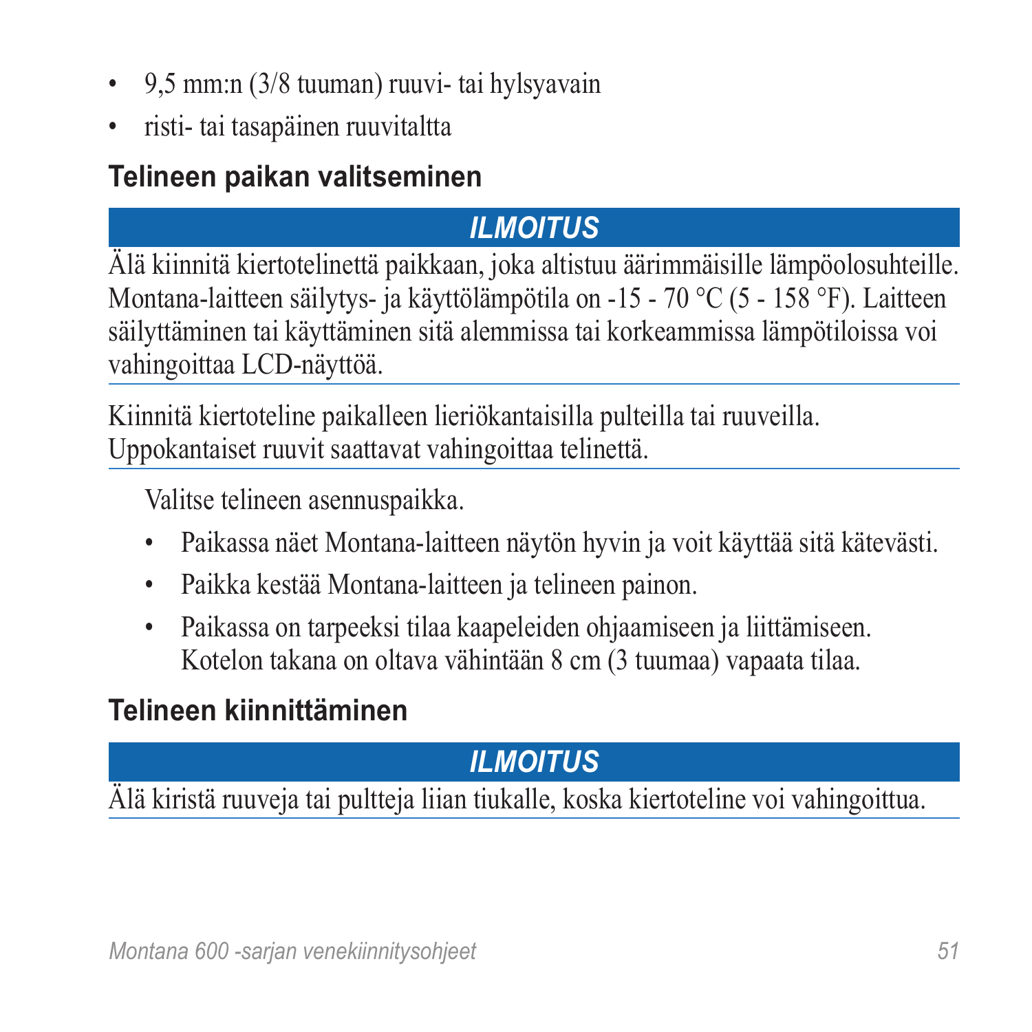- 9,5 mm:n (3/8 tuuman) ruuvi- tai hylsyavain
- risti- tai tasapäinen ruuvitaltta

## Telineen paikan valitseminen

**_ILMOITUS_**

Älä kiinnitä kiertotelinettä paikkaan, joka altistuu äärimmäisille lämpöolosuhteille. Montana-laitteen säilytys- ja käyttölämpötila on -15 - 70 °C (5 - 158 °F). Laitteen säilyttäminen tai käyttäminen sitä alemmissa tai korkeammissa lämpötiloissa voi vahingoittaa LCD-näyttöä.

Kiinnitä kiertoteline paikalleen lieriökantaisilla pulteilla tai ruuveilla. Uppokantaiset ruuvit saattavat vahingoittaa telinettä.

Valitse telineen asennuspaikka.

- Paikassa näet Montana-laitteen näytön hyvin ja voit käyttää sitä kätevästi.
- Paikka kestää Montana-laitteen ja telineen painon.
- Paikassa on tarpeeksi tilaa kaapeleiden ohjaamiseen ja liittämiseen. Kotelon takana on oltava vähintään 8 cm (3 tuumaa) vapaata tilaa.

## Telineen kiinnittäminen

**_ILMOITUS_**

Älä kiristä ruuveja tai pultteja liian tiukalle, koska kiertoteline voi vahingoittua.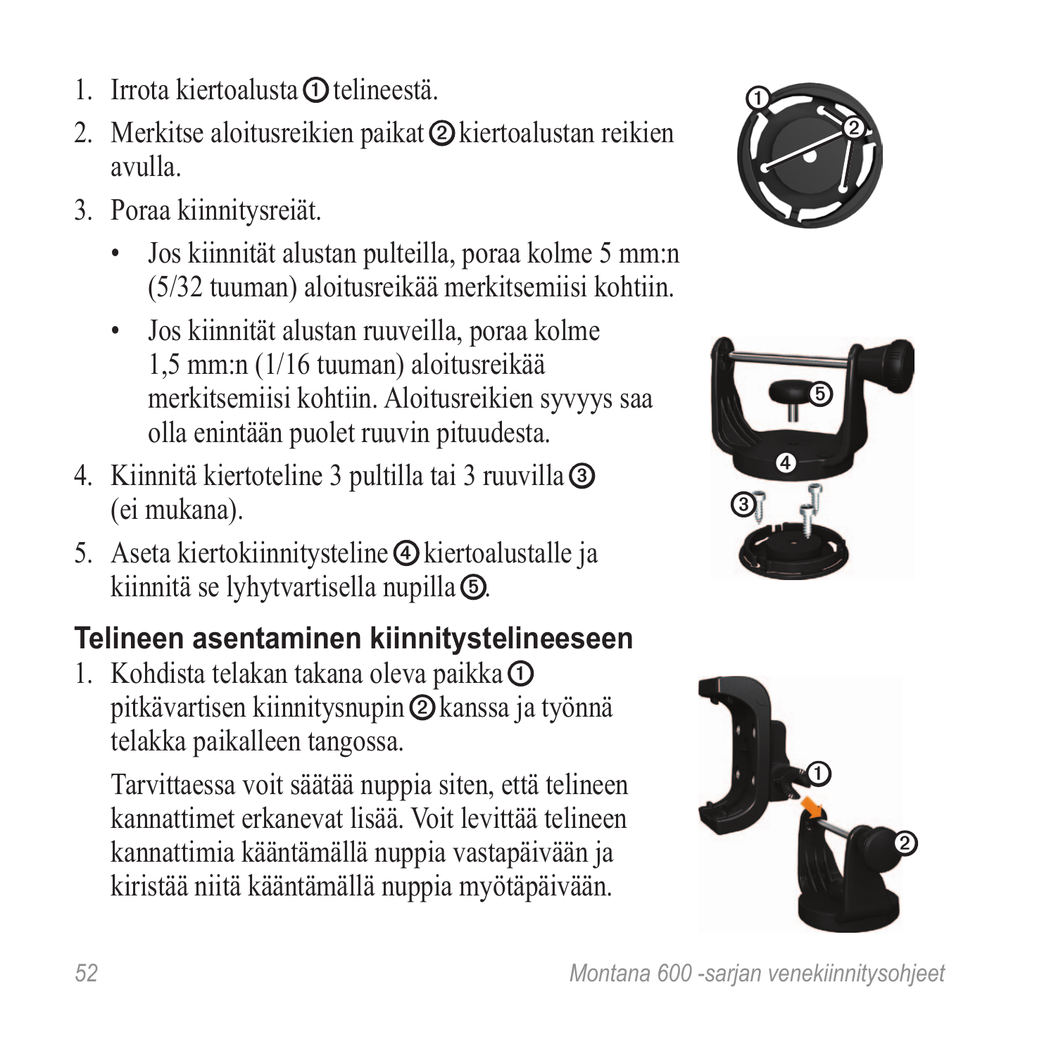1. Irrota kiertoalusta ① telineestä.
2. Merkitse aloitusreikien paikat ② kiertoalustan reikien avulla.
3. Poraa kiinnitysreiät.
   - Jos kiinnität alustan pulteilla, poraa kolme 5 mm:n (5/32 tuuman) aloitusreikää merkitsemiisi kohtiin.
   - Jos kiinnität alustan ruuveilla, poraa kolme 1,5 mm:n (1/16 tuuman) aloitusreikää merkitsemiisi kohtiin. Aloitusreikien syvyys saa olla enintään puolet ruuvin pituudesta.
4. Kiinnitä kiertoteline 3 pultilla tai 3 ruuvilla ③ (ei mukana).
5. Aseta kiertokiinnitysteline ④ kiertoalustalle ja kiinnitä se lyhytvartisella nupilla ⑤.

## Telineen asentaminen kiinnitystelineeseen

1. Kohdista telakan takana oleva paikka ① pitkävartisen kiinnitysnupin ② kanssa ja työnnä telakka paikalleen tangossa.

   Tarvittaessa voit säätää nuppia siten, että telineen kannattimet erkanevat lisää. Voit levittää telineen kannattimia kääntämällä nuppia vastapäivään ja kiristää niitä kääntämällä nuppia myötäpäivään.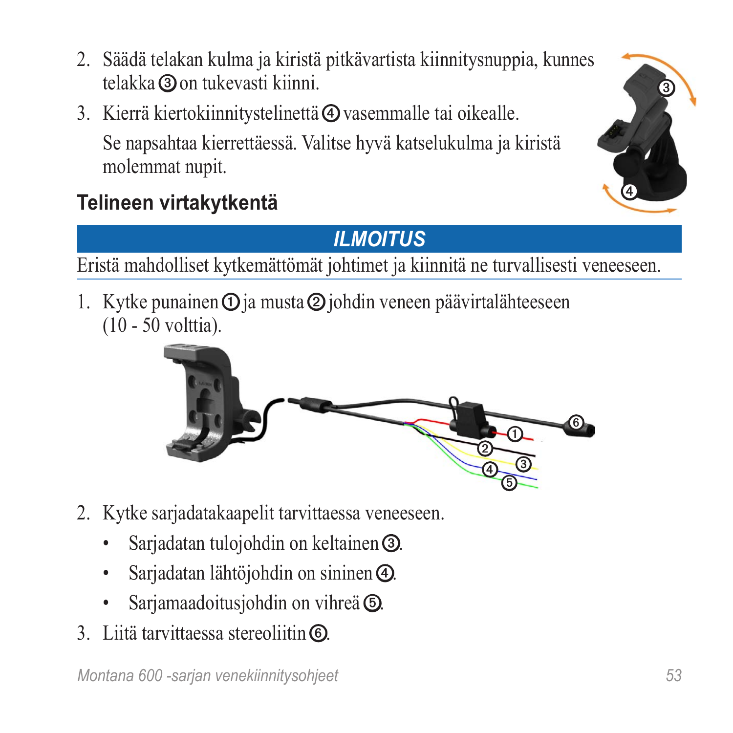2. Säädä telakan kulma ja kiristä pitkävartista kiinnitysnuppia, kunnes telakka ③ on tukevasti kiinni.
3. Kierrä kiertokiinnitystelinettä ④ vasemmalle tai oikealle.

   Se napsahtaa kierrettäessä. Valitse hyvä katselukulma ja kiristä molemmat nupit.

### Telineen virtakytkentä

**_ILMOITUS_**

Eristä mahdolliset kytkemättömät johtimet ja kiinnitä ne turvallisesti veneeseen.

1. Kytke punainen ① ja musta ② johdin veneen päävirtalähteeseen (10 - 50 volttia).
2. Kytke sarjadatakaapelit tarvittaessa veneeseen.
   - Sarjadatan tulojohdin on keltainen ③.
   - Sarjadatan lähtöjohdin on sininen ④.
   - Sarjamaadoitusjohdin on vihreä ⑤.
3. Liitä tarvittaessa stereoliitin ⑥.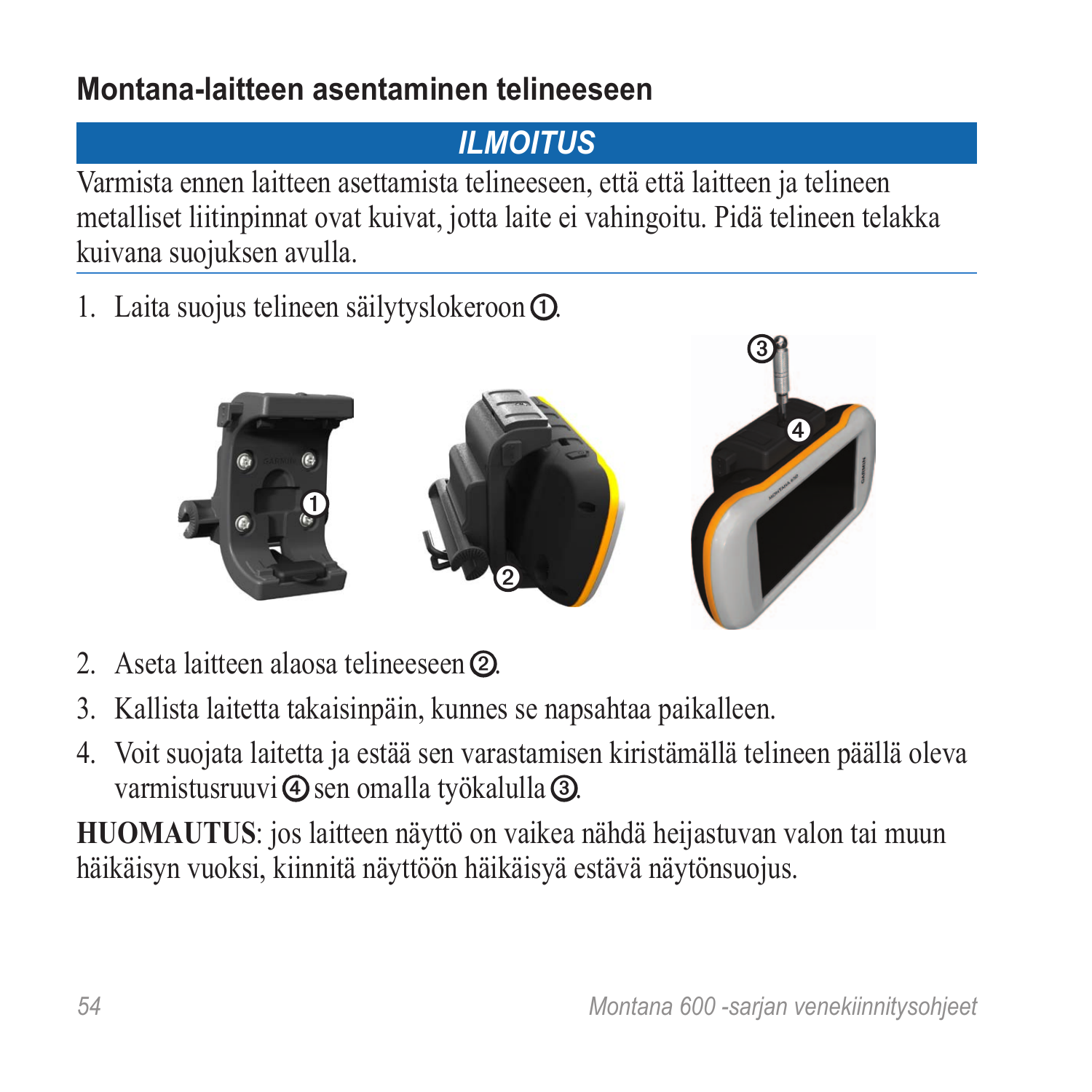## Montana-laitteen asentaminen telineeseen

**ILMOITUS**

Varmista ennen laitteen asettamista telineeseen, että että laitteen ja telineen metalliset liitinpinnat ovat kuivat, jotta laite ei vahingoitu. Pidä telineen telakka kuivana suojuksen avulla.

1. Laita suojus telineen säilytyslokeroon ①.
2. Aseta laitteen alaosa telineeseen ②.
3. Kallista laitetta takaisinpäin, kunnes se napsahtaa paikalleen.
4. Voit suojata laitetta ja estää sen varastamisen kiristämällä telineen päällä oleva varmistusruuvi ④ sen omalla työkalulla ③.

**HUOMAUTUS**: jos laitteen näyttö on vaikea nähdä heijastuvan valon tai muun häikäisyn vuoksi, kiinnitä näyttöön häikäisyä estävä näytönsuojus.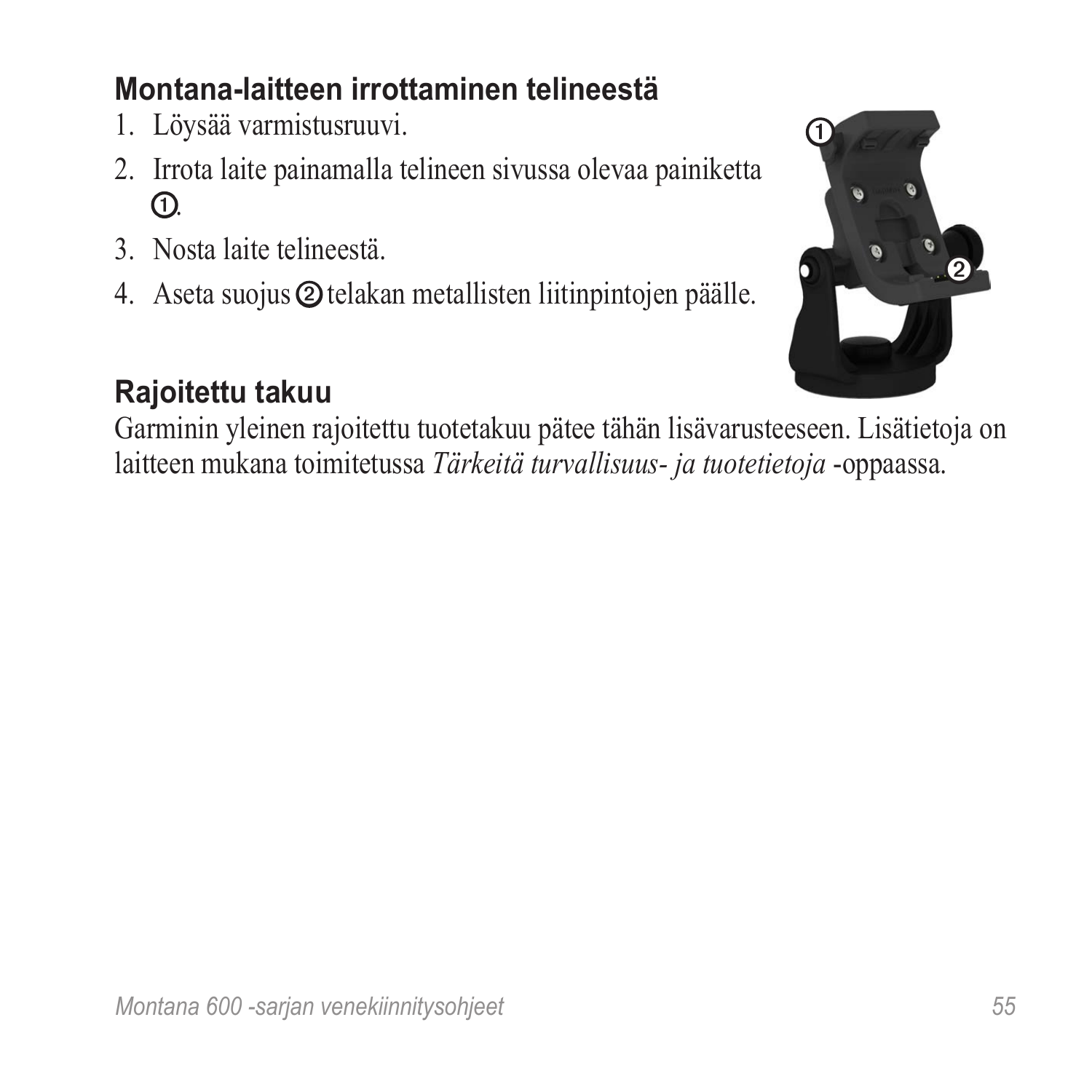## Montana-laitteen irrottaminen telineestä

1. Löysää varmistusruuvi.
2. Irrota laite painamalla telineen sivussa olevaa painiketta ①.
3. Nosta laite telineestä.
4. Aseta suojus ② telakan metallisten liitinpintojen päälle.

## Rajoitettu takuu

Garminin yleinen rajoitettu tuotetakuu pätee tähän lisävarusteeseen. Lisätietoja on laitteen mukana toimitetussa *Tärkeitä turvallisuus- ja tuotetietoja* -oppaassa.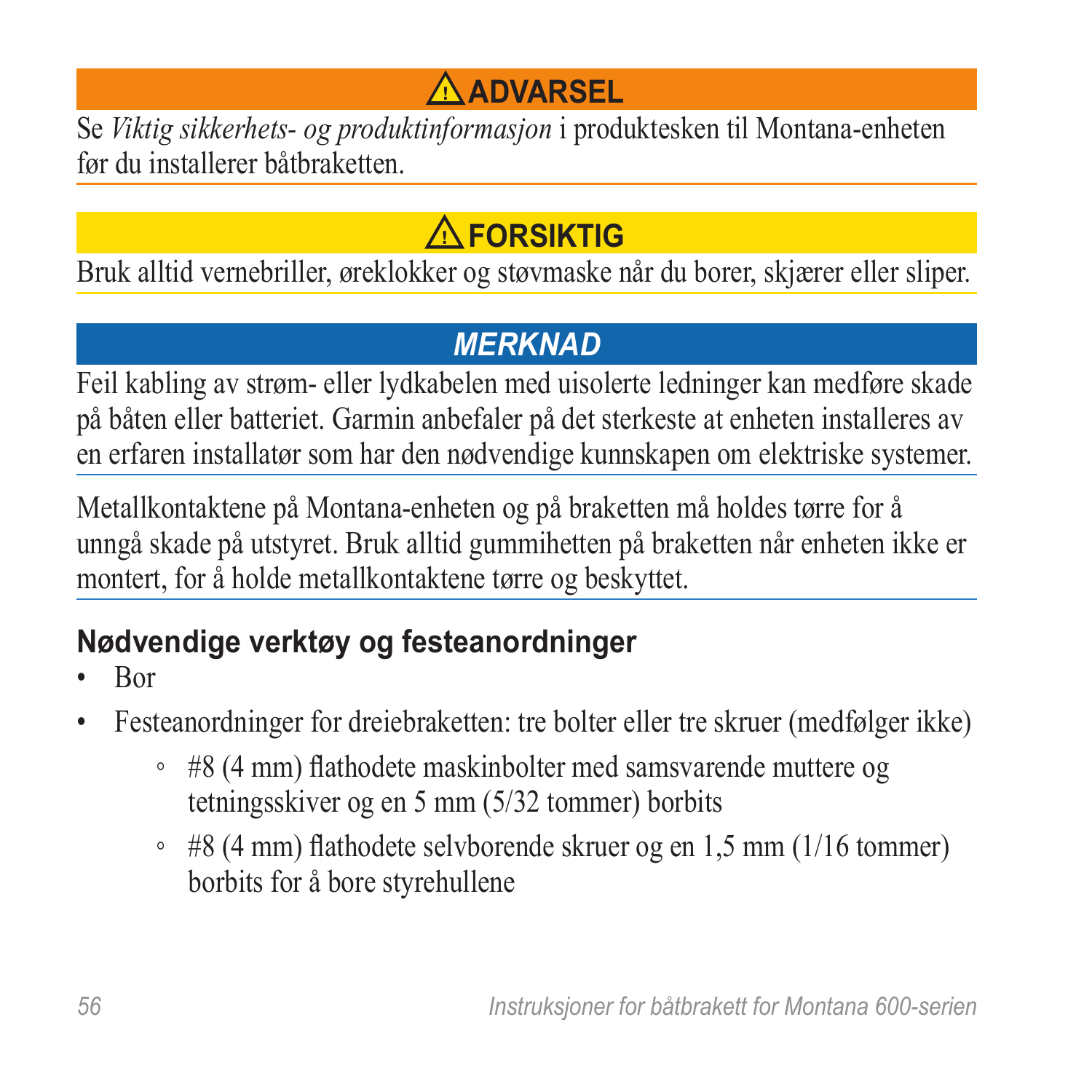**⚠ ADVARSEL**

Se *Viktig sikkerhets- og produktinformasjon* i produktesken til Montana-enheten før du installerer båtbraketten.

**⚠ FORSIKTIG**

Bruk alltid vernebriller, øreklokker og støvmaske når du borer, skjærer eller sliper.

***MERKNAD***

Feil kabling av strøm- eller lydkabelen med uisolerte ledninger kan medføre skade på båten eller batteriet. Garmin anbefaler på det sterkeste at enheten installeres av en erfaren installatør som har den nødvendige kunnskapen om elektriske systemer.

Metallkontaktene på Montana-enheten og på braketten må holdes tørre for å unngå skade på utstyret. Bruk alltid gummihetten på braketten når enheten ikke er montert, for å holde metallkontaktene tørre og beskyttet.

## Nødvendige verktøy og festeanordninger

- Bor
- Festeanordninger for dreiebraketten: tre bolter eller tre skruer (medfølger ikke)
    - #8 (4 mm) flathodete maskinbolter med samsvarende muttere og tetningsskiver og en 5 mm (5/32 tommer) borbits
    - #8 (4 mm) flathodete selvborende skruer og en 1,5 mm (1/16 tommer) borbits for å bore styrehullene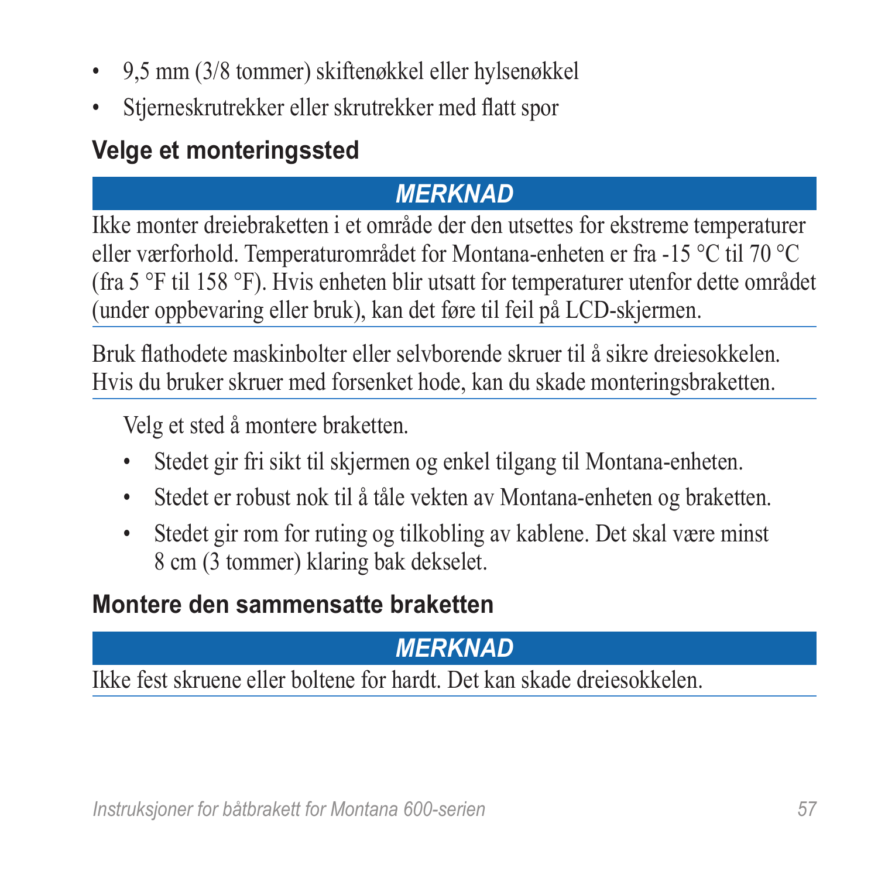- 9,5 mm (3/8 tommer) skiftenøkkel eller hylsenøkkel
- Stjerneskrutrekker eller skrutrekker med flatt spor

## Velge et monteringssted

***MERKNAD***

Ikke monter dreiebraketten i et område der den utsettes for ekstreme temperaturer eller værforhold. Temperaturområdet for Montana-enheten er fra -15 °C til 70 °C (fra 5 °F til 158 °F). Hvis enheten blir utsatt for temperaturer utenfor dette området (under oppbevaring eller bruk), kan det føre til feil på LCD-skjermen.

Bruk flathodete maskinbolter eller selvborende skruer til å sikre dreiesokkelen. Hvis du bruker skruer med forsenket hode, kan du skade monteringsbraketten.

Velg et sted å montere braketten.

- Stedet gir fri sikt til skjermen og enkel tilgang til Montana-enheten.
- Stedet er robust nok til å tåle vekten av Montana-enheten og braketten.
- Stedet gir rom for ruting og tilkobling av kablene. Det skal være minst 8 cm (3 tommer) klaring bak dekselet.

## Montere den sammensatte braketten

***MERKNAD***

Ikke fest skruene eller boltene for hardt. Det kan skade dreiesokkelen.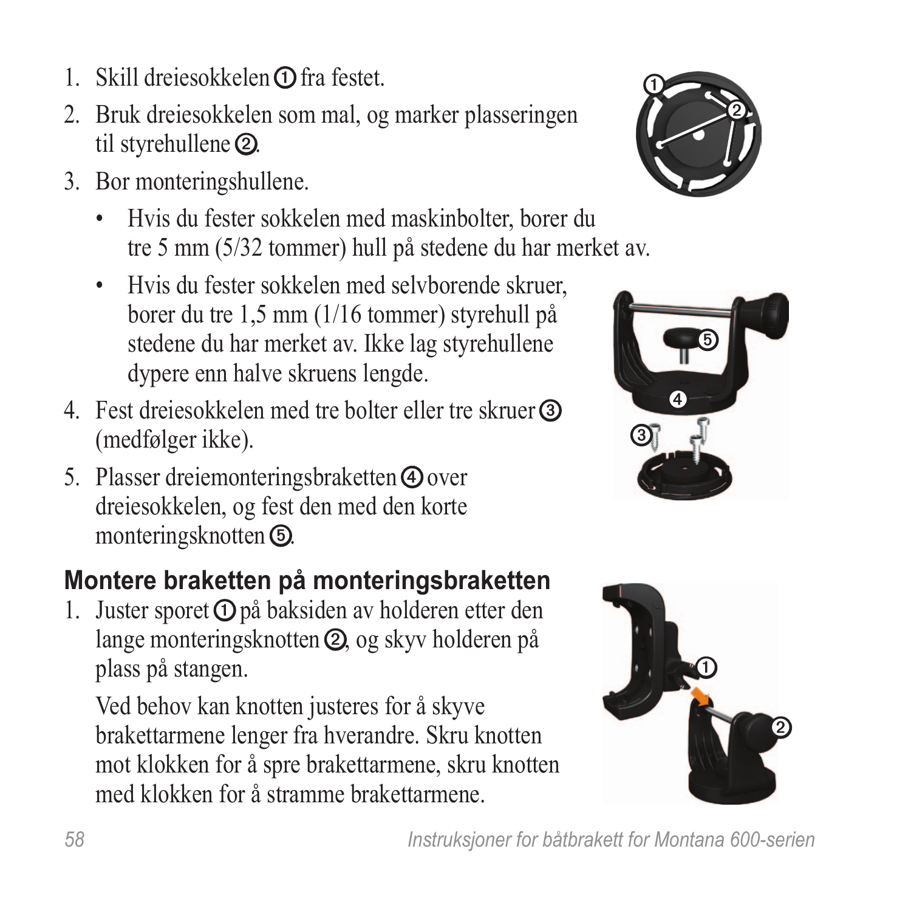1. Skill dreiesokkelen ① fra festet.
2. Bruk dreiesokkelen som mal, og marker plasseringen til styrehullene ②.
3. Bor monteringshullene.
   - Hvis du fester sokkelen med maskinbolter, borer du tre 5 mm (5/32 tommer) hull på stedene du har merket av.
   - Hvis du fester sokkelen med selvborende skruer, borer du tre 1,5 mm (1/16 tommer) styrehull på stedene du har merket av. Ikke lag styrehullene dypere enn halve skruens lengde.
4. Fest dreiesokkelen med tre bolter eller tre skruer ③ (medfølger ikke).
5. Plasser dreiemonteringsbraketten ④ over dreiesokkelen, og fest den med den korte monteringsknotten ⑤.

## Montere braketten på monteringsbraketten

1. Juster sporet ① på baksiden av holderen etter den lange monteringsknotten ②, og skyv holderen på plass på stangen.

   Ved behov kan knotten justeres for å skyve brakettarmene lenger fra hverandre. Skru knotten mot klokken for å spre brakettarmene, skru knotten med klokken for å stramme brakettarmene.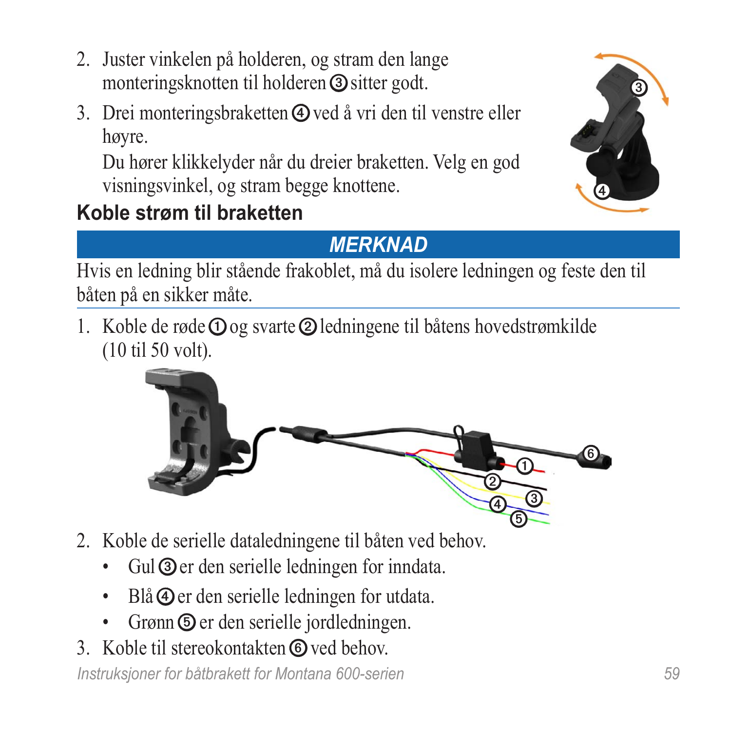2. Juster vinkelen på holderen, og stram den lange monteringsknotten til holderen ③ sitter godt.
3. Drei monteringsbraketten ④ ved å vri den til venstre eller høyre.

   Du hører klikkelyder når du dreier braketten. Velg en god visningsvinkel, og stram begge knottene.

## Koble strøm til braketten

***MERKNAD***

Hvis en ledning blir stående frakoblet, må du isolere ledningen og feste den til båten på en sikker måte.

1. Koble de røde ① og svarte ② ledningene til båtens hovedstrømkilde (10 til 50 volt).
2. Koble de serielle dataledningene til båten ved behov.
   - Gul ③ er den serielle ledningen for inndata.
   - Blå ④ er den serielle ledningen for utdata.
   - Grønn ⑤ er den serielle jordledningen.
3. Koble til stereokontakten ⑥ ved behov.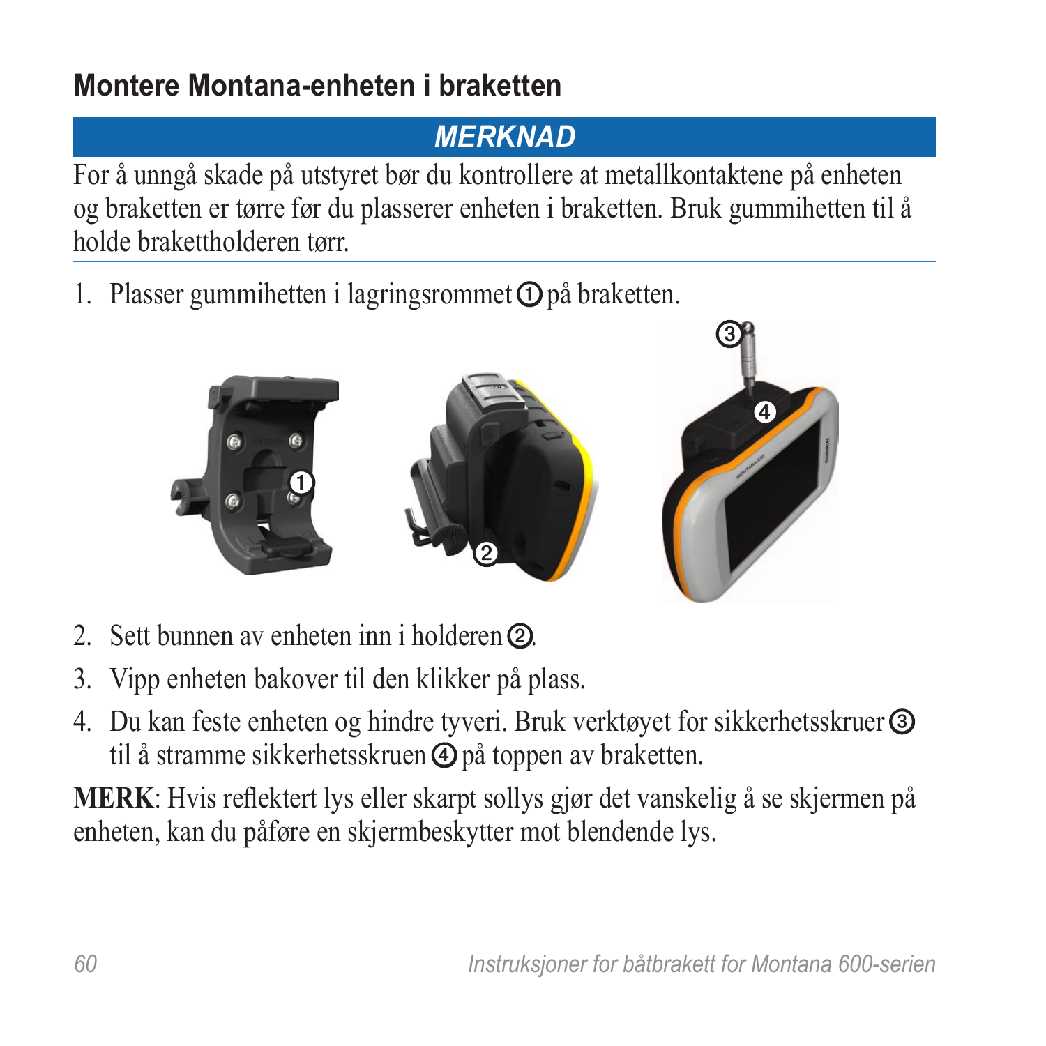## Montere Montana-enheten i braketten

**MERKNAD**

For å unngå skade på utstyret bør du kontrollere at metallkontaktene på enheten og braketten er tørre før du plasserer enheten i braketten. Bruk gummihetten til å holde brakettholderen tørr.

1. Plasser gummihetten i lagringsrommet ① på braketten.
2. Sett bunnen av enheten inn i holderen ②.
3. Vipp enheten bakover til den klikker på plass.
4. Du kan feste enheten og hindre tyveri. Bruk verktøyet for sikkerhetsskruer ③ til å stramme sikkerhetsskruen ④ på toppen av braketten.

**MERK**: Hvis reflektert lys eller skarpt sollys gjør det vanskelig å se skjermen på enheten, kan du påføre en skjermbeskytter mot blendende lys.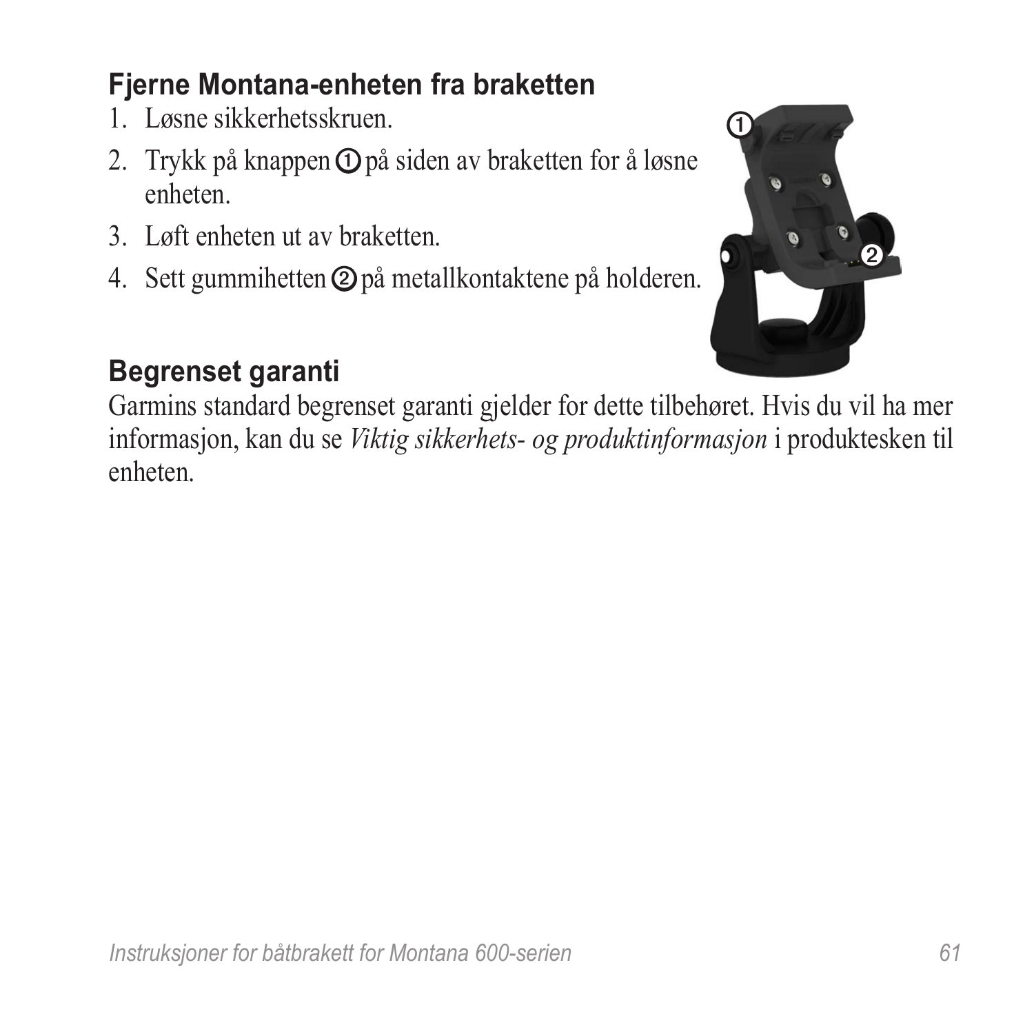## Fjerne Montana-enheten fra braketten

1. Løsne sikkerhetsskruen.
2. Trykk på knappen ① på siden av braketten for å løsne enheten.
3. Løft enheten ut av braketten.
4. Sett gummihetten ② på metallkontaktene på holderen.

## Begrenset garanti

Garmins standard begrenset garanti gjelder for dette tilbehøret. Hvis du vil ha mer informasjon, kan du se *Viktig sikkerhets- og produktinformasjon* i produktesken til enheten.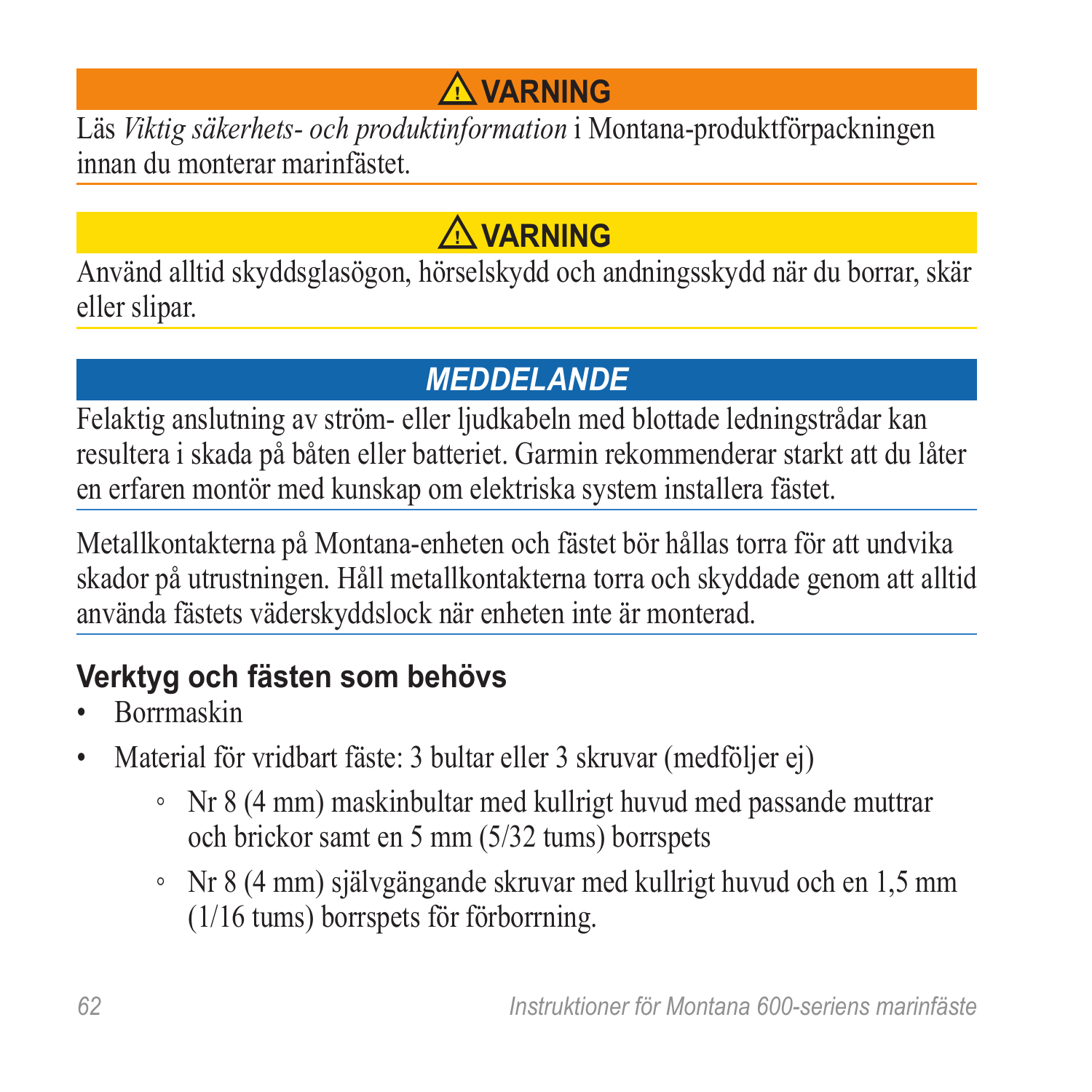**⚠ VARNING**

Läs *Viktig säkerhets- och produktinformation* i Montana-produktförpackningen innan du monterar marinfästet.

**⚠ VARNING**

Använd alltid skyddsglasögon, hörselskydd och andningsskydd när du borrar, skär eller slipar.

***MEDDELANDE***

Felaktig anslutning av ström- eller ljudkabeln med blottade ledningstrådar kan resultera i skada på båten eller batteriet. Garmin rekommenderar starkt att du låter en erfaren montör med kunskap om elektriska system installera fästet.

Metallkontakterna på Montana-enheten och fästet bör hållas torra för att undvika skador på utrustningen. Håll metallkontakterna torra och skyddade genom att alltid använda fästets väderskyddslock när enheten inte är monterad.

## Verktyg och fästen som behövs

- Borrmaskin
- Material för vridbart fäste: 3 bultar eller 3 skruvar (medföljer ej)
  - Nr 8 (4 mm) maskinbultar med kullrigt huvud med passande muttrar och brickor samt en 5 mm (5/32 tums) borrspets
  - Nr 8 (4 mm) självgängande skruvar med kullrigt huvud och en 1,5 mm (1/16 tums) borrspets för förborrning.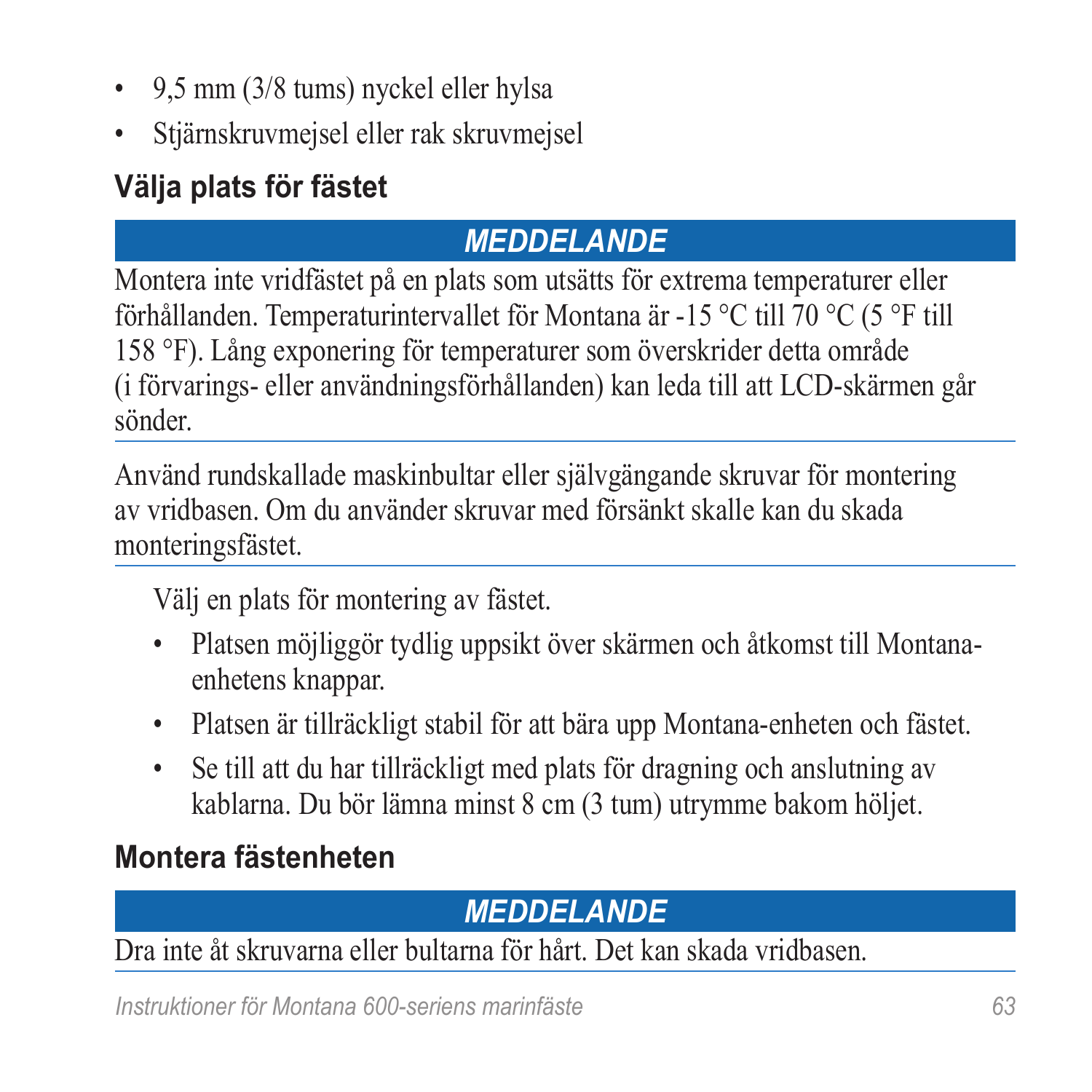- 9,5 mm (3/8 tums) nyckel eller hylsa
- Stjärnskruvmejsel eller rak skruvmejsel

## Välja plats för fästet

**_MEDDELANDE_**

Montera inte vridfästet på en plats som utsätts för extrema temperaturer eller förhållanden. Temperaturintervallet för Montana är -15 °C till 70 °C (5 °F till 158 °F). Lång exponering för temperaturer som överskrider detta område (i förvarings- eller användningsförhållanden) kan leda till att LCD-skärmen går sönder.

---

Använd rundskallade maskinbultar eller självgängande skruvar för montering av vridbasen. Om du använder skruvar med försänkt skalle kan du skada monteringsfästet.

---

Välj en plats för montering av fästet.

- Platsen möjliggör tydlig uppsikt över skärmen och åtkomst till Montana-enhetens knappar.
- Platsen är tillräckligt stabil för att bära upp Montana-enheten och fästet.
- Se till att du har tillräckligt med plats för dragning och anslutning av kablarna. Du bör lämna minst 8 cm (3 tum) utrymme bakom höljet.

## Montera fästenheten

**_MEDDELANDE_**

Dra inte åt skruvarna eller bultarna för hårt. Det kan skada vridbasen.

---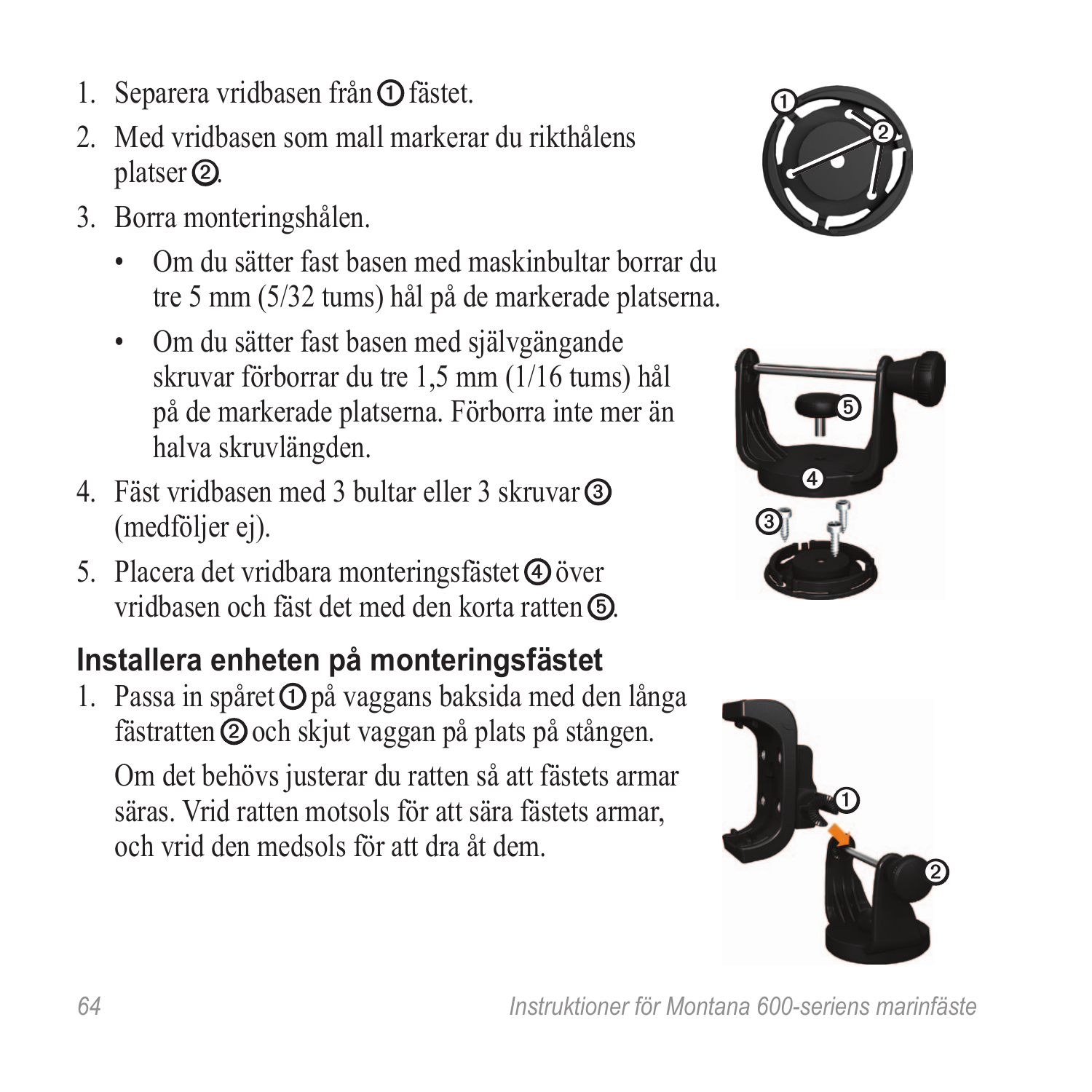1. Separera vridbasen från ① fästet.
2. Med vridbasen som mall markerar du rikthålens platser ②.
3. Borra monteringshålen.
   - Om du sätter fast basen med maskinbultar borrar du tre 5 mm (5/32 tums) hål på de markerade platserna.
   - Om du sätter fast basen med självgängande skruvar förborrar du tre 1,5 mm (1/16 tums) hål på de markerade platserna. Förborra inte mer än halva skruvlängden.
4. Fäst vridbasen med 3 bultar eller 3 skruvar ③ (medföljer ej).
5. Placera det vridbara monteringsfästet ④ över vridbasen och fäst det med den korta ratten ⑤.

## Installera enheten på monteringsfästet

1. Passa in spåret ① på vaggans baksida med den långa fästratten ② och skjut vaggan på plats på stången.

   Om det behövs justerar du ratten så att fästets armar säras. Vrid ratten motsols för att sära fästets armar, och vrid den medsols för att dra åt dem.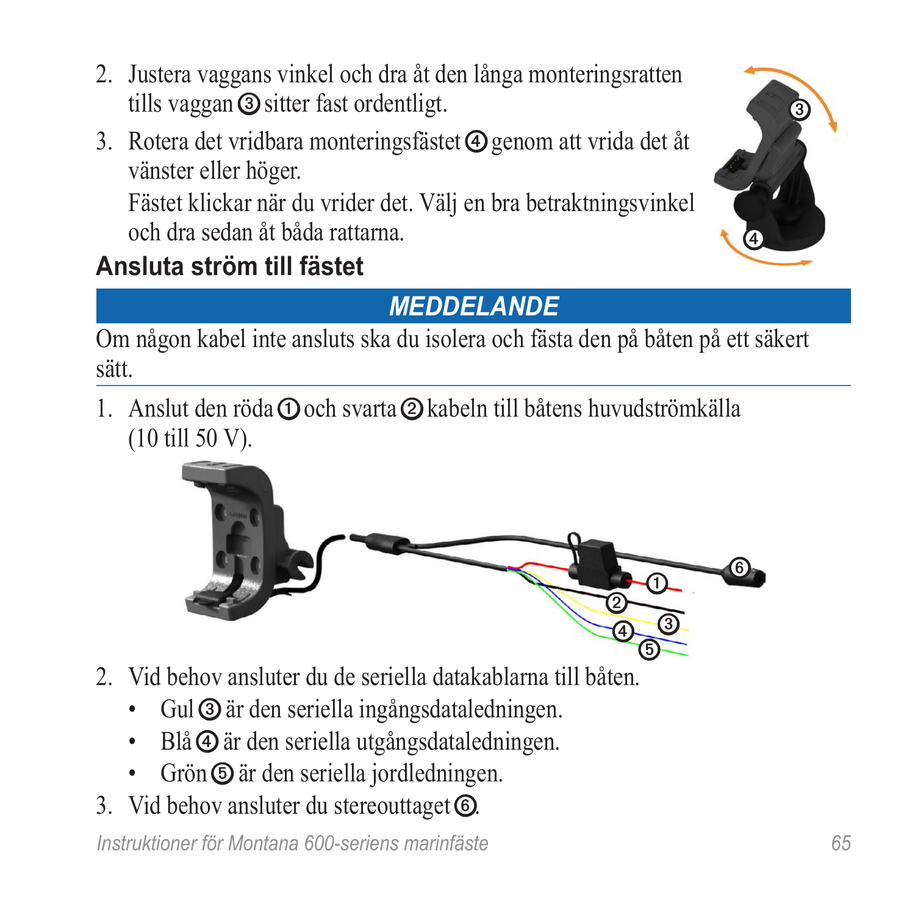2. Justera vaggans vinkel och dra åt den långa monteringsratten tills vaggan ③ sitter fast ordentligt.
3. Rotera det vridbara monteringsfästet ④ genom att vrida det åt vänster eller höger.

   Fästet klickar när du vrider det. Välj en bra betraktningsvinkel och dra sedan åt båda rattarna.

## Ansluta ström till fästet

**MEDDELANDE**

Om någon kabel inte ansluts ska du isolera och fästa den på båten på ett säkert sätt.

1. Anslut den röda ① och svarta ② kabeln till båtens huvudströmkälla (10 till 50 V).
2. Vid behov ansluter du de seriella datakablarna till båten.
   - Gul ③ är den seriella ingångsdataledningen.
   - Blå ④ är den seriella utgångsdataledningen.
   - Grön ⑤ är den seriella jordledningen.
3. Vid behov ansluter du stereouttaget ⑥.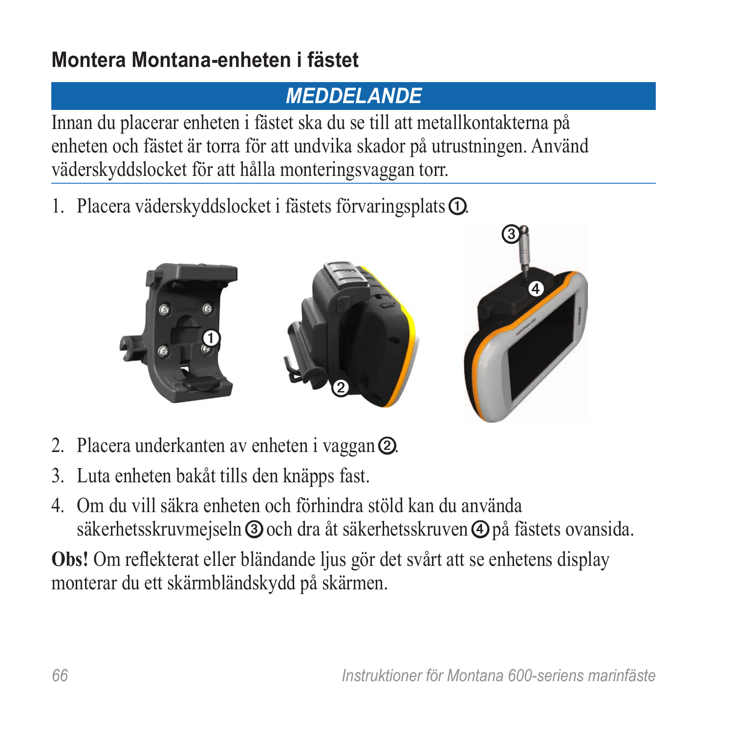## Montera Montana-enheten i fästet

**MEDDELANDE**

Innan du placerar enheten i fästet ska du se till att metallkontakterna på enheten och fästet är torra för att undvika skador på utrustningen. Använd väderskyddslocket för att hålla monteringsvaggan torr.

1. Placera väderskyddslocket i fästets förvaringsplats ①.
2. Placera underkanten av enheten i vaggan ②.
3. Luta enheten bakåt tills den knäpps fast.
4. Om du vill säkra enheten och förhindra stöld kan du använda säkerhetsskruvmejseln ③ och dra åt säkerhetsskruven ④ på fästets ovansida.

**Obs!** Om reflekterat eller bländande ljus gör det svårt att se enhetens display monterar du ett skärmbländskydd på skärmen.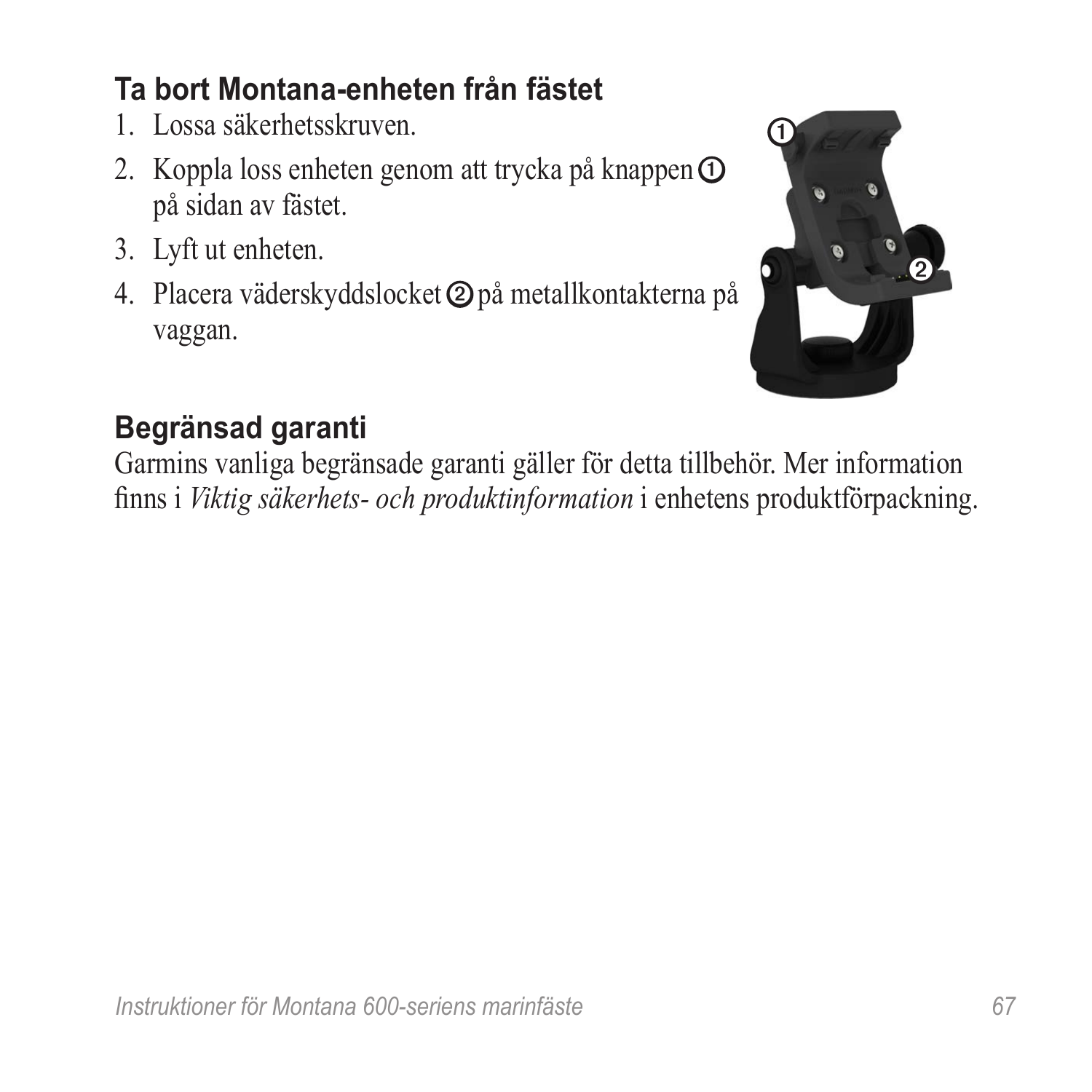### Ta bort Montana-enheten från fästet

1. Lossa säkerhetsskruven.
2. Koppla loss enheten genom att trycka på knappen ① på sidan av fästet.
3. Lyft ut enheten.
4. Placera väderskyddslocket ② på metallkontakterna på vaggan.

### Begränsad garanti

Garmins vanliga begränsade garanti gäller för detta tillbehör. Mer information finns i *Viktig säkerhets- och produktinformation* i enhetens produktförpackning.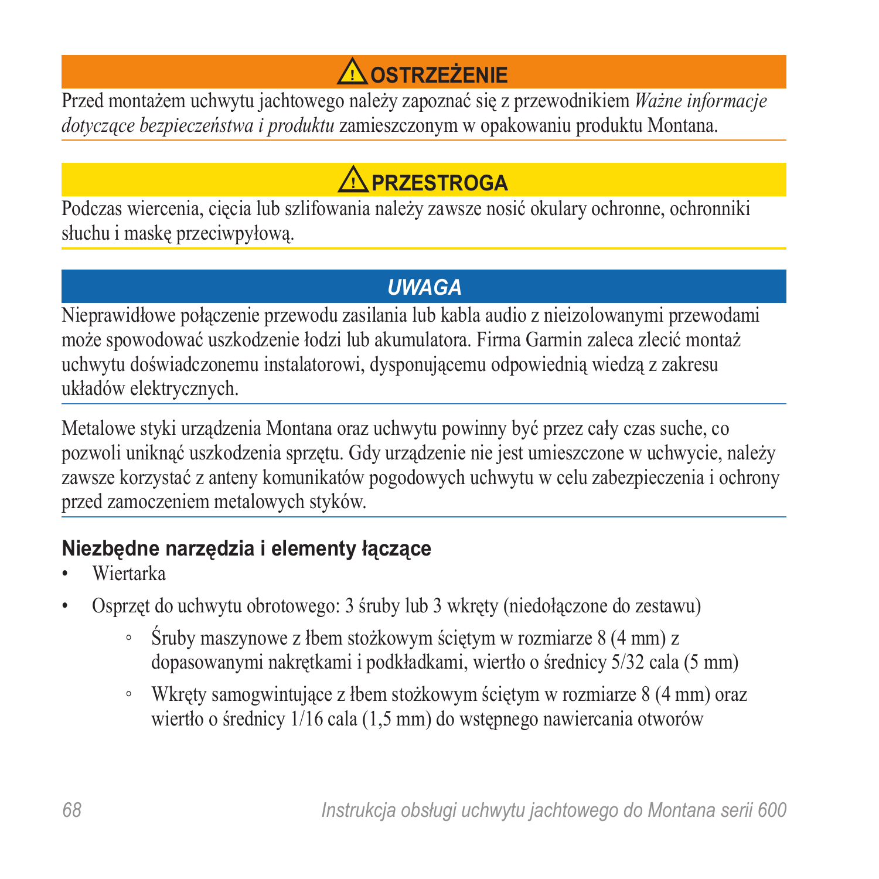**⚠ OSTRZEŻENIE**

Przed montażem uchwytu jachtowego należy zapoznać się z przewodnikiem *Ważne informacje dotyczące bezpieczeństwa i produktu* zamieszczonym w opakowaniu produktu Montana.

**⚠ PRZESTROGA**

Podczas wiercenia, cięcia lub szlifowania należy zawsze nosić okulary ochronne, ochronniki słuchu i maskę przeciwpyłową.

***UWAGA***

Nieprawidłowe połączenie przewodu zasilania lub kabla audio z nieizolowanymi przewodami może spowodować uszkodzenie łodzi lub akumulatora. Firma Garmin zaleca zlecić montaż uchwytu doświadczonemu instalatorowi, dysponującemu odpowiednią wiedzą z zakresu układów elektrycznych.

Metalowe styki urządzenia Montana oraz uchwytu powinny być przez cały czas suche, co pozwoli uniknąć uszkodzenia sprzętu. Gdy urządzenie nie jest umieszczone w uchwycie, należy zawsze korzystać z anteny komunikatów pogodowych uchwytu w celu zabezpieczenia i ochrony przed zamoczeniem metalowych styków.

## Niezbędne narzędzia i elementy łączące

- Wiertarka
- Osprzęt do uchwytu obrotowego: 3 śruby lub 3 wkręty (niedołączone do zestawu)
    - Śruby maszynowe z łbem stożkowym ściętym w rozmiarze 8 (4 mm) z dopasowanymi nakrętkami i podkładkami, wiertło o średnicy 5/32 cala (5 mm)
    - Wkręty samogwintujące z łbem stożkowym ściętym w rozmiarze 8 (4 mm) oraz wiertło o średnicy 1/16 cala (1,5 mm) do wstępnego nawiercania otworów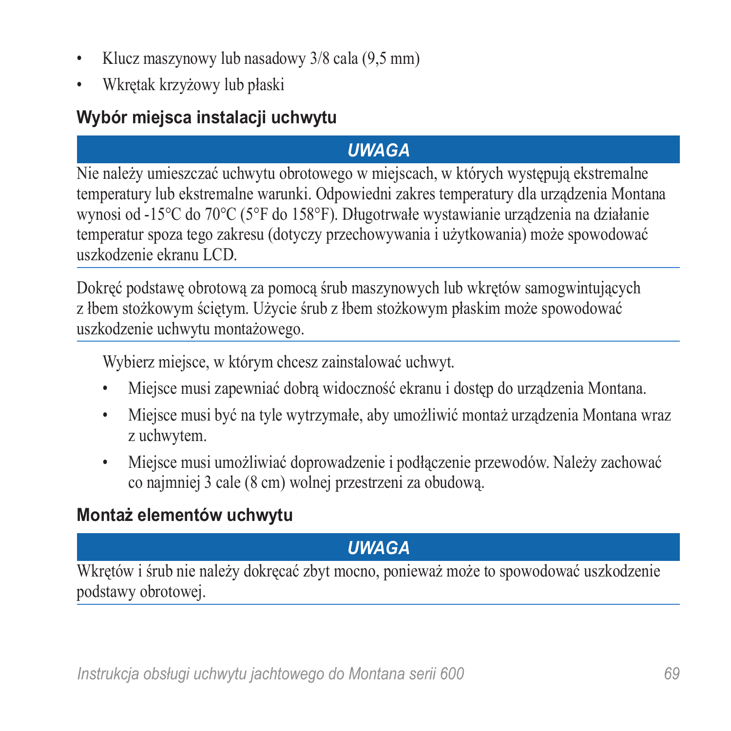- Klucz maszynowy lub nasadowy 3/8 cala (9,5 mm)
- Wkrętak krzyżowy lub płaski

### Wybór miejsca instalacji uchwytu

**UWAGA**

Nie należy umieszczać uchwytu obrotowego w miejscach, w których występują ekstremalne temperatury lub ekstremalne warunki. Odpowiedni zakres temperatury dla urządzenia Montana wynosi od -15°C do 70°C (5°F do 158°F). Długotrwałe wystawianie urządzenia na działanie temperatur spoza tego zakresu (dotyczy przechowywania i użytkowania) może spowodować uszkodzenie ekranu LCD.

Dokręć podstawę obrotową za pomocą śrub maszynowych lub wkrętów samogwintujących z łbem stożkowym ściętym. Użycie śrub z łbem stożkowym płaskim może spowodować uszkodzenie uchwytu montażowego.

Wybierz miejsce, w którym chcesz zainstalować uchwyt.

- Miejsce musi zapewniać dobrą widoczność ekranu i dostęp do urządzenia Montana.
- Miejsce musi być na tyle wytrzymałe, aby umożliwić montaż urządzenia Montana wraz z uchwytem.
- Miejsce musi umożliwiać doprowadzenie i podłączenie przewodów. Należy zachować co najmniej 3 cale (8 cm) wolnej przestrzeni za obudową.

### Montaż elementów uchwytu

**UWAGA**

Wkrętów i śrub nie należy dokręcać zbyt mocno, ponieważ może to spowodować uszkodzenie podstawy obrotowej.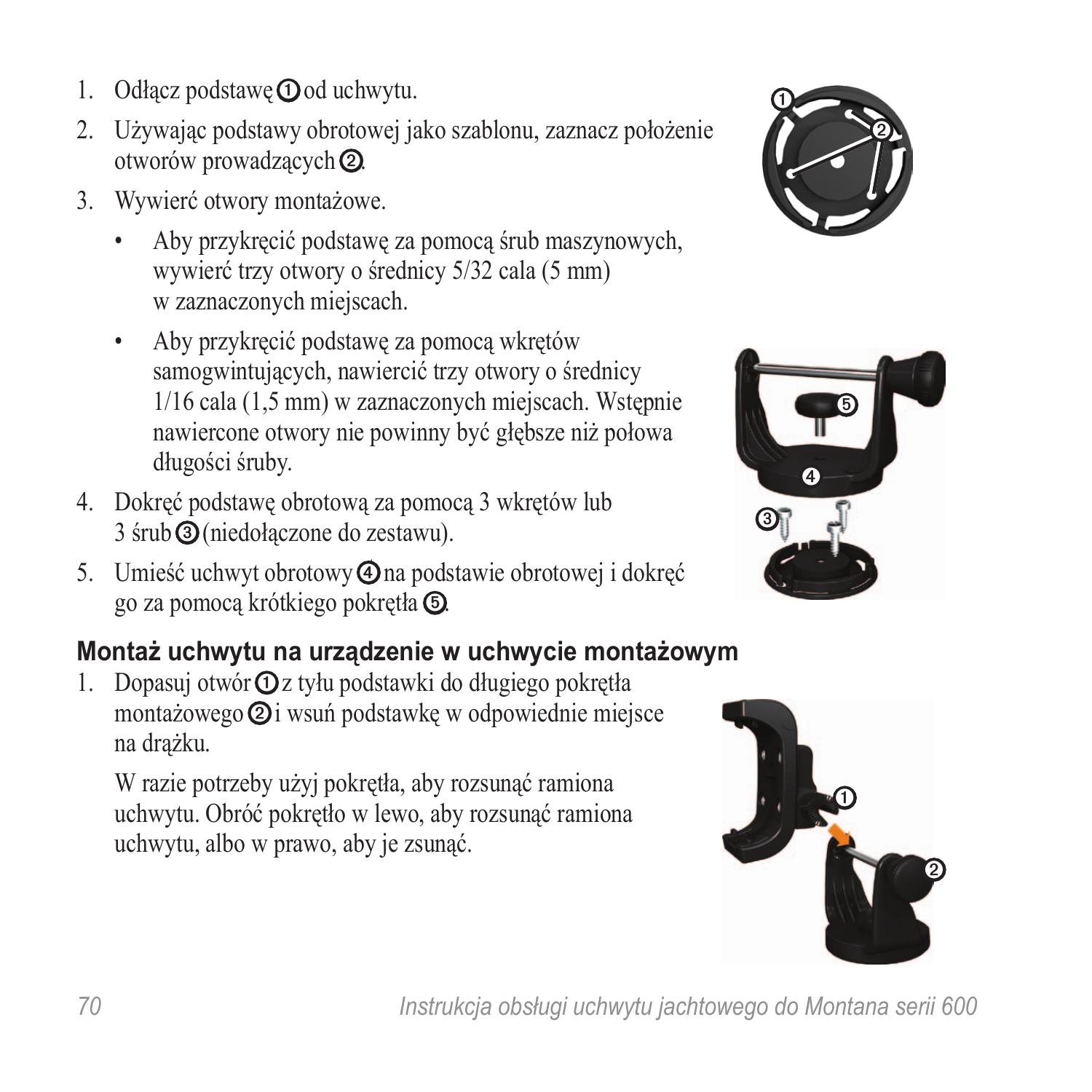1. Odłącz podstawę ① od uchwytu.
2. Używając podstawy obrotowej jako szablonu, zaznacz położenie otworów prowadzących ②.
3. Wywierć otwory montażowe.
   - Aby przykręcić podstawę za pomocą śrub maszynowych, wywierć trzy otwory o średnicy 5/32 cala (5 mm) w zaznaczonych miejscach.
   - Aby przykręcić podstawę za pomocą wkrętów samogwintujących, nawiercić trzy otwory o średnicy 1/16 cala (1,5 mm) w zaznaczonych miejscach. Wstępnie nawiercone otwory nie powinny być głębsze niż połowa długości śruby.
4. Dokręć podstawę obrotową za pomocą 3 wkrętów lub 3 śrub ③ (niedołączone do zestawu).
5. Umieść uchwyt obrotowy ④ na podstawie obrotowej i dokręć go za pomocą krótkiego pokrętła ⑤.

## Montaż uchwytu na urządzenie w uchwycie montażowym

1. Dopasuj otwór ① z tyłu podstawki do długiego pokrętła montażowego ② i wsuń podstawkę w odpowiednie miejsce na drążku.

   W razie potrzeby użyj pokrętła, aby rozsunąć ramiona uchwytu. Obróć pokrętło w lewo, aby rozsunąć ramiona uchwytu, albo w prawo, aby je zsunąć.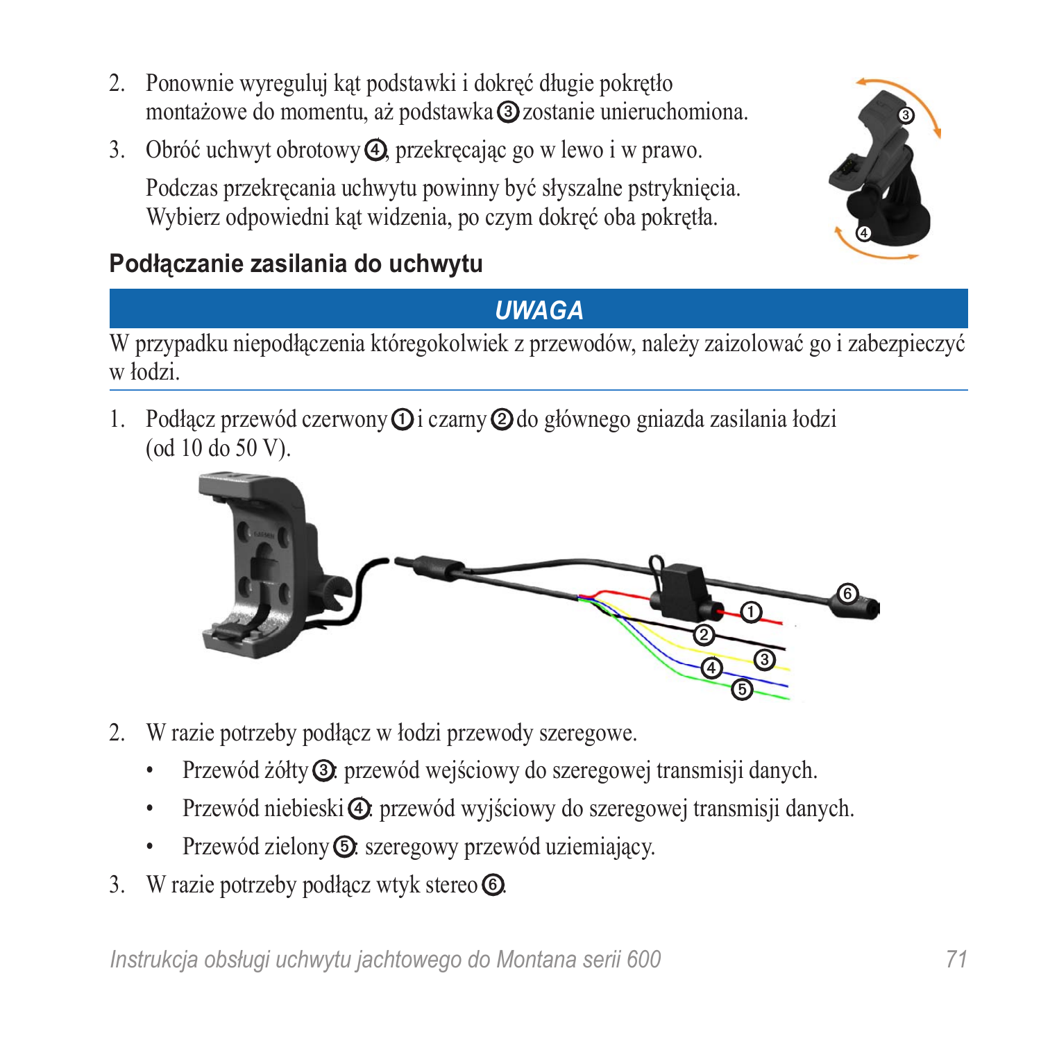2. Ponownie wyreguluj kąt podstawki i dokręć długie pokrętło montażowe do momentu, aż podstawka ③ zostanie unieruchomiona.
3. Obróć uchwyt obrotowy ④, przekręcając go w lewo i w prawo.

   Podczas przekręcania uchwytu powinny być słyszalne pstryknięcia. Wybierz odpowiedni kąt widzenia, po czym dokręć oba pokrętła.

### Podłączanie zasilania do uchwytu

***UWAGA***

W przypadku niepodłączenia któregokolwiek z przewodów, należy zaizolować go i zabezpieczyć w łodzi.

1. Podłącz przewód czerwony ① i czarny ② do głównego gniazda zasilania łodzi (od 10 do 50 V).
2. W razie potrzeby podłącz w łodzi przewody szeregowe.
   - Przewód żółty ③: przewód wejściowy do szeregowej transmisji danych.
   - Przewód niebieski ④: przewód wyjściowy do szeregowej transmisji danych.
   - Przewód zielony ⑤: szeregowy przewód uziemiający.
3. W razie potrzeby podłącz wtyk stereo ⑥.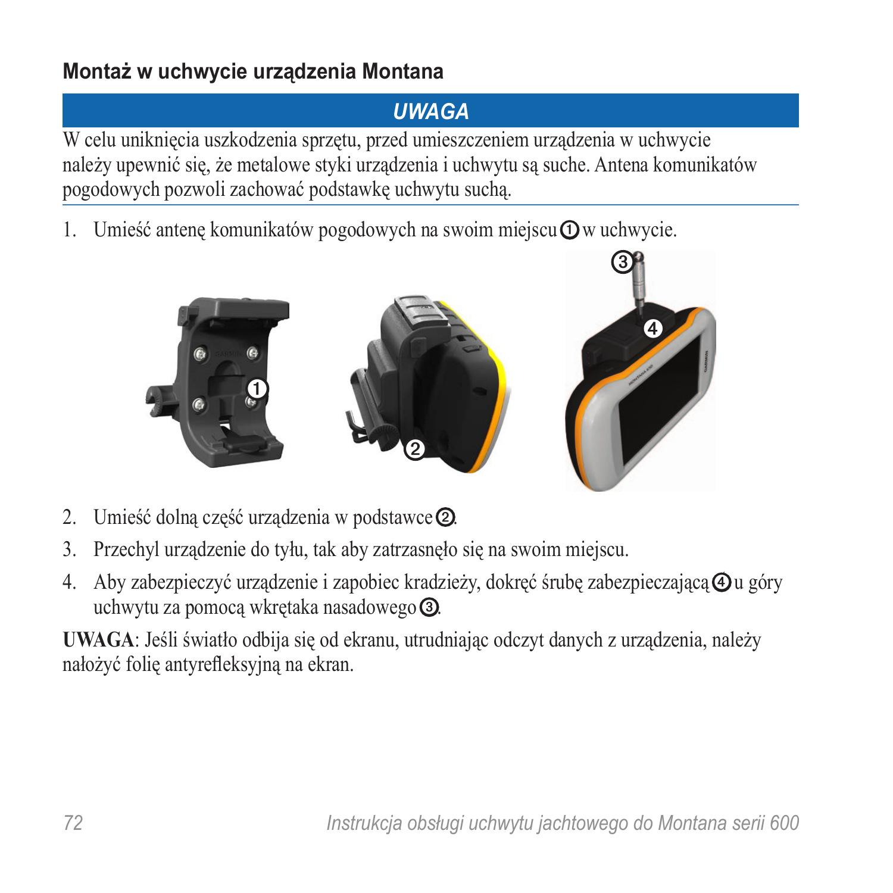### Montaż w uchwycie urządzenia Montana

**UWAGA**

W celu uniknięcia uszkodzenia sprzętu, przed umieszczeniem urządzenia w uchwycie należy upewnić się, że metalowe styki urządzenia i uchwytu są suche. Antena komunikatów pogodowych pozwoli zachować podstawkę uchwytu suchą.

1. Umieść antenę komunikatów pogodowych na swoim miejscu ① w uchwycie.
2. Umieść dolną część urządzenia w podstawce ②.
3. Przechyl urządzenie do tyłu, tak aby zatrzasnęło się na swoim miejscu.
4. Aby zabezpieczyć urządzenie i zapobiec kradzieży, dokręć śrubę zabezpieczającą ④ u góry uchwytu za pomocą wkrętaka nasadowego ③.

**UWAGA**: Jeśli światło odbija się od ekranu, utrudniając odczyt danych z urządzenia, należy nałożyć folię antyrefleksyjną na ekran.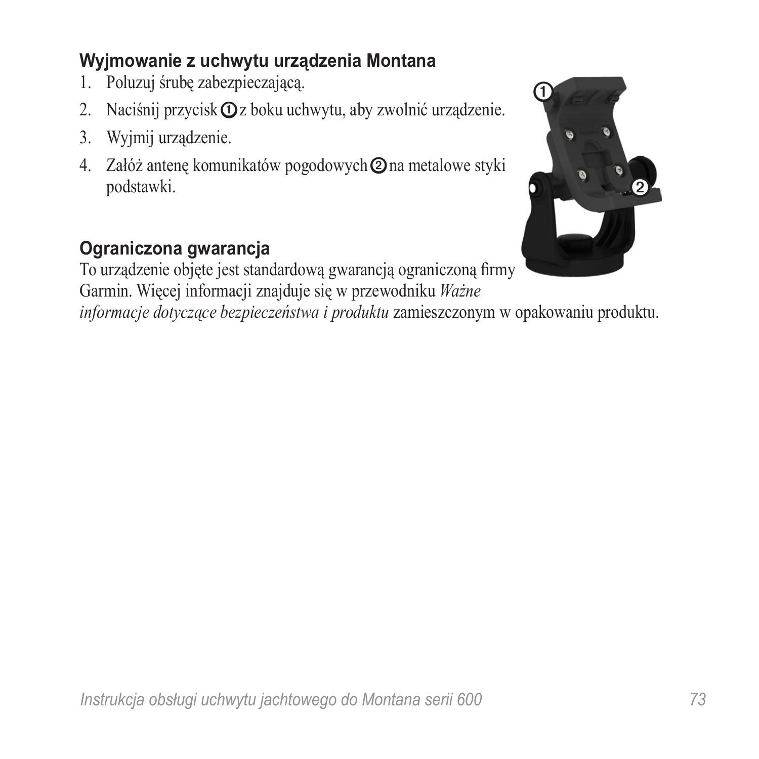### Wyjmowanie z uchwytu urządzenia Montana

1. Poluzuj śrubę zabezpieczającą.
2. Naciśnij przycisk ➀ z boku uchwytu, aby zwolnić urządzenie.
3. Wyjmij urządzenie.
4. Załóż antenę komunikatów pogodowych ➁ na metalowe styki podstawki.

### Ograniczona gwarancja

To urządzenie objęte jest standardową gwarancją ograniczoną firmy Garmin. Więcej informacji znajduje się w przewodniku *Ważne informacje dotyczące bezpieczeństwa i produktu* zamieszczonym w opakowaniu produktu.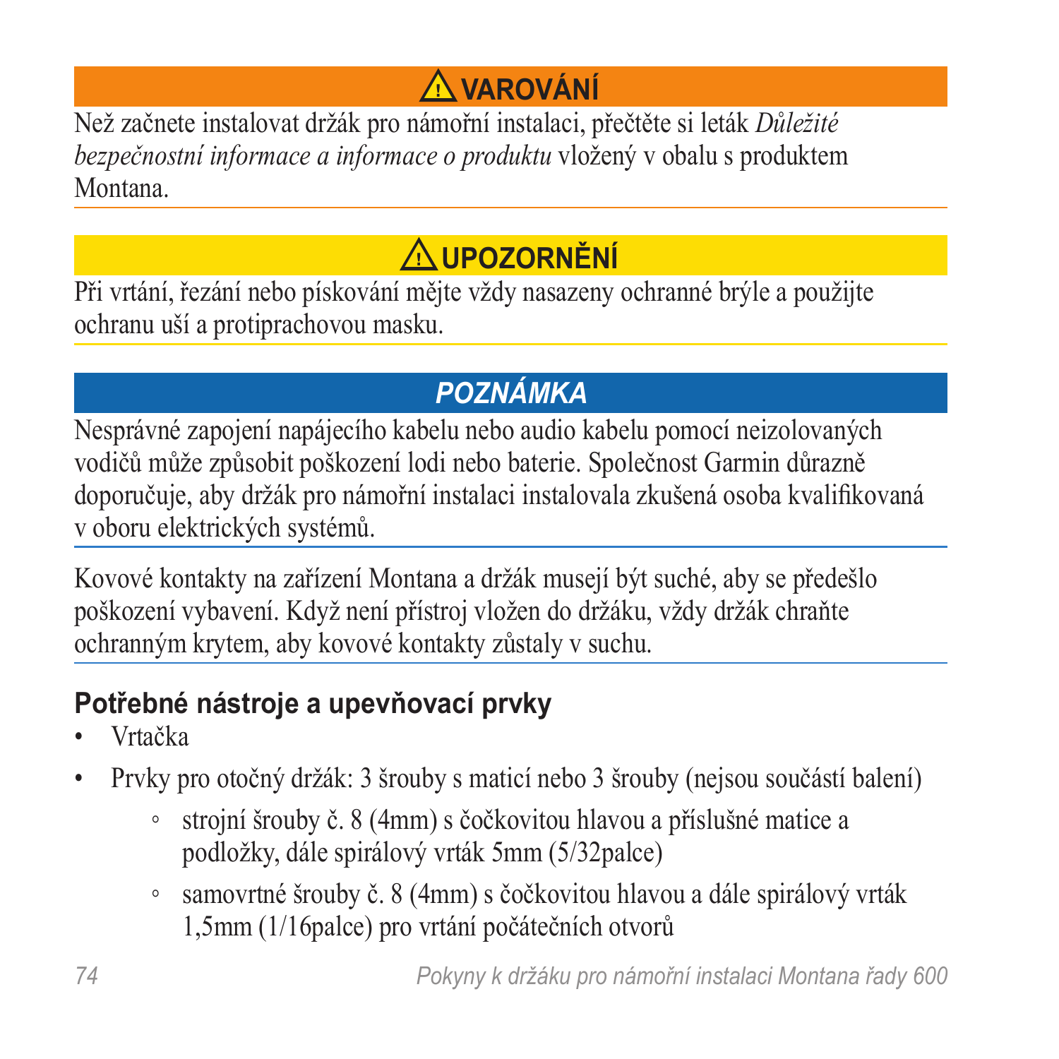**⚠ VAROVÁNÍ**

Než začnete instalovat držák pro námořní instalaci, přečtěte si leták *Důležité bezpečnostní informace a informace o produktu* vložený v obalu s produktem Montana.

**⚠ UPOZORNĚNÍ**

Při vrtání, řezání nebo pískování mějte vždy nasazeny ochranné brýle a použijte ochranu uší a protiprachovou masku.

***POZNÁMKA***

Nesprávné zapojení napájecího kabelu nebo audio kabelu pomocí neizolovaných vodičů může způsobit poškození lodi nebo baterie. Společnost Garmin důrazně doporučuje, aby držák pro námořní instalaci instalovala zkušená osoba kvalifikovaná v oboru elektrických systémů.

Kovové kontakty na zařízení Montana a držák musejí být suché, aby se předešlo poškození vybavení. Když není přístroj vložen do držáku, vždy držák chraňte ochranným krytem, aby kovové kontakty zůstaly v suchu.

## Potřebné nástroje a upevňovací prvky

- Vrtačka
- Prvky pro otočný držák: 3 šrouby s maticí nebo 3 šrouby (nejsou součástí balení)
    - strojní šrouby č. 8 (4mm) s čočkovitou hlavou a příslušné matice a podložky, dále spirálový vrták 5mm (5/32palce)
    - samovrtné šrouby č. 8 (4mm) s čočkovitou hlavou a dále spirálový vrták 1,5mm (1/16palce) pro vrtání počátečních otvorů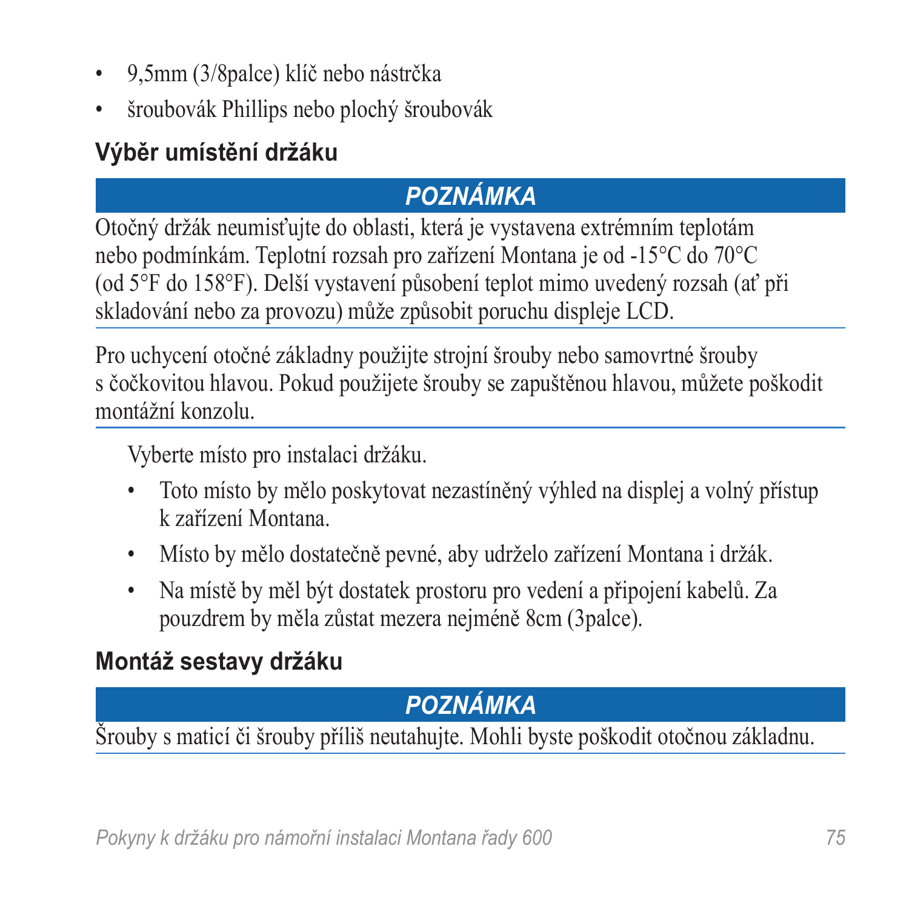- 9,5mm (3/8palce) klíč nebo nástrčka
- šroubovák Phillips nebo plochý šroubovák

## Výběr umístění držáku

***POZNÁMKA***

Otočný držák neumisťujte do oblasti, která je vystavena extrémním teplotám nebo podmínkám. Teplotní rozsah pro zařízení Montana je od -15°C do 70°C (od 5°F do 158°F). Delší vystavení působení teplot mimo uvedený rozsah (ať při skladování nebo za provozu) může způsobit poruchu displeje LCD.

Pro uchycení otočné základny použijte strojní šrouby nebo samovrtné šrouby s čočkovitou hlavou. Pokud použijete šrouby se zapuštěnou hlavou, můžete poškodit montážní konzolu.

Vyberte místo pro instalaci držáku.

- Toto místo by mělo poskytovat nezastíněný výhled na displej a volný přístup k zařízení Montana.
- Místo by mělo dostatečně pevné, aby udrželo zařízení Montana i držák.
- Na místě by měl být dostatek prostoru pro vedení a připojení kabelů. Za pouzdrem by měla zůstat mezera nejméně 8cm (3palce).

## Montáž sestavy držáku

***POZNÁMKA***

Šrouby s maticí či šrouby příliš neutahujte. Mohli byste poškodit otočnou základnu.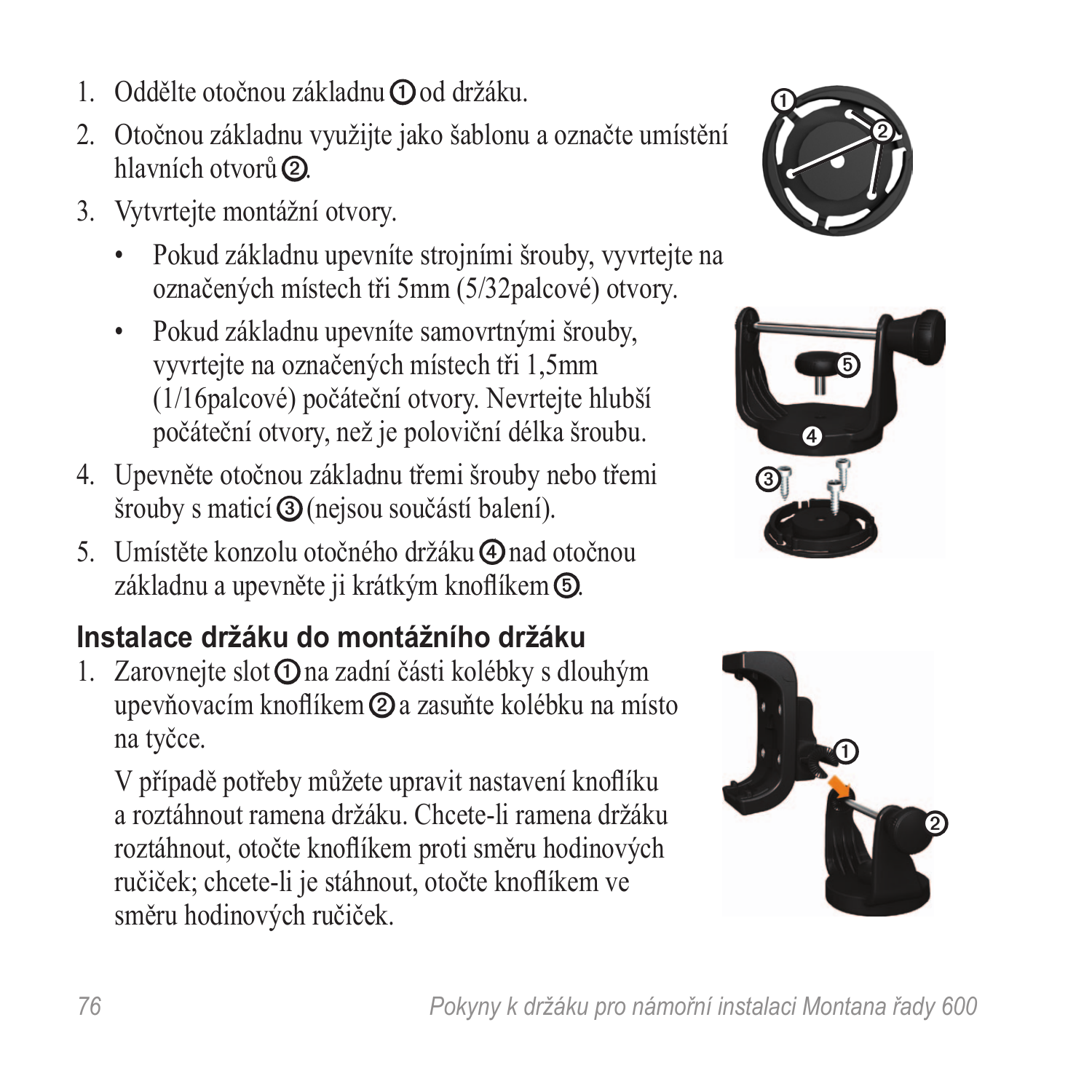1. Oddělte otočnou základnu ① od držáku.
2. Otočnou základnu využijte jako šablonu a označte umístění hlavních otvorů ②.
3. Vytvrtejte montážní otvory.
   - Pokud základnu upevníte strojními šrouby, vyvrtejte na označených místech tři 5mm (5/32palcové) otvory.
   - Pokud základnu upevníte samovrtnými šrouby, vyvrtejte na označených místech tři 1,5mm (1/16palcové) počáteční otvory. Nevrtejte hlubší počáteční otvory, než je poloviční délka šroubu.
4. Upevněte otočnou základnu třemi šrouby nebo třemi šrouby s maticí ③ (nejsou součástí balení).
5. Umístěte konzolu otočného držáku ④ nad otočnou základnu a upevněte ji krátkým knoflíkem ⑤.

## Instalace držáku do montážního držáku

1. Zarovnejte slot ① na zadní části kolébky s dlouhým upevňovacím knoflíkem ② a zasuňte kolébku na místo na tyčce.

   V případě potřeby můžete upravit nastavení knoflíku a roztáhnout ramena držáku. Chcete-li ramena držáku roztáhnout, otočte knoflíkem proti směru hodinových ručiček; chcete-li je stáhnout, otočte knoflíkem ve směru hodinových ručiček.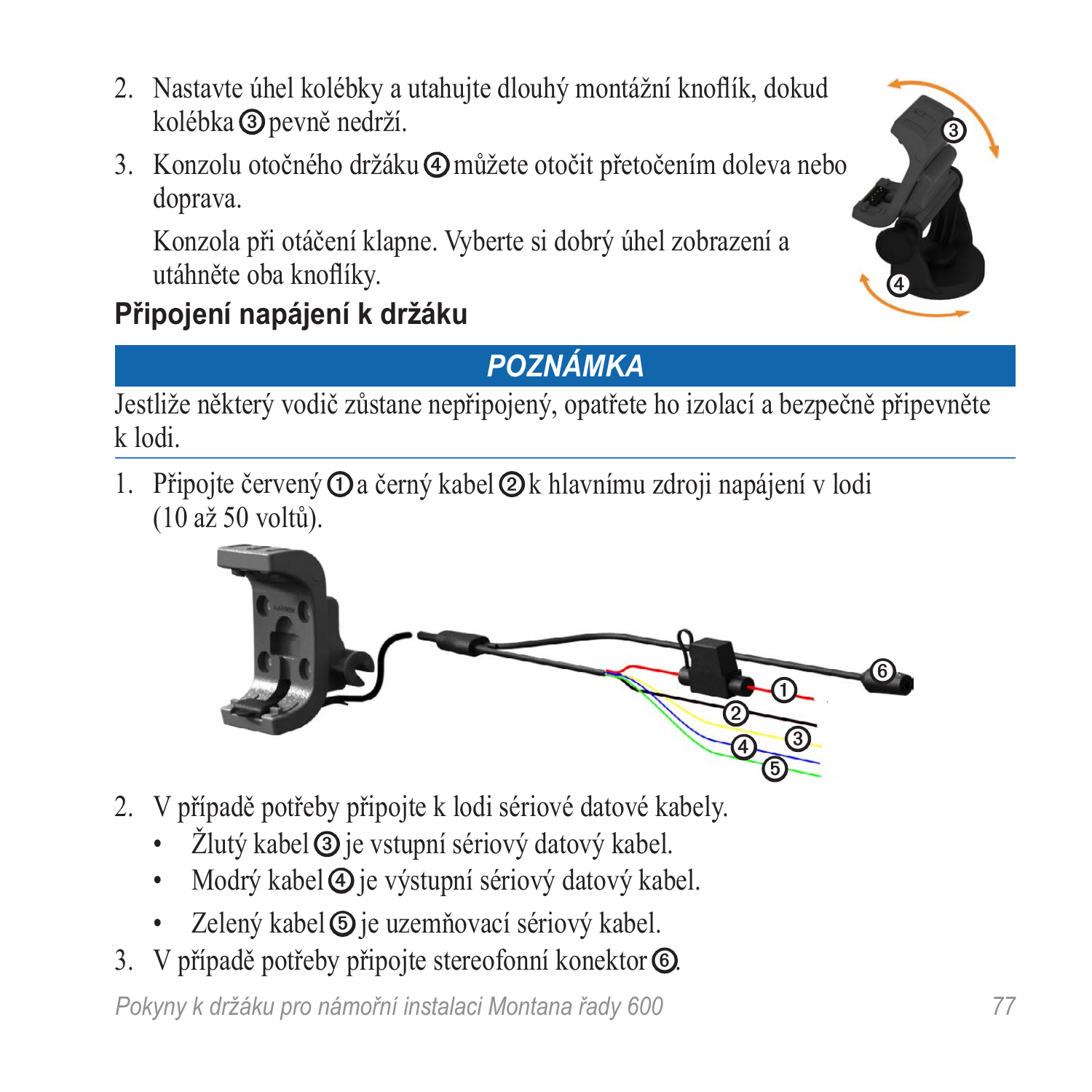2. Nastavte úhel kolébky a utahujte dlouhý montážní knoflík, dokud kolébka ③ pevně nedrží.
3. Konzolu otočného držáku ④ můžete otočit přetočením doleva nebo doprava.

   Konzola při otáčení klapne. Vyberte si dobrý úhel zobrazení a utáhněte oba knoflíky.

## Připojení napájení k držáku

**POZNÁMKA**

Jestliže některý vodič zůstane nepřipojený, opatřete ho izolací a bezpečně připevněte k lodi.

1. Připojte červený ① a černý kabel ② k hlavnímu zdroji napájení v lodi (10 až 50 voltů).
2. V případě potřeby připojte k lodi sériové datové kabely.
   - Žlutý kabel ③ je vstupní sériový datový kabel.
   - Modrý kabel ④ je výstupní sériový datový kabel.
   - Zelený kabel ⑤ je uzemňovací sériový kabel.
3. V případě potřeby připojte stereofonní konektor ⑥.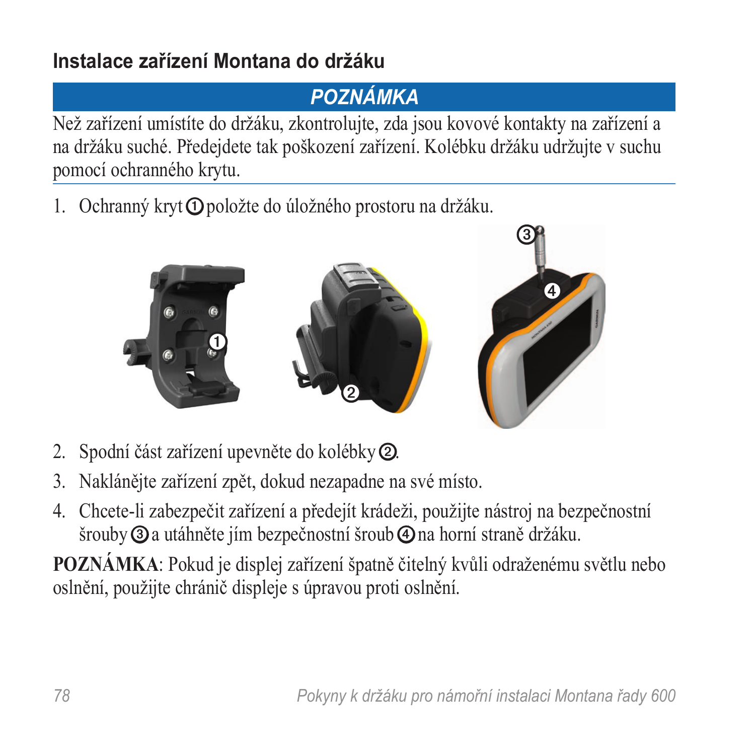## Instalace zařízení Montana do držáku

**POZNÁMKA**

Než zařízení umístíte do držáku, zkontrolujte, zda jsou kovové kontakty na zařízení a na držáku suché. Předejdete tak poškození zařízení. Kolébku držáku udržujte v suchu pomocí ochranného krytu.

1. Ochranný kryt ① položte do úložného prostoru na držáku.
2. Spodní část zařízení upevněte do kolébky ②.
3. Naklánějte zařízení zpět, dokud nezapadne na své místo.
4. Chcete-li zabezpečit zařízení a předejít krádeži, použijte nástroj na bezpečnostní šrouby ③ a utáhněte jím bezpečnostní šroub ④ na horní straně držáku.

**POZNÁMKA**: Pokud je displej zařízení špatně čitelný kvůli odraženému světlu nebo oslnění, použijte chránič displeje s úpravou proti oslnění.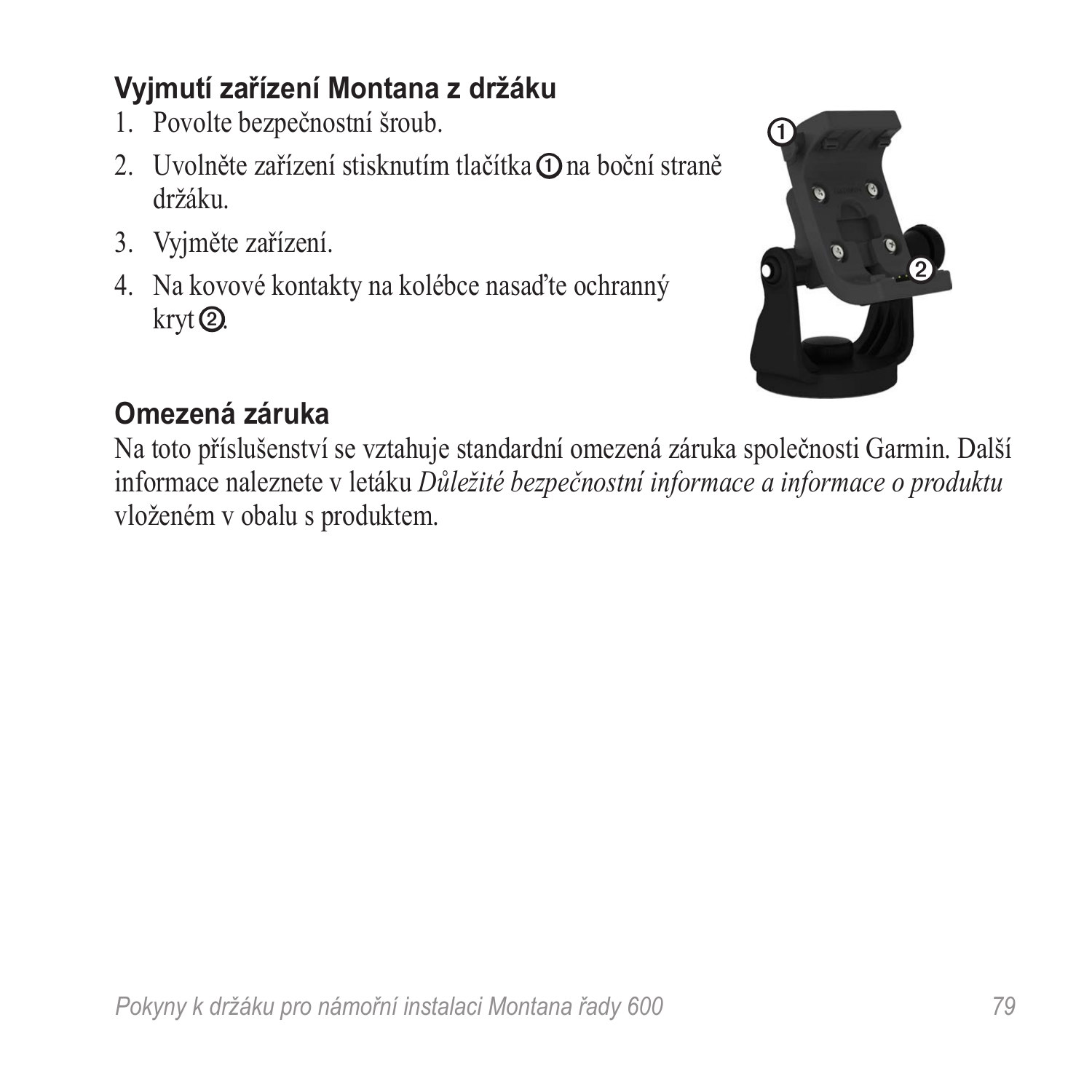## Vyjmutí zařízení Montana z držáku

1. Povolte bezpečnostní šroub.
2. Uvolněte zařízení stisknutím tlačítka ① na boční straně držáku.
3. Vyjměte zařízení.
4. Na kovové kontakty na kolébce nasaďte ochranný kryt ②.

## Omezená záruka

Na toto příslušenství se vztahuje standardní omezená záruka společnosti Garmin. Další informace naleznete v letáku *Důležité bezpečnostní informace a informace o produktu* vloženém v obalu s produktem.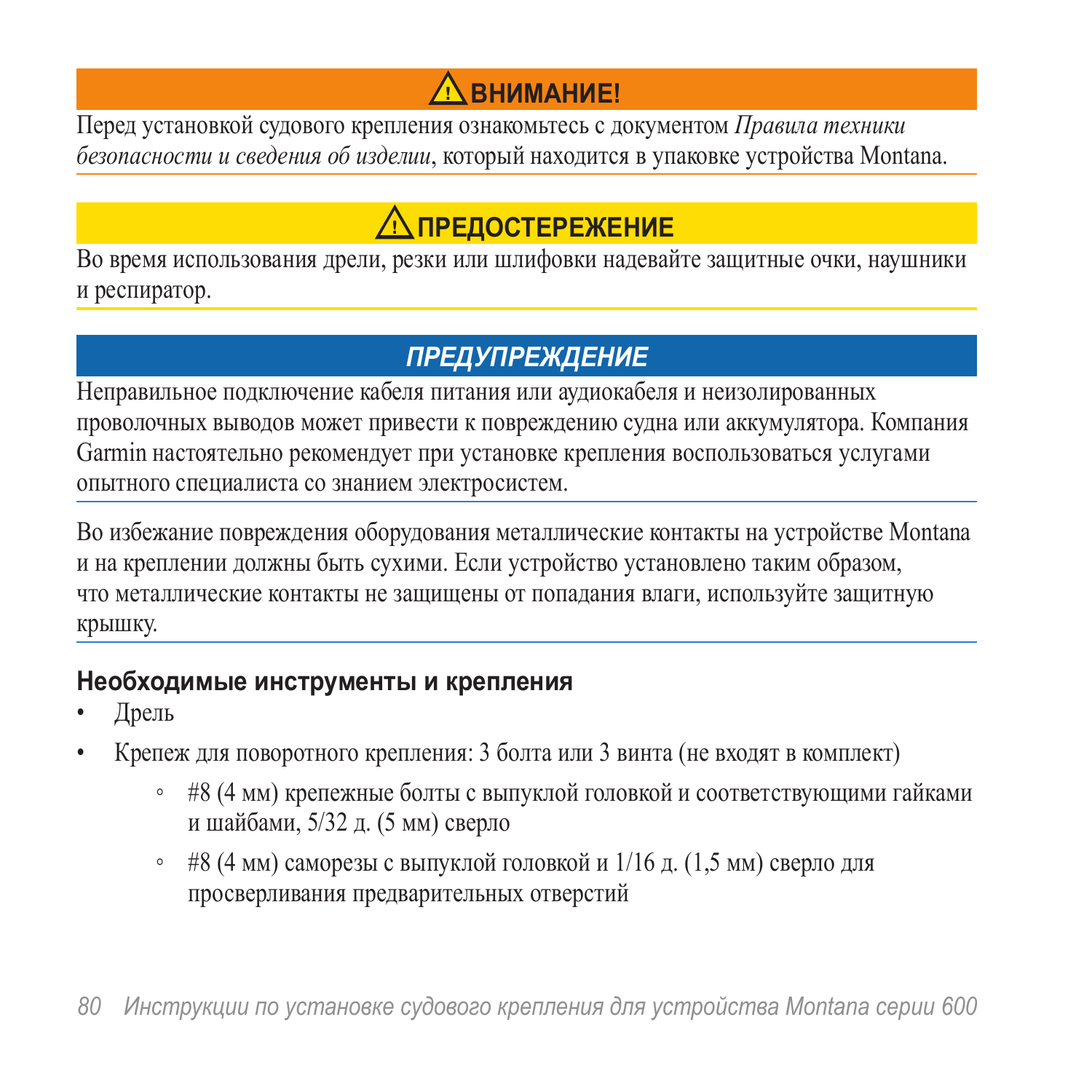**⚠ ВНИМАНИЕ!**

Перед установкой судового крепления ознакомьтесь с документом *Правила техники безопасности и сведения об изделии*, который находится в упаковке устройства Montana.

**⚠ ПРЕДОСТЕРЕЖЕНИЕ**

Во время использования дрели, резки или шлифовки надевайте защитные очки, наушники и респиратор.

***ПРЕДУПРЕЖДЕНИЕ***

Неправильное подключение кабеля питания или аудиокабеля и неизолированных проволочных выводов может привести к повреждению судна или аккумулятора. Компания Garmin настоятельно рекомендует при установке крепления воспользоваться услугами опытного специалиста со знанием электросистем.

Во избежание повреждения оборудования металлические контакты на устройстве Montana и на креплении должны быть сухими. Если устройство установлено таким образом, что металлические контакты не защищены от попадания влаги, используйте защитную крышку.

### Необходимые инструменты и крепления

- Дрель
- Крепеж для поворотного крепления: 3 болта или 3 винта (не входят в комплект)
  - #8 (4 мм) крепежные болты с выпуклой головкой и соответствующими гайками и шайбами, 5/32 д. (5 мм) сверло
  - #8 (4 мм) саморезы с выпуклой головкой и 1/16 д. (1,5 мм) сверло для просверливания предварительных отверстий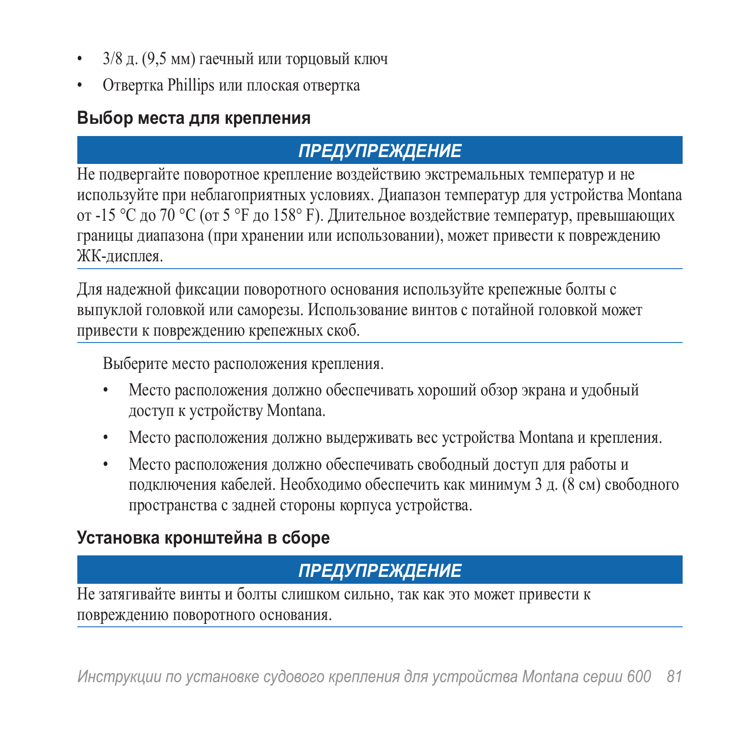- 3/8 д. (9,5 мм) гаечный или торцовый ключ
- Отвертка Phillips или плоская отвертка

### Выбор места для крепления

**ПРЕДУПРЕЖДЕНИЕ**

Не подвергайте поворотное крепление воздействию экстремальных температур и не используйте при неблагоприятных условиях. Диапазон температур для устройства Montana от -15 °C до 70 °C (от 5 °F до 158° F). Длительное воздействие температур, превышающих границы диапазона (при хранении или использовании), может привести к повреждению ЖК-дисплея.

---

Для надежной фиксации поворотного основания используйте крепежные болты с выпуклой головкой или саморезы. Использование винтов с потайной головкой может привести к повреждению крепежных скоб.

---

Выберите место расположения крепления.

- Место расположения должно обеспечивать хороший обзор экрана и удобный доступ к устройству Montana.
- Место расположения должно выдерживать вес устройства Montana и крепления.
- Место расположения должно обеспечивать свободный доступ для работы и подключения кабелей. Необходимо обеспечить как минимум 3 д. (8 см) свободного пространства с задней стороны корпуса устройства.

### Установка кронштейна в сборе

**ПРЕДУПРЕЖДЕНИЕ**

Не затягивайте винты и болты слишком сильно, так как это может привести к повреждению поворотного основания.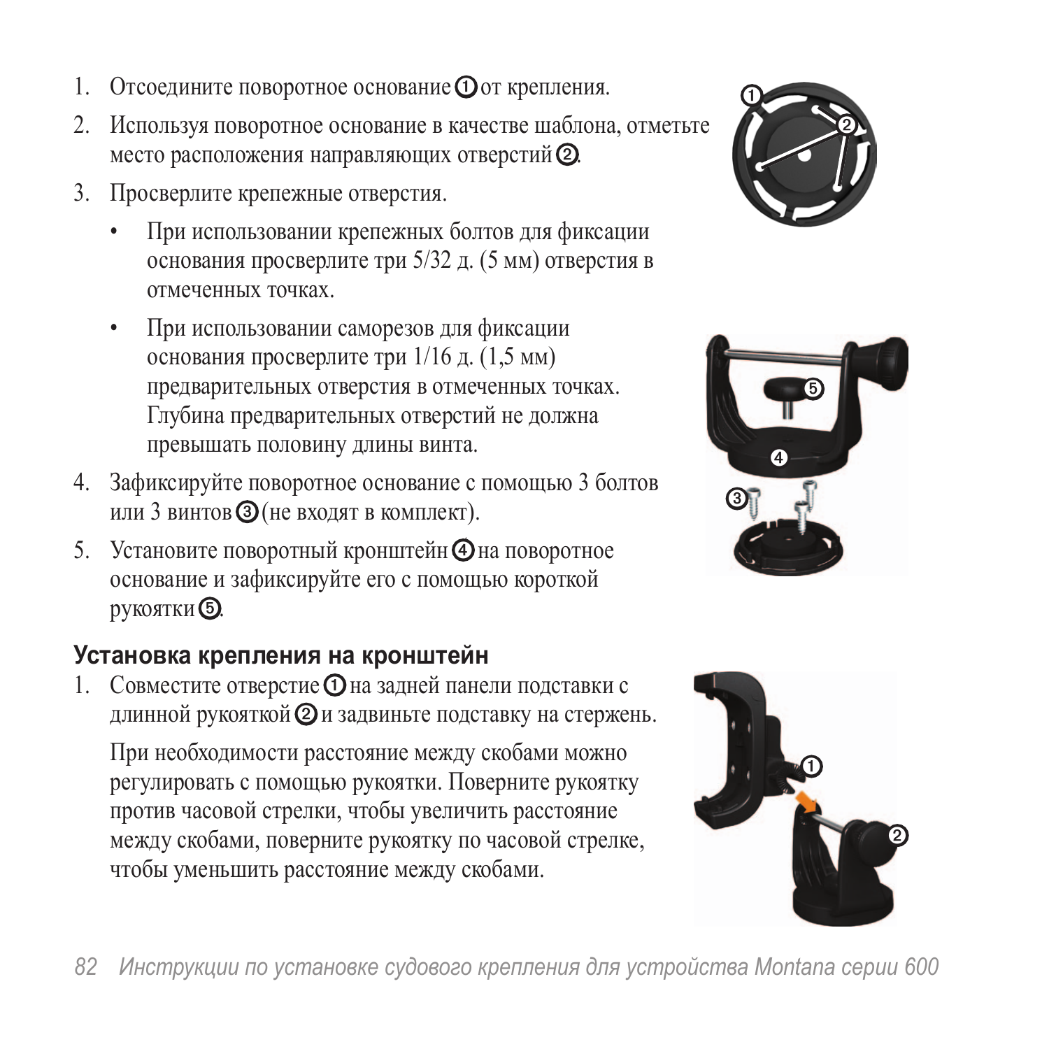1. Отсоедините поворотное основание ① от крепления.
2. Используя поворотное основание в качестве шаблона, отметьте место расположения направляющих отверстий ②.
3. Просверлите крепежные отверстия.
   - При использовании крепежных болтов для фиксации основания просверлите три 5/32 д. (5 мм) отверстия в отмеченных точках.
   - При использовании саморезов для фиксации основания просверлите три 1/16 д. (1,5 мм) предварительных отверстия в отмеченных точках. Глубина предварительных отверстий не должна превышать половину длины винта.
4. Зафиксируйте поворотное основание с помощью 3 болтов или 3 винтов ③ (не входят в комплект).
5. Установите поворотный кронштейн ④ на поворотное основание и зафиксируйте его с помощью короткой рукоятки ⑤.

## Установка крепления на кронштейн

1. Совместите отверстие ① на задней панели подставки с длинной рукояткой ② и задвиньте подставку на стержень.

   При необходимости расстояние между скобами можно регулировать с помощью рукоятки. Поверните рукоятку против часовой стрелки, чтобы увеличить расстояние между скобами, поверните рукоятку по часовой стрелке, чтобы уменьшить расстояние между скобами.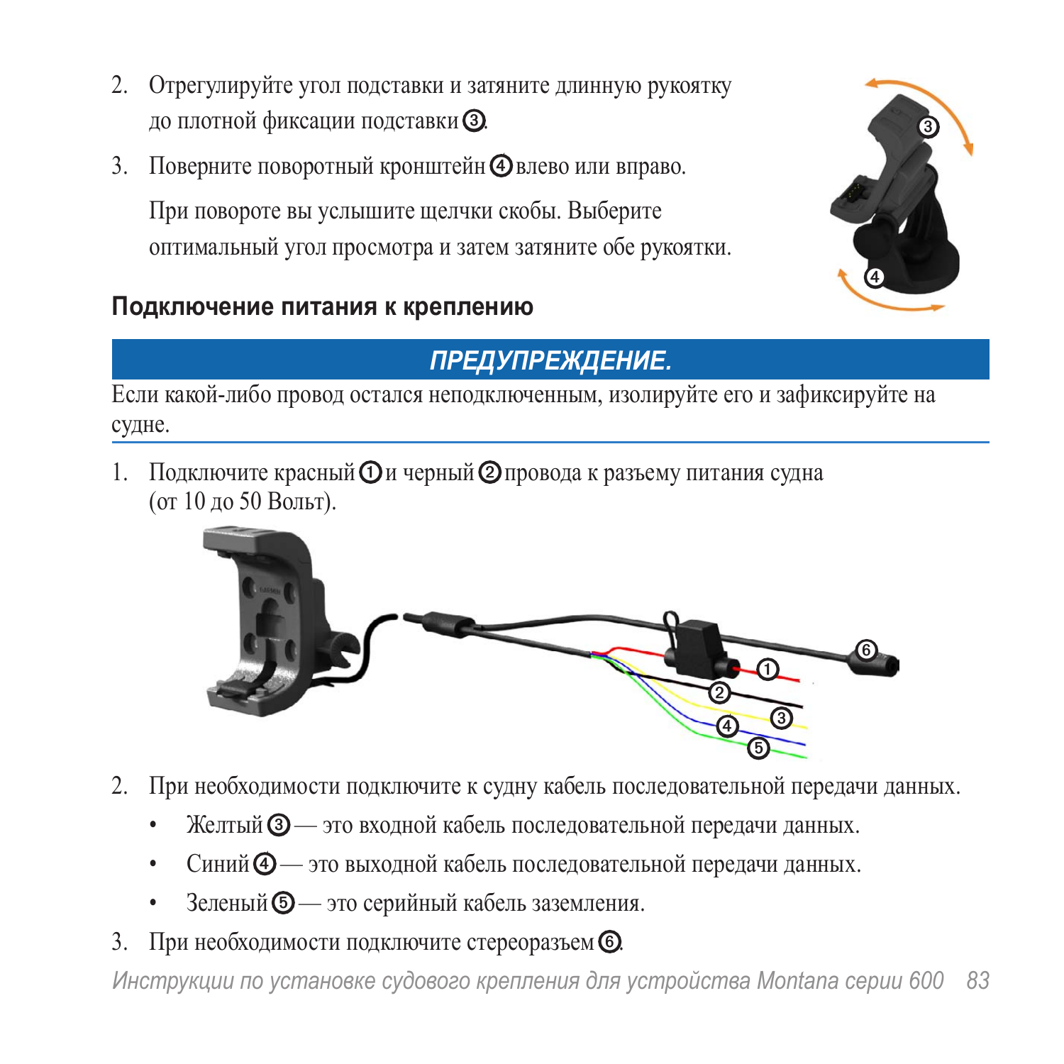2. Отрегулируйте угол подставки и затяните длинную рукоятку до плотной фиксации подставки ③.
3. Поверните поворотный кронштейн ④ влево или вправо.

   При повороте вы услышите щелчки скобы. Выберите оптимальный угол просмотра и затем затяните обе рукоятки.

### Подключение питания к креплению

**ПРЕДУПРЕЖДЕНИЕ.**

Если какой-либо провод остался неподключенным, изолируйте его и зафиксируйте на судне.

1. Подключите красный ① и черный ② провода к разъему питания судна (от 10 до 50 Вольт).
2. При необходимости подключите к судну кабель последовательной передачи данных.
   - Желтый ③ — это входной кабель последовательной передачи данных.
   - Синий ④ — это выходной кабель последовательной передачи данных.
   - Зеленый ⑤ — это серийный кабель заземления.
3. При необходимости подключите стереоразъем ⑥.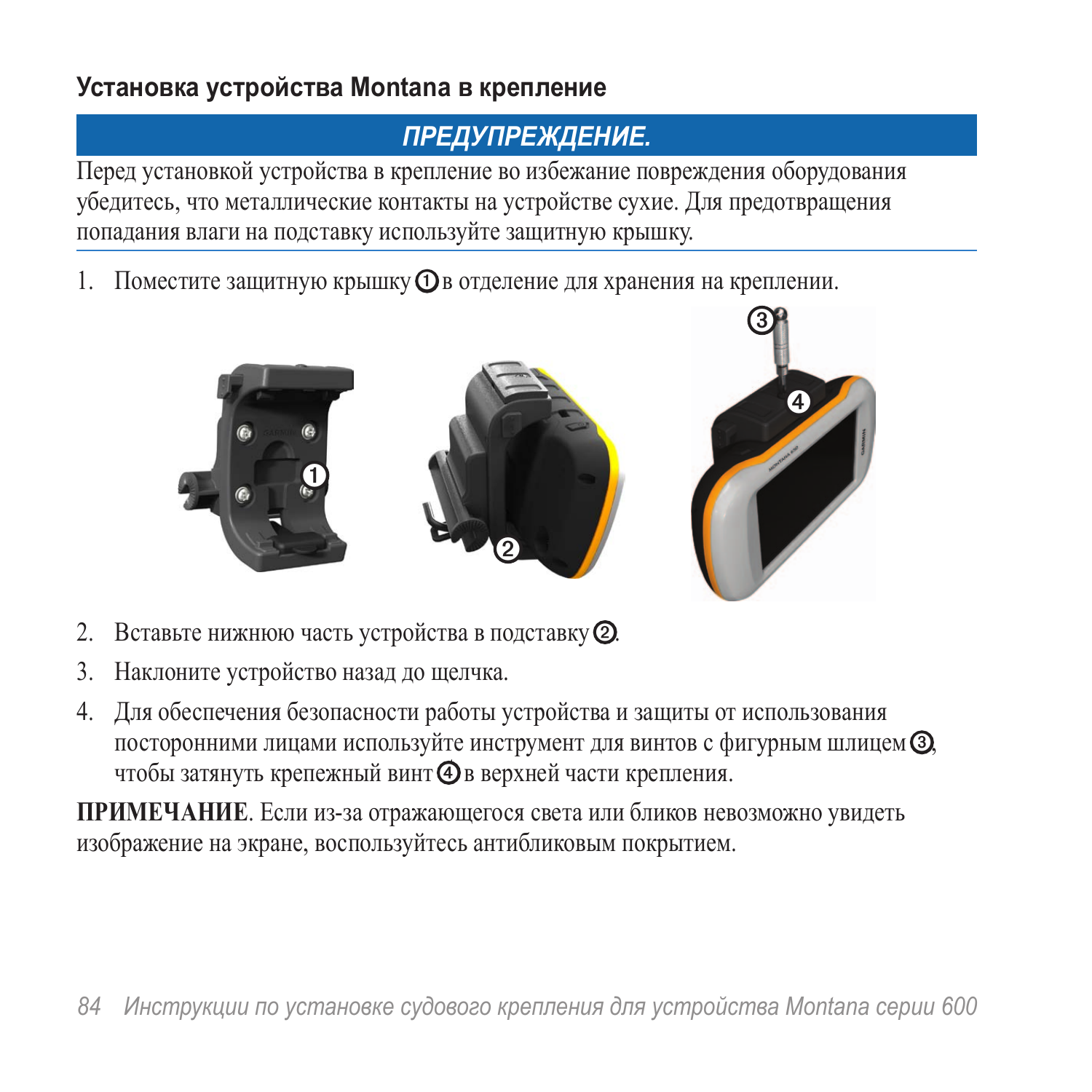## Установка устройства Montana в крепление

**ПРЕДУПРЕЖДЕНИЕ.**

Перед установкой устройства в крепление во избежание повреждения оборудования убедитесь, что металлические контакты на устройстве сухие. Для предотвращения попадания влаги на подставку используйте защитную крышку.

1. Поместите защитную крышку ① в отделение для хранения на креплении.
2. Вставьте нижнюю часть устройства в подставку ②.
3. Наклоните устройство назад до щелчка.
4. Для обеспечения безопасности работы устройства и защиты от использования посторонними лицами используйте инструмент для винтов с фигурным шлицем ③, чтобы затянуть крепежный винт ④ в верхней части крепления.

**ПРИМЕЧАНИЕ**. Если из-за отражающегося света или бликов невозможно увидеть изображение на экране, воспользуйтесь антибликовым покрытием.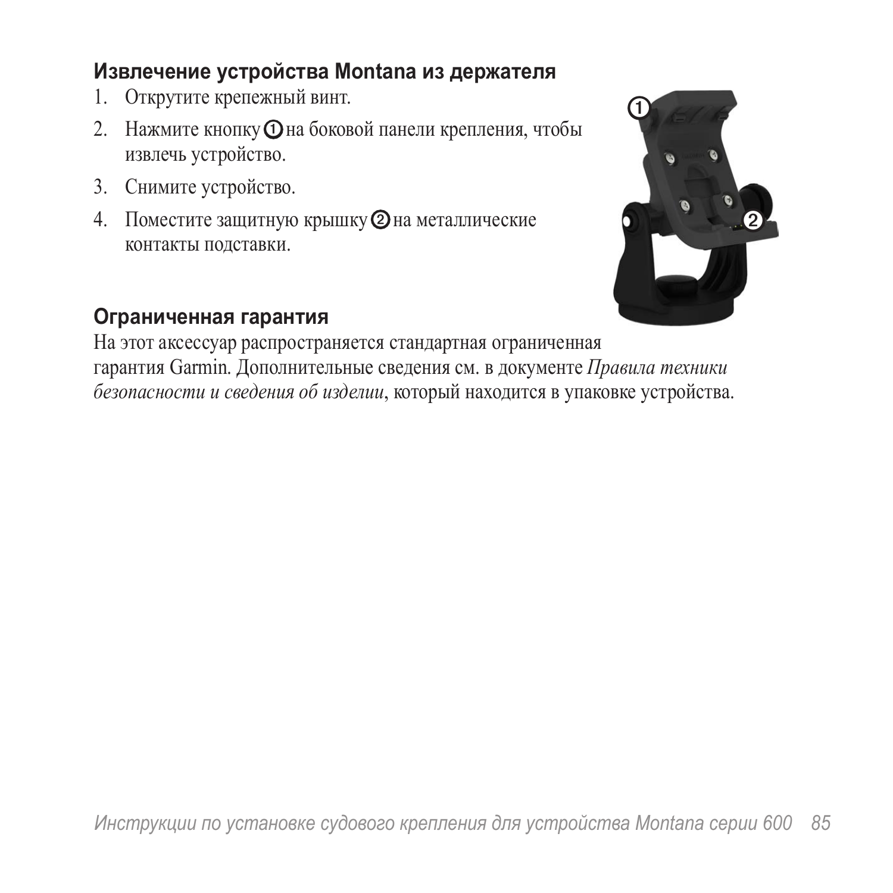### Извлечение устройства Montana из держателя

1. Открутите крепежный винт.
2. Нажмите кнопку ① на боковой панели крепления, чтобы извлечь устройство.
3. Снимите устройство.
4. Поместите защитную крышку ② на металлические контакты подставки.

### Ограниченная гарантия

На этот аксессуар распространяется стандартная ограниченная гарантия Garmin. Дополнительные сведения см. в документе *Правила техники безопасности и сведения об изделии*, который находится в упаковке устройства.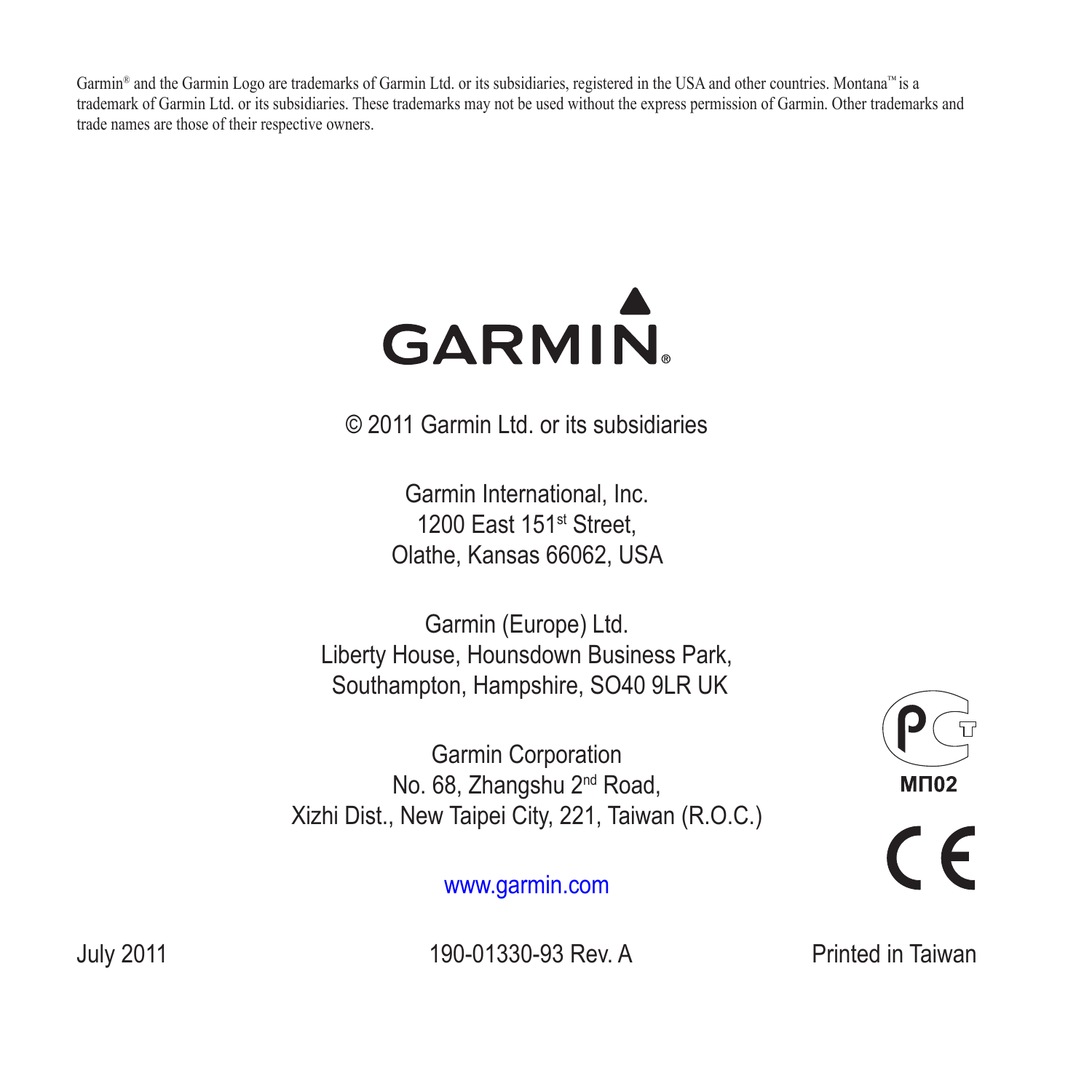Garmin® and the Garmin Logo are trademarks of Garmin Ltd. or its subsidiaries, registered in the USA and other countries. Montana™ is a trademark of Garmin Ltd. or its subsidiaries. These trademarks may not be used without the express permission of Garmin. Other trademarks and trade names are those of their respective owners.

GARMIN®

© 2011 Garmin Ltd. or its subsidiaries

Garmin International, Inc.
1200 East 151st Street,
Olathe, Kansas 66062, USA

Garmin (Europe) Ltd.
Liberty House, Hounsdown Business Park,
Southampton, Hampshire, SO40 9LR UK

Garmin Corporation
No. 68, Zhangshu 2nd Road,
Xizhi Dist., New Taipei City, 221, Taiwan (R.O.C.)

www.garmin.com

МП02

July 2011 190-01330-93 Rev. A Printed in Taiwan